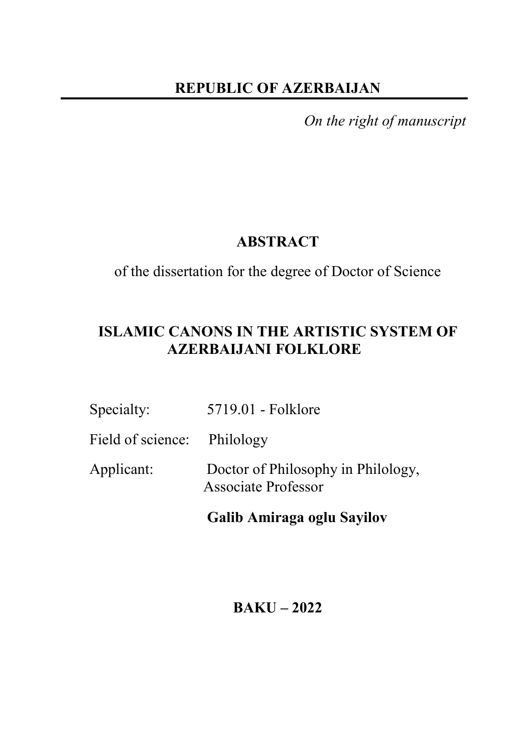**REPUBLIC OF AZERBAIJAN**

*On the right of manuscript*

# ABSTRACT

of the dissertation for the degree of Doctor of Science

## ISLAMIC CANONS IN THE ARTISTIC SYSTEM OF AZERBAIJANI FOLKLORE

Specialty: 5719.01 - Folklore

Field of science: Philology

Applicant: Doctor of Philosophy in Philology, Associate Professor

**Galib Amiraga oglu Sayilov**

**BAKU – 2022**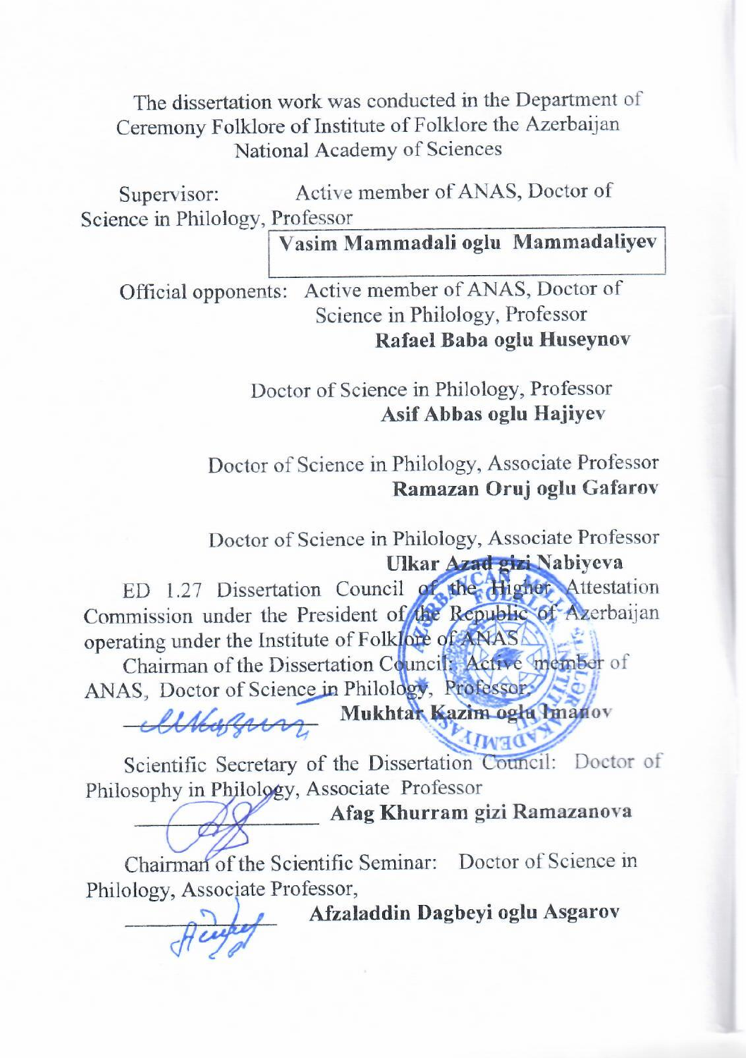The dissertation work was conducted in the Department of Ceremony Folklore of Institute of Folklore the Azerbaijan National Academy of Sciences

Supervisor: Active member of ANAS, Doctor of Science in Philology, Professor
**Vasim Mammadali oglu Mammadaliyev**

Official opponents: Active member of ANAS, Doctor of Science in Philology, Professor
**Rafael Baba oglu Huseynov**

Doctor of Science in Philology, Professor
**Asif Abbas oglu Hajiyev**

Doctor of Science in Philology, Associate Professor
**Ramazan Oruj oglu Gafarov**

Doctor of Science in Philology, Associate Professor
**Ulkar Azad gizi Nabiyeva**

ED 1.27 Dissertation Council of the Higher Attestation Commission under the President of the Republic of Azerbaijan operating under the Institute of Folklore of ANAS

Chairman of the Dissertation Council: Active member of ANAS, Doctor of Science in Philology, Professor:
**Mukhtar Kazim oglu Imanov**

Scientific Secretary of the Dissertation Council: Doctor of Philosophy in Philology, Associate Professor
**Afag Khurram gizi Ramazanova**

Chairman of the Scientific Seminar: Doctor of Science in Philology, Associate Professor,
**Afzaladdin Dagbeyi oglu Asgarov**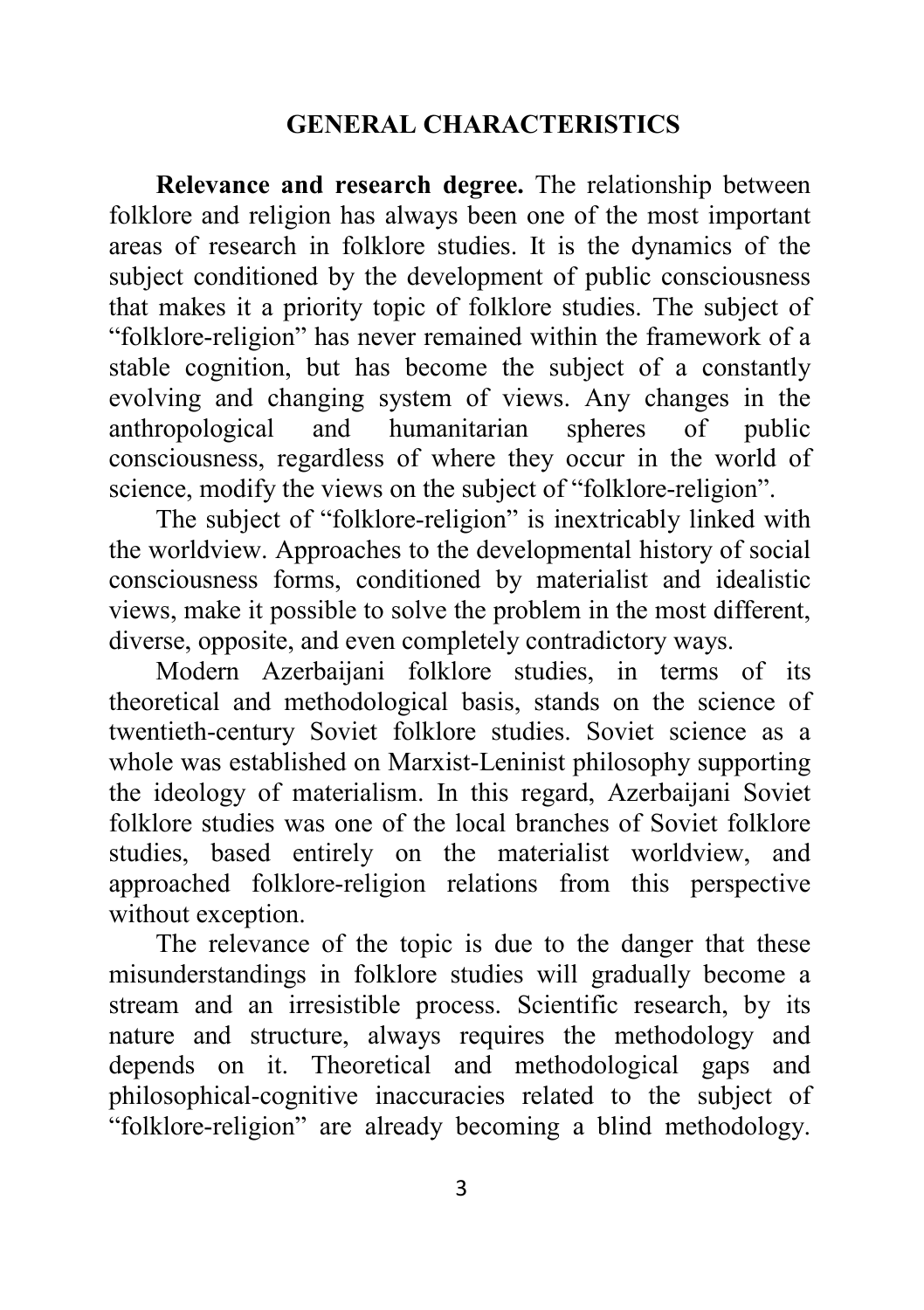## GENERAL CHARACTERISTICS

**Relevance and research degree.** The relationship between folklore and religion has always been one of the most important areas of research in folklore studies. It is the dynamics of the subject conditioned by the development of public consciousness that makes it a priority topic of folklore studies. The subject of "folklore-religion" has never remained within the framework of a stable cognition, but has become the subject of a constantly evolving and changing system of views. Any changes in the anthropological and humanitarian spheres of public consciousness, regardless of where they occur in the world of science, modify the views on the subject of "folklore-religion".

The subject of "folklore-religion" is inextricably linked with the worldview. Approaches to the developmental history of social consciousness forms, conditioned by materialist and idealistic views, make it possible to solve the problem in the most different, diverse, opposite, and even completely contradictory ways.

Modern Azerbaijani folklore studies, in terms of its theoretical and methodological basis, stands on the science of twentieth-century Soviet folklore studies. Soviet science as a whole was established on Marxist-Leninist philosophy supporting the ideology of materialism. In this regard, Azerbaijani Soviet folklore studies was one of the local branches of Soviet folklore studies, based entirely on the materialist worldview, and approached folklore-religion relations from this perspective without exception.

The relevance of the topic is due to the danger that these misunderstandings in folklore studies will gradually become a stream and an irresistible process. Scientific research, by its nature and structure, always requires the methodology and depends on it. Theoretical and methodological gaps and philosophical-cognitive inaccuracies related to the subject of "folklore-religion" are already becoming a blind methodology.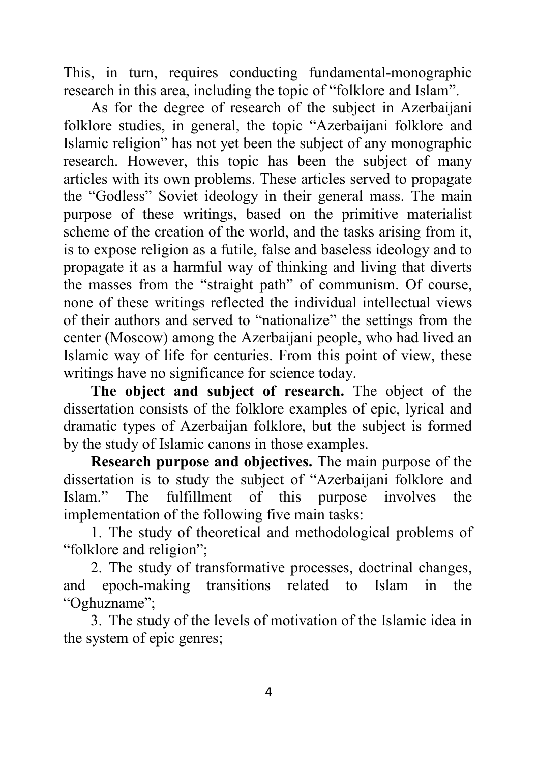This, in turn, requires conducting fundamental-monographic research in this area, including the topic of "folklore and Islam".

As for the degree of research of the subject in Azerbaijani folklore studies, in general, the topic "Azerbaijani folklore and Islamic religion" has not yet been the subject of any monographic research. However, this topic has been the subject of many articles with its own problems. These articles served to propagate the "Godless" Soviet ideology in their general mass. The main purpose of these writings, based on the primitive materialist scheme of the creation of the world, and the tasks arising from it, is to expose religion as a futile, false and baseless ideology and to propagate it as a harmful way of thinking and living that diverts the masses from the "straight path" of communism. Of course, none of these writings reflected the individual intellectual views of their authors and served to "nationalize" the settings from the center (Moscow) among the Azerbaijani people, who had lived an Islamic way of life for centuries. From this point of view, these writings have no significance for science today.

**The object and subject of research.** The object of the dissertation consists of the folklore examples of epic, lyrical and dramatic types of Azerbaijan folklore, but the subject is formed by the study of Islamic canons in those examples.

**Research purpose and objectives.** The main purpose of the dissertation is to study the subject of "Azerbaijani folklore and Islam." The fulfillment of this purpose involves the implementation of the following five main tasks:

1. The study of theoretical and methodological problems of "folklore and religion";
2. The study of transformative processes, doctrinal changes, and epoch-making transitions related to Islam in the "Oghuzname";
3. The study of the levels of motivation of the Islamic idea in the system of epic genres;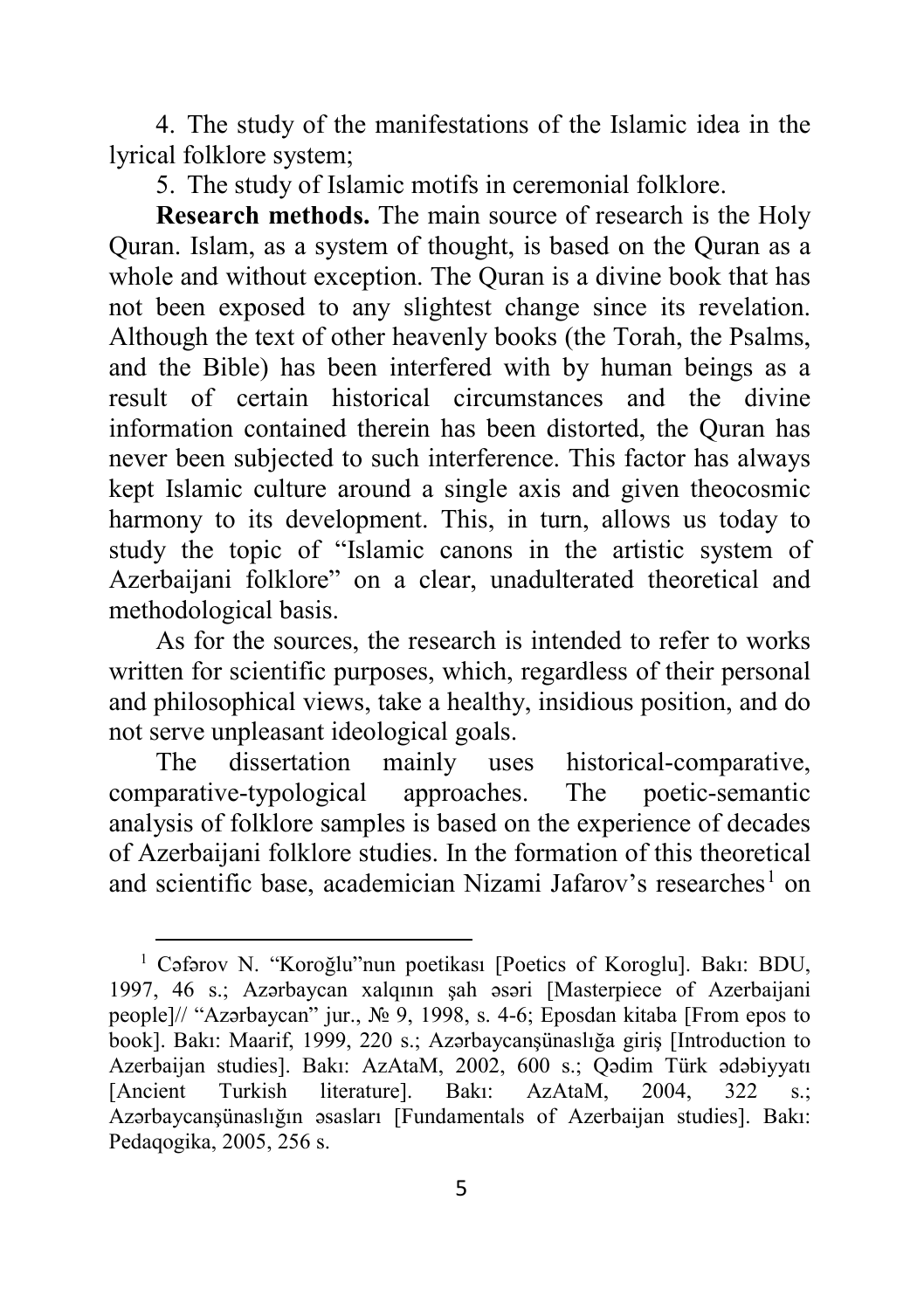4. The study of the manifestations of the Islamic idea in the lyrical folklore system;

5. The study of Islamic motifs in ceremonial folklore.

**Research methods.** The main source of research is the Holy Quran. Islam, as a system of thought, is based on the Quran as a whole and without exception. The Quran is a divine book that has not been exposed to any slightest change since its revelation. Although the text of other heavenly books (the Torah, the Psalms, and the Bible) has been interfered with by human beings as a result of certain historical circumstances and the divine information contained therein has been distorted, the Quran has never been subjected to such interference. This factor has always kept Islamic culture around a single axis and given theocosmic harmony to its development. This, in turn, allows us today to study the topic of "Islamic canons in the artistic system of Azerbaijani folklore" on a clear, unadulterated theoretical and methodological basis.

As for the sources, the research is intended to refer to works written for scientific purposes, which, regardless of their personal and philosophical views, take a healthy, insidious position, and do not serve unpleasant ideological goals.

The dissertation mainly uses historical-comparative, comparative-typological approaches. The poetic-semantic analysis of folklore samples is based on the experience of decades of Azerbaijani folklore studies. In the formation of this theoretical and scientific base, academician Nizami Jafarov's researches[1] on

---

[1] Cəfərov N. "Koroğlu"nun poetikası [Poetics of Koroglu]. Bakı: BDU, 1997, 46 s.; Azərbaycan xalqının şah əsəri [Masterpiece of Azerbaijani people]// "Azərbaycan" jur., № 9, 1998, s. 4-6; Eposdan kitaba [From epos to book]. Bakı: Maarif, 1999, 220 s.; Azərbaycanşünaslığa giriş [Introduction to Azerbaijan studies]. Bakı: AzAtaM, 2002, 600 s.; Qədim Türk ədəbiyyatı [Ancient Turkish literature]. Bakı: AzAtaM, 2004, 322 s.; Azərbaycanşünaslığın əsasları [Fundamentals of Azerbaijan studies]. Bakı: Pedaqogika, 2005, 256 s.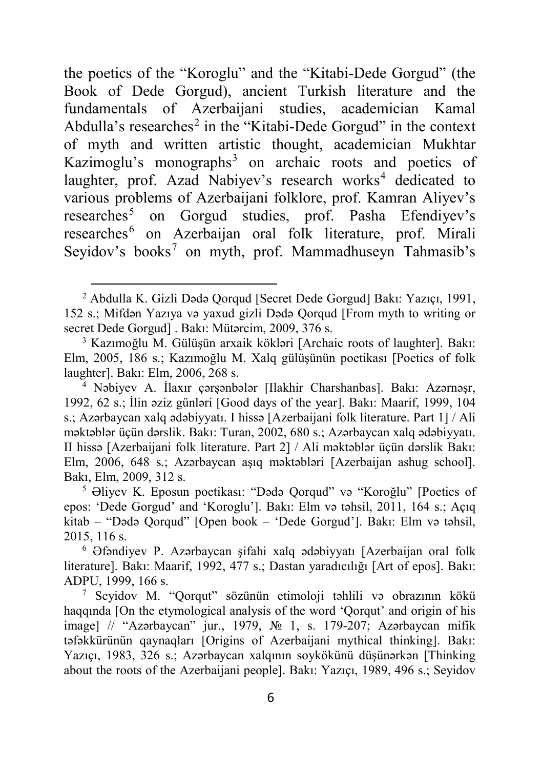the poetics of the "Koroglu" and the "Kitabi-Dede Gorgud" (the Book of Dede Gorgud), ancient Turkish literature and the fundamentals of Azerbaijani studies, academician Kamal Abdulla's researches[2] in the "Kitabi-Dede Gorgud" in the context of myth and written artistic thought, academician Mukhtar Kazimoglu's monographs[3] on archaic roots and poetics of laughter, prof. Azad Nabiyev's research works[4] dedicated to various problems of Azerbaijani folklore, prof. Kamran Aliyev's researches[5] on Gorgud studies, prof. Pasha Efendiyev's researches[6] on Azerbaijan oral folk literature, prof. Mirali Seyidov's books[7] on myth, prof. Mammadhuseyn Tahmasib's

---

[2] Abdulla K. Gizli Dədə Qorqud [Secret Dede Gorgud] Bakı: Yazıçı, 1991, 152 s.; Mifdən Yazıya və yaxud gizli Dədə Qorqud [From myth to writing or secret Dede Gorgud] . Bakı: Mütərcim, 2009, 376 s.

[3] Kazımoğlu M. Gülüşün arxaik kökləri [Archaic roots of laughter]. Bakı: Elm, 2005, 186 s.; Kazımoğlu M. Xalq gülüşünün poetikası [Poetics of folk laughter]. Bakı: Elm, 2006, 268 s.

[4] Nəbiyev A. İlaxır çərşənbələr [Ilakhir Charshanbas]. Bakı: Azərnəşr, 1992, 62 s.; İlin əziz günləri [Good days of the year]. Bakı: Maarif, 1999, 104 s.; Azərbaycan xalq ədəbiyyatı. I hissə [Azerbaijani folk literature. Part 1] / Ali məktəblər üçün dərslik. Bakı: Turan, 2002, 680 s.; Azərbaycan xalq ədəbiyyatı. II hissə [Azerbaijani folk literature. Part 2] / Ali məktəblər üçün dərslik Bakı: Elm, 2006, 648 s.; Azərbaycan aşıq məktəbləri [Azerbaijan ashug school]. Bakı, Elm, 2009, 312 s.

[5] Əliyev K. Eposun poetikası: "Dədə Qorqud" və "Koroğlu" [Poetics of epos: 'Dede Gorgud' and 'Koroglu']. Bakı: Elm və təhsil, 2011, 164 s.; Açıq kitab – "Dədə Qorqud" [Open book – 'Dede Gorgud']. Bakı: Elm və təhsil, 2015, 116 s.

[6] Əfəndiyev P. Azərbaycan şifahi xalq ədəbiyyatı [Azerbaijan oral folk literature]. Bakı: Maarif, 1992, 477 s.; Dastan yaradıcılığı [Art of epos]. Bakı: ADPU, 1999, 166 s.

[7] Seyidov M. "Qorqut" sözünün etimoloji təhlili və obrazının kökü haqqında [On the etymological analysis of the word 'Qorqut' and origin of his image] // "Azərbaycan" jur., 1979, № 1, s. 179-207; Azərbaycan mifik təfəkkürünün qaynaqları [Origins of Azerbaijani mythical thinking]. Bakı: Yazıçı, 1983, 326 s.; Azərbaycan xalqının soykökünü düşünərkən [Thinking about the roots of the Azerbaijani people]. Bakı: Yazıçı, 1989, 496 s.; Seyidov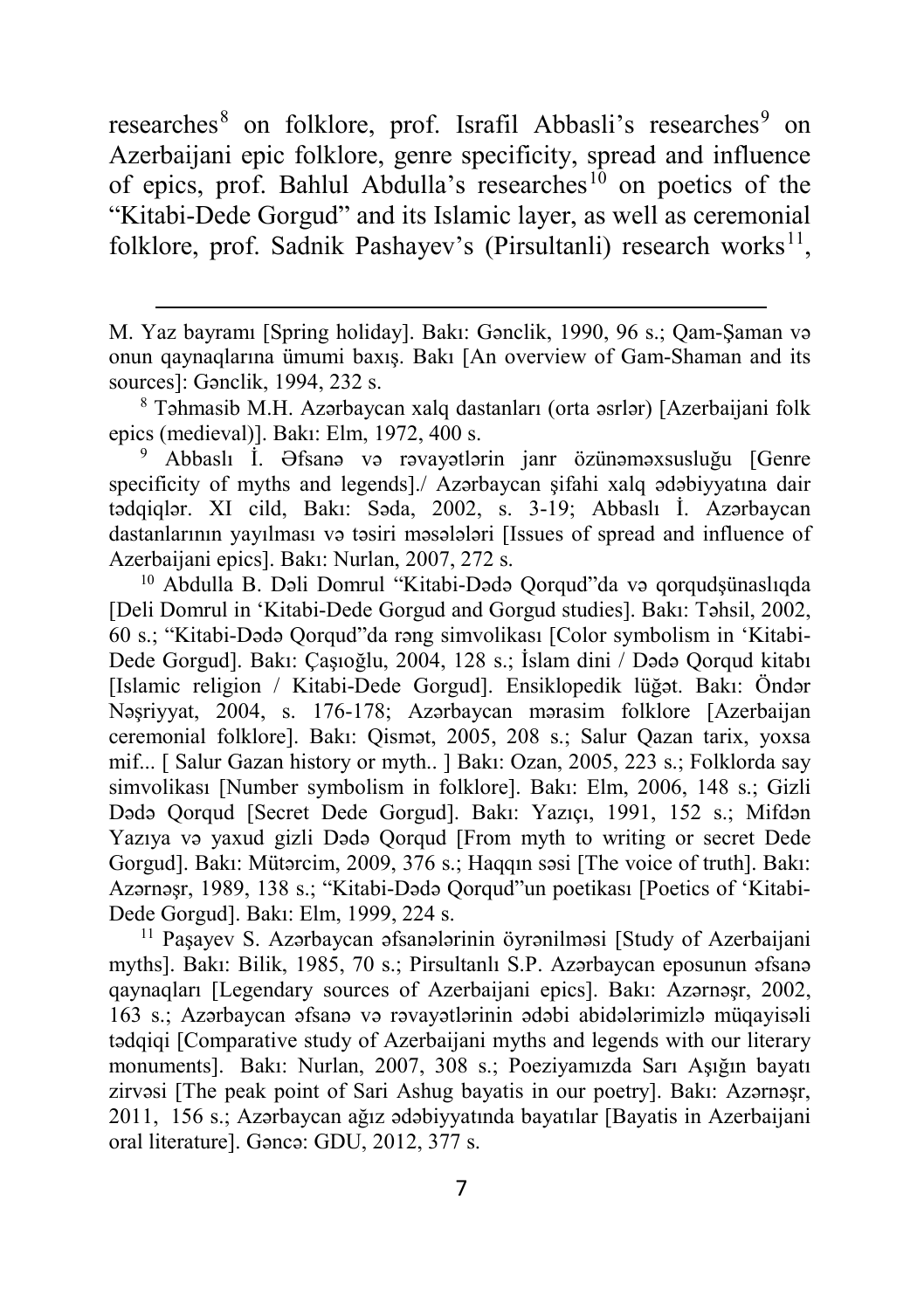researches[8] on folklore, prof. Israfil Abbasli's researches[9] on Azerbaijani epic folklore, genre specificity, spread and influence of epics, prof. Bahlul Abdulla's researches[10] on poetics of the "Kitabi-Dede Gorgud" and its Islamic layer, as well as ceremonial folklore, prof. Sadnik Pashayev's (Pirsultanli) research works[11],

---

M. Yaz bayramı [Spring holiday]. Bakı: Gənclik, 1990, 96 s.; Qam-Şaman və onun qaynaqlarına ümumi baxış. Bakı [An overview of Gam-Shaman and its sources]: Gənclik, 1994, 232 s.

[8] Təhmasib M.H. Azərbaycan xalq dastanları (orta əsrlər) [Azerbaijani folk epics (medieval)]. Bakı: Elm, 1972, 400 s.

[9] Abbaslı İ. Əfsanə və rəvayətlərin janr özünəməxsusluğu [Genre specificity of myths and legends]./ Azərbaycan şifahi xalq ədəbiyyatına dair tədqiqlər. XI cild, Bakı: Səda, 2002, s. 3-19; Abbaslı İ. Azərbaycan dastanlarının yayılması və təsiri məsələləri [Issues of spread and influence of Azerbaijani epics]. Bakı: Nurlan, 2007, 272 s.

[10] Abdulla B. Dəli Domrul "Kitabi-Dədə Qorqud"da və qorqudşünaslıqda [Deli Domrul in 'Kitabi-Dede Gorgud and Gorgud studies]. Bakı: Təhsil, 2002, 60 s.; "Kitabi-Dədə Qorqud"da rəng simvolikası [Color symbolism in 'Kitabi-Dede Gorgud]. Bakı: Çaşıoğlu, 2004, 128 s.; İslam dini / Dədə Qorqud kitabı [Islamic religion / Kitabi-Dede Gorgud]. Ensiklopedik lüğət. Bakı: Öndər Nəşriyyat, 2004, s. 176-178; Azərbaycan mərasim folklore [Azerbaijan ceremonial folklore]. Bakı: Qismət, 2005, 208 s.; Salur Qazan tarix, yoxsa mif... [ Salur Gazan history or myth.. ] Bakı: Ozan, 2005, 223 s.; Folklorda say simvolikası [Number symbolism in folklore]. Bakı: Elm, 2006, 148 s.; Gizli Dədə Qorqud [Secret Dede Gorgud]. Bakı: Yazıçı, 1991, 152 s.; Mifdən Yazıya və yaxud gizli Dədə Qorqud [From myth to writing or secret Dede Gorgud]. Bakı: Mütərcim, 2009, 376 s.; Haqqın səsi [The voice of truth]. Bakı: Azərnəşr, 1989, 138 s.; "Kitabi-Dədə Qorqud"un poetikası [Poetics of 'Kitabi-Dede Gorgud]. Bakı: Elm, 1999, 224 s.

[11] Paşayev S. Azərbaycan əfsanələrinin öyrənilməsi [Study of Azerbaijani myths]. Bakı: Bilik, 1985, 70 s.; Pirsultanlı S.P. Azərbaycan eposunun əfsanə qaynaqları [Legendary sources of Azerbaijani epics]. Bakı: Azərnəşr, 2002, 163 s.; Azərbaycan əfsanə və rəvayətlərinin ədəbi abidələrimizlə müqayisəli tədqiqi [Comparative study of Azerbaijani myths and legends with our literary monuments]. Bakı: Nurlan, 2007, 308 s.; Poeziyamızda Sarı Aşığın bayatı zirvəsi [The peak point of Sari Ashug bayatis in our poetry]. Bakı: Azərnəşr, 2011, 156 s.; Azərbaycan ağız ədəbiyyatında bayatılar [Bayatis in Azerbaijani oral literature]. Gəncə: GDU, 2012, 377 s.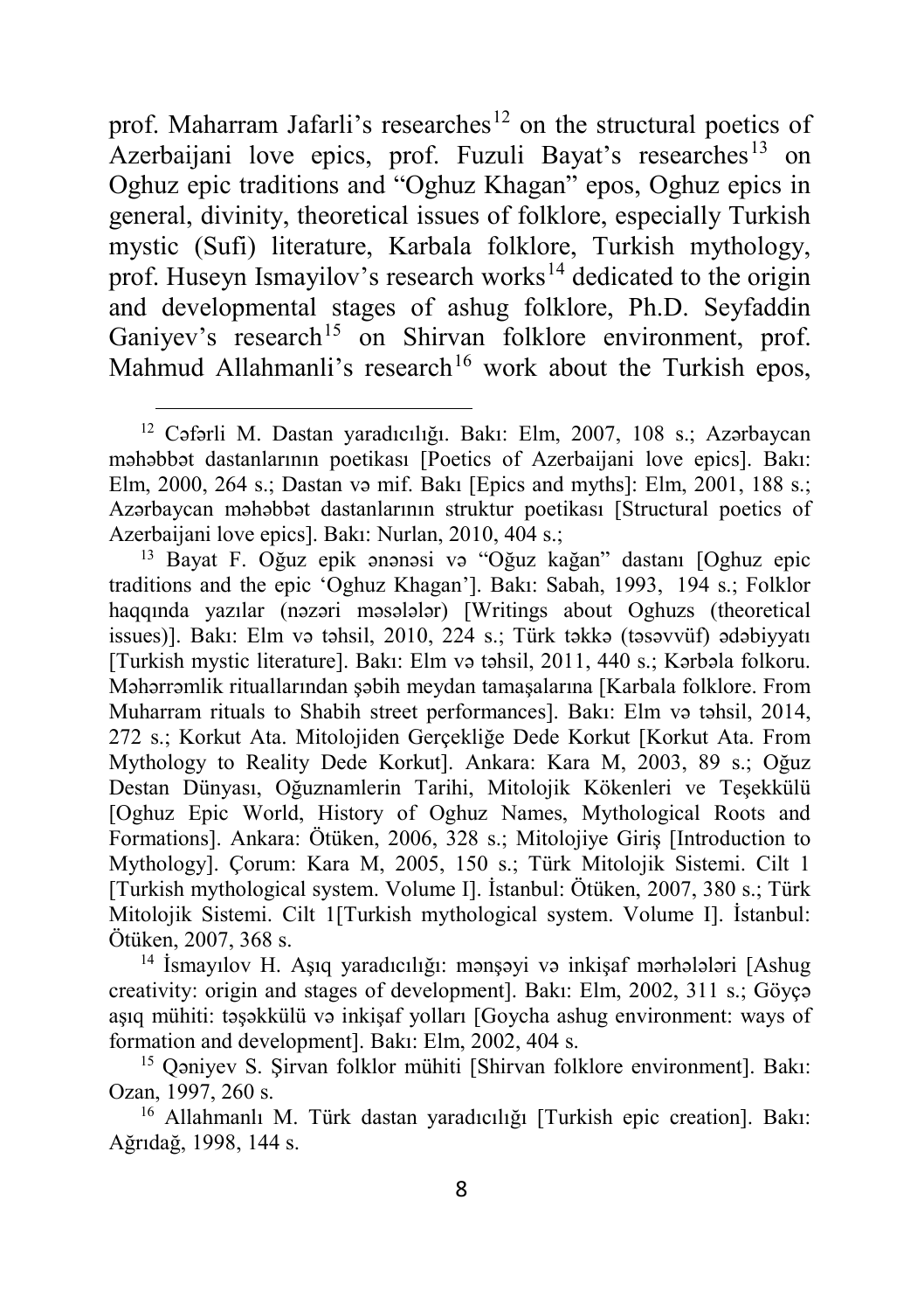prof. Maharram Jafarli's researches[12] on the structural poetics of Azerbaijani love epics, prof. Fuzuli Bayat's researches[13] on Oghuz epic traditions and "Oghuz Khagan" epos, Oghuz epics in general, divinity, theoretical issues of folklore, especially Turkish mystic (Sufi) literature, Karbala folklore, Turkish mythology, prof. Huseyn Ismayilov's research works[14] dedicated to the origin and developmental stages of ashug folklore, Ph.D. Seyfaddin Ganiyev's research[15] on Shirvan folklore environment, prof. Mahmud Allahmanli's research[16] work about the Turkish epos,

---

[12] Cəfərli M. Dastan yaradıcılığı. Bakı: Elm, 2007, 108 s.; Azərbaycan məhəbbət dastanlarının poetikası [Poetics of Azerbaijani love epics]. Bakı: Elm, 2000, 264 s.; Dastan və mif. Bakı [Epics and myths]: Elm, 2001, 188 s.; Azərbaycan məhəbbət dastanlarının struktur poetikası [Structural poetics of Azerbaijani love epics]. Bakı: Nurlan, 2010, 404 s.;

[13] Bayat F. Oğuz epik ənənəsi və "Oğuz kağan" dastanı [Oghuz epic traditions and the epic 'Oghuz Khagan']. Bakı: Sabah, 1993, 194 s.; Folklor haqqında yazılar (nəzəri məsələlər) [Writings about Oghuzs (theoretical issues)]. Bakı: Elm və təhsil, 2010, 224 s.; Türk təkkə (təsəvvüf) ədəbiyyatı [Turkish mystic literature]. Bakı: Elm və təhsil, 2011, 440 s.; Kərbəla folkoru. Məhərrəmlik rituallarından şəbih meydan tamaşalarına [Karbala folklore. From Muharram rituals to Shabih street performances]. Bakı: Elm və təhsil, 2014, 272 s.; Korkut Ata. Mitolojiden Gerçekliğe Dede Korkut [Korkut Ata. From Mythology to Reality Dede Korkut]. Ankara: Kara M, 2003, 89 s.; Oğuz Destan Dünyası, Oğuznamlerin Tarihi, Mitolojik Kökenleri ve Teşekkülü [Oghuz Epic World, History of Oghuz Names, Mythological Roots and Formations]. Ankara: Ötüken, 2006, 328 s.; Mitolojiye Giriş [Introduction to Mythology]. Çorum: Kara M, 2005, 150 s.; Türk Mitolojik Sistemi. Cilt 1 [Turkish mythological system. Volume I]. İstanbul: Ötüken, 2007, 380 s.; Türk Mitolojik Sistemi. Cilt 1[Turkish mythological system. Volume I]. İstanbul: Ötüken, 2007, 368 s.

[14] İsmayılov H. Aşıq yaradıcılığı: mənşəyi və inkişaf mərhələləri [Ashug creativity: origin and stages of development]. Bakı: Elm, 2002, 311 s.; Göyçə aşıq mühiti: təşəkkülü və inkişaf yolları [Goycha ashug environment: ways of formation and development]. Bakı: Elm, 2002, 404 s.

[15] Qəniyev S. Şirvan folklor mühiti [Shirvan folklore environment]. Bakı: Ozan, 1997, 260 s.

[16] Allahmanlı M. Türk dastan yaradıcılığı [Turkish epic creation]. Bakı: Ağrıdağ, 1998, 144 s.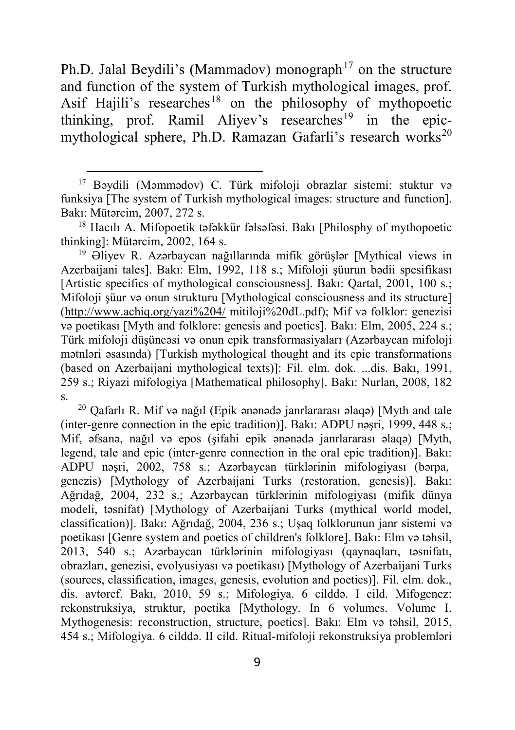Ph.D. Jalal Beydili's (Mammadov) monograph[17] on the structure and function of the system of Turkish mythological images, prof. Asif Hajili's researches[18] on the philosophy of mythopoetic thinking, prof. Ramil Aliyev's researches[19] in the epic-mythological sphere, Ph.D. Ramazan Gafarli's research works[20]

---

[17] Bəydili (Məmmədov) C. Türk mifoloji obrazlar sistemi: stuktur və funksiya [The system of Turkish mythological images: structure and function]. Bakı: Mütərcim, 2007, 272 s.

[18] Hacılı A. Mifopoetik təfəkkür fəlsəfəsi. Bakı [Philosphy of mythopoetic thinking]: Mütərcim, 2002, 164 s.

[19] Əliyev R. Azərbaycan nağıllarında mifik görüşlər [Mythical views in Azerbaijani tales]. Bakı: Elm, 1992, 118 s.; Mifoloji şüurun bədii spesifikası [Artistic specifics of mythological consciousness]. Bakı: Qartal, 2001, 100 s.; Mifoloji şüur və onun strukturu [Mythological consciousness and its structure] (http://www.achiq.org/yazi%204/ mitiloji%20dL.pdf); Mif və folklor: genezisi və poetikası [Myth and folklore: genesis and poetics]. Bakı: Elm, 2005, 224 s.; Türk mifoloji düşüncəsi və onun epik transformasiyaları (Azərbaycan mifoloji mətnləri əsasında) [Turkish mythological thought and its epic transformations (based on Azerbaijani mythological texts)]: Fil. elm. dok. ...dis. Bakı, 1991, 259 s.; Riyazi mifologiya [Mathematical philosophy]. Bakı: Nurlan, 2008, 182 s.

[20] Qafarlı R. Mif və nağıl (Epik ənənədə janrlararası əlaqə) [Myth and tale (inter-genre connection in the epic tradition)]. Bakı: ADPU nəşri, 1999, 448 s.; Mif, əfsanə, nağıl və epos (şifahi epik ənənədə janrlararası əlaqə) [Myth, legend, tale and epic (inter-genre connection in the oral epic tradition)]. Bakı: ADPU nəşri, 2002, 758 s.; Azərbaycan türklərinin mifologiyası (bərpa, genezis) [Mythology of Azerbaijani Turks (restoration, genesis)]. Bakı: Ağrıdağ, 2004, 232 s.; Azərbaycan türklərinin mifologiyası (mifik dünya modeli, təsnifat) [Mythology of Azerbaijani Turks (mythical world model, classification)]. Bakı: Ağrıdağ, 2004, 236 s.; Uşaq folklorunun janr sistemi və poetikası [Genre system and poetics of children's folklore]. Bakı: Elm və təhsil, 2013, 540 s.; Azərbaycan türklərinin mifologiyası (qaynaqları, təsnifatı, obrazları, genezisi, evolyusiyası və poetikası) [Mythology of Azerbaijani Turks (sources, classification, images, genesis, evolution and poetics)]. Fil. elm. dok., dis. avtoref. Bakı, 2010, 59 s.; Mifologiya. 6 clddə. I cild. Mifogenez: rekonstruksiya, struktur, poetika [Mythology. In 6 volumes. Volume I. Mythogenesis: reconstruction, structure, poetics]. Bakı: Elm və təhsil, 2015, 454 s.; Mifologiya. 6 cilddə. II cild. Ritual-mifoloji rekonstruksiya problemləri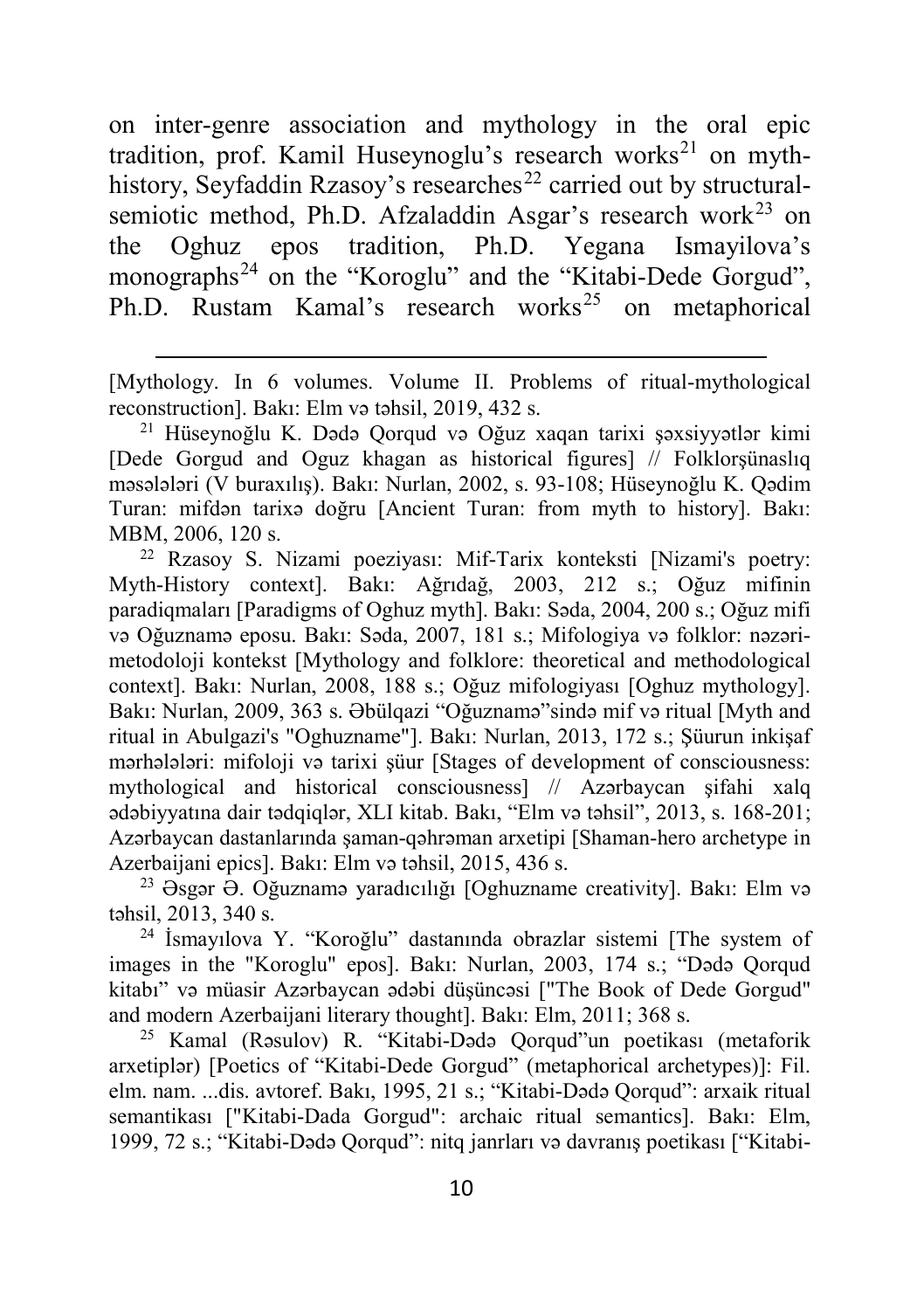on inter-genre association and mythology in the oral epic tradition, prof. Kamil Huseynoglu's research works[21] on myth-history, Seyfaddin Rzasoy's researches[22] carried out by structural-semiotic method, Ph.D. Afzaladdin Asgar's research work[23] on the Oghuz epos tradition, Ph.D. Yegana Ismayilova's monographs[24] on the "Koroglu" and the "Kitabi-Dede Gorgud", Ph.D. Rustam Kamal's research works[25] on metaphorical

---

[Mythology. In 6 volumes. Volume II. Problems of ritual-mythological reconstruction]. Bakı: Elm və təhsil, 2019, 432 s.

[21] Hüseynoğlu K. Dədə Qorqud və Oğuz xaqan tarixi şəxsiyyətlər kimi [Dede Gorgud and Oguz khagan as historical figures] // Folklorşünaslıq məsələləri (V buraxılış). Bakı: Nurlan, 2002, s. 93-108; Hüseynoğlu K. Qədim Turan: mifdən tarixə doğru [Ancient Turan: from myth to history]. Bakı: MBM, 2006, 120 s.

[22] Rzasoy S. Nizami poeziyası: Mif-Tarix konteksti [Nizami's poetry: Myth-History context]. Bakı: Ağrıdağ, 2003, 212 s.; Oğuz mifinin paradiqmaları [Paradigms of Oghuz myth]. Bakı: Səda, 2004, 200 s.; Oğuz mifi və Oğuznamə eposu. Bakı: Səda, 2007, 181 s.; Mifologiya və folklor: nəzəri-metodoloji kontekst [Mythology and folklore: theoretical and methodological context]. Bakı: Nurlan, 2008, 188 s.; Oğuz mifologiyası [Oghuz mythology]. Bakı: Nurlan, 2009, 363 s. Əbülqazi "Oğuznamə"sində mif və ritual [Myth and ritual in Abulgazi's "Oghuzname"]. Bakı: Nurlan, 2013, 172 s.; Şüurun inkişaf mərhələləri: mifoloji və tarixi şüur [Stages of development of consciousness: mythological and historical consciousness] // Azərbaycan şifahi xalq ədəbiyyatına dair tədqiqlər, XLI kitab. Bakı, "Elm və təhsil", 2013, s. 168-201; Azərbaycan dastanlarında şaman-qəhrəman arxetipi [Shaman-hero archetype in Azerbaijani epics]. Bakı: Elm və təhsil, 2015, 436 s.

[23] Əsgər Ə. Oğuznamə yaradıcılığı [Oghuzname creativity]. Bakı: Elm və təhsil, 2013, 340 s.

[24] İsmayılova Y. "Koroğlu" dastanında obrazlar sistemi [The system of images in the "Koroglu" epos]. Bakı: Nurlan, 2003, 174 s.; "Dədə Qorqud kitabı" və müasir Azərbaycan ədəbi düşüncəsi ["The Book of Dede Gorgud" and modern Azerbaijani literary thought]. Bakı: Elm, 2011; 368 s.

[25] Kamal (Rəsulov) R. "Kitabi-Dədə Qorqud"un poetikası (metaforik arxetiplər) [Poetics of "Kitabi-Dede Gorgud" (metaphorical archetypes)]: Fil. elm. nam. ...dis. avtoref. Bakı, 1995, 21 s.; "Kitabi-Dədə Qorqud": arxaik ritual semantikası ["Kitabi-Dada Gorgud": archaic ritual semantics]. Bakı: Elm, 1999, 72 s.; "Kitabi-Dədə Qorqud": nitq janrları və davranış poetikası ["Kitabi-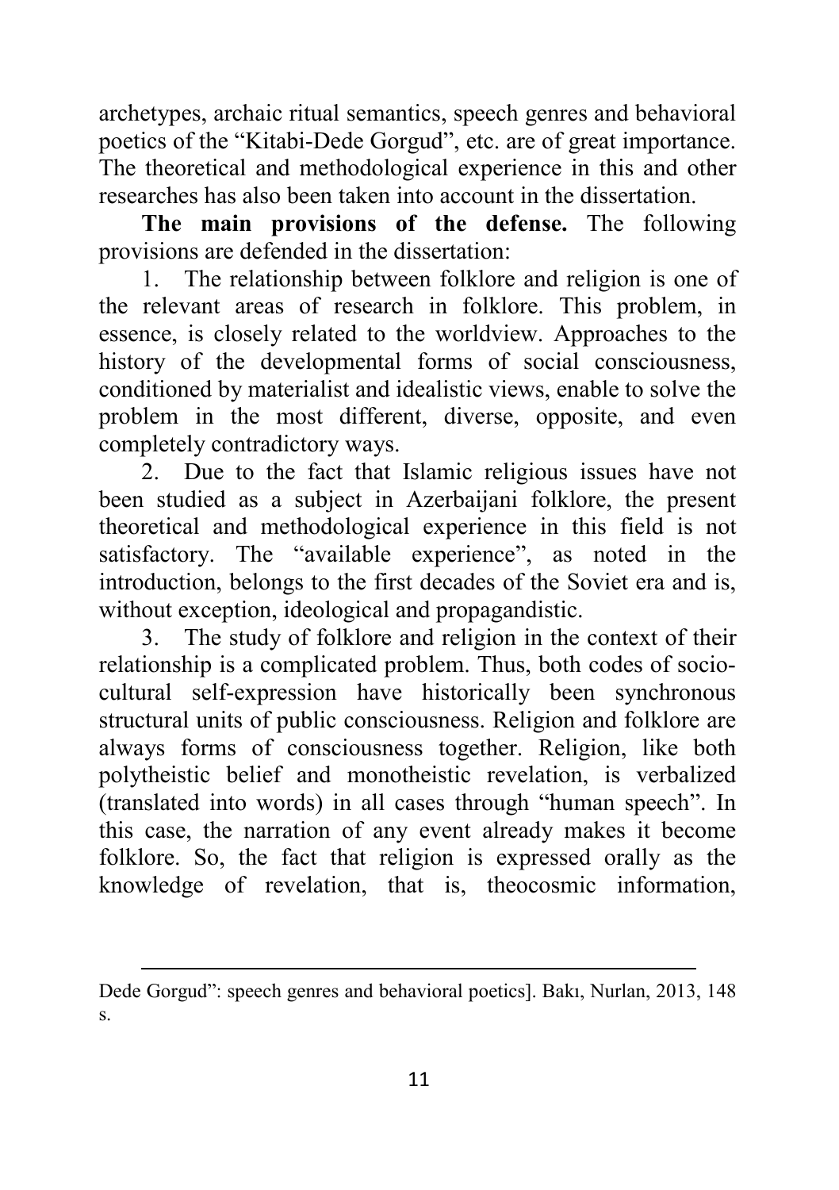archetypes, archaic ritual semantics, speech genres and behavioral poetics of the "Kitabi-Dede Gorgud", etc. are of great importance. The theoretical and methodological experience in this and other researches has also been taken into account in the dissertation.

**The main provisions of the defense.** The following provisions are defended in the dissertation:

1. The relationship between folklore and religion is one of the relevant areas of research in folklore. This problem, in essence, is closely related to the worldview. Approaches to the history of the developmental forms of social consciousness, conditioned by materialist and idealistic views, enable to solve the problem in the most different, diverse, opposite, and even completely contradictory ways.
2. Due to the fact that Islamic religious issues have not been studied as a subject in Azerbaijani folklore, the present theoretical and methodological experience in this field is not satisfactory. The "available experience", as noted in the introduction, belongs to the first decades of the Soviet era and is, without exception, ideological and propagandistic.
3. The study of folklore and religion in the context of their relationship is a complicated problem. Thus, both codes of socio-cultural self-expression have historically been synchronous structural units of public consciousness. Religion and folklore are always forms of consciousness together. Religion, like both polytheistic belief and monotheistic revelation, is verbalized (translated into words) in all cases through "human speech". In this case, the narration of any event already makes it become folklore. So, the fact that religion is expressed orally as the knowledge of revelation, that is, theocosmic information,

---

Dede Gorgud": speech genres and behavioral poetics]. Bakı, Nurlan, 2013, 148 s.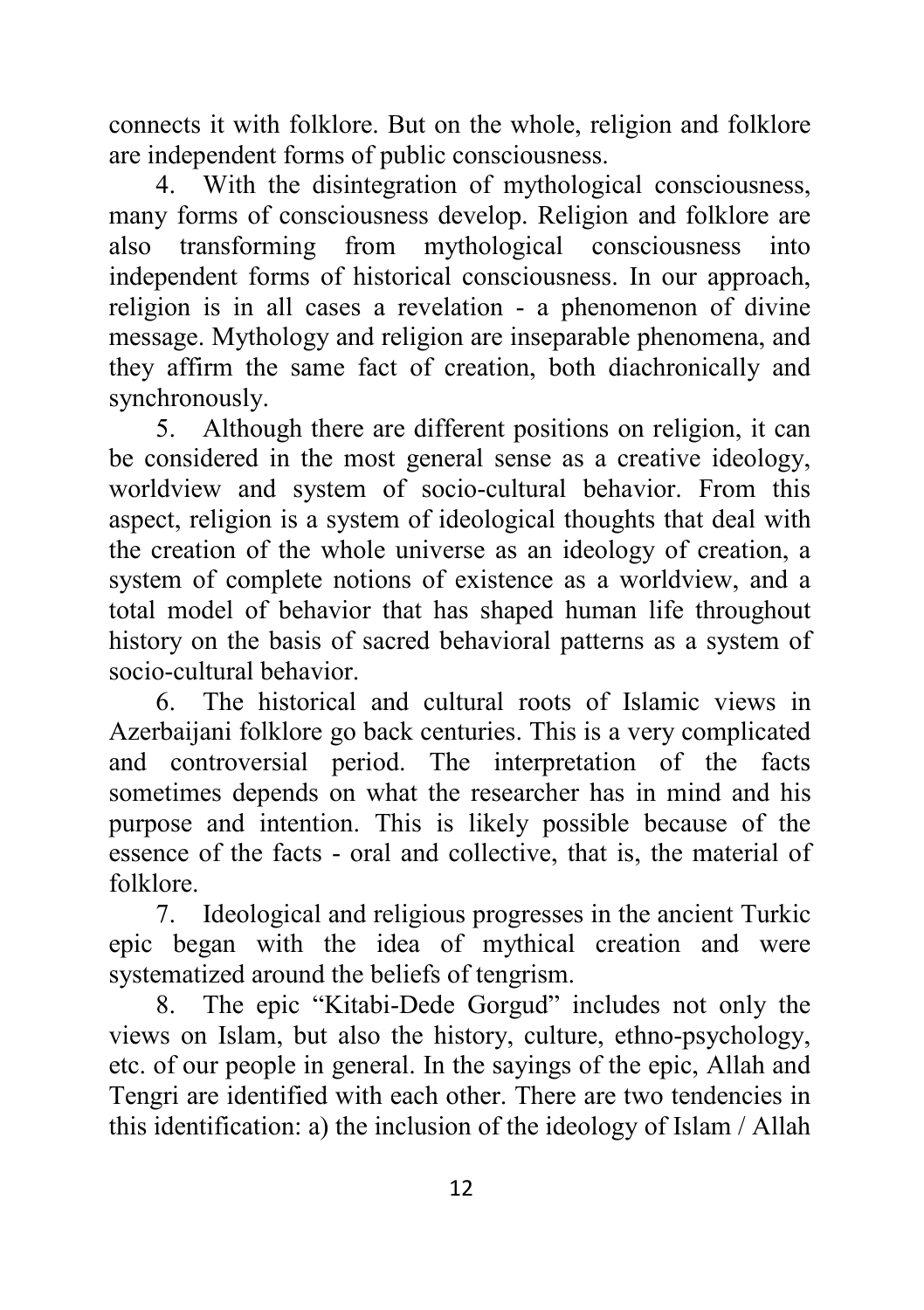connects it with folklore. But on the whole, religion and folklore are independent forms of public consciousness.

4. With the disintegration of mythological consciousness, many forms of consciousness develop. Religion and folklore are also transforming from mythological consciousness into independent forms of historical consciousness. In our approach, religion is in all cases a revelation - a phenomenon of divine message. Mythology and religion are inseparable phenomena, and they affirm the same fact of creation, both diachronically and synchronously.

5. Although there are different positions on religion, it can be considered in the most general sense as a creative ideology, worldview and system of socio-cultural behavior. From this aspect, religion is a system of ideological thoughts that deal with the creation of the whole universe as an ideology of creation, a system of complete notions of existence as a worldview, and a total model of behavior that has shaped human life throughout history on the basis of sacred behavioral patterns as a system of socio-cultural behavior.

6. The historical and cultural roots of Islamic views in Azerbaijani folklore go back centuries. This is a very complicated and controversial period. The interpretation of the facts sometimes depends on what the researcher has in mind and his purpose and intention. This is likely possible because of the essence of the facts - oral and collective, that is, the material of folklore.

7. Ideological and religious progresses in the ancient Turkic epic began with the idea of mythical creation and were systematized around the beliefs of tengrism.

8. The epic "Kitabi-Dede Gorgud" includes not only the views on Islam, but also the history, culture, ethno-psychology, etc. of our people in general. In the sayings of the epic, Allah and Tengri are identified with each other. There are two tendencies in this identification: a) the inclusion of the ideology of Islam / Allah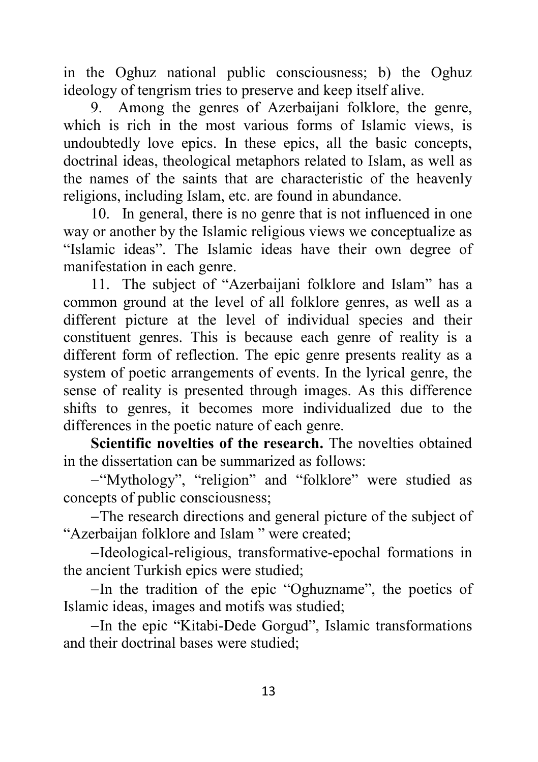in the Oghuz national public consciousness; b) the Oghuz ideology of tengrism tries to preserve and keep itself alive.

9. Among the genres of Azerbaijani folklore, the genre, which is rich in the most various forms of Islamic views, is undoubtedly love epics. In these epics, all the basic concepts, doctrinal ideas, theological metaphors related to Islam, as well as the names of the saints that are characteristic of the heavenly religions, including Islam, etc. are found in abundance.

10. In general, there is no genre that is not influenced in one way or another by the Islamic religious views we conceptualize as "Islamic ideas". The Islamic ideas have their own degree of manifestation in each genre.

11. The subject of "Azerbaijani folklore and Islam" has a common ground at the level of all folklore genres, as well as a different picture at the level of individual species and their constituent genres. This is because each genre of reality is a different form of reflection. The epic genre presents reality as a system of poetic arrangements of events. In the lyrical genre, the sense of reality is presented through images. As this difference shifts to genres, it becomes more individualized due to the differences in the poetic nature of each genre.

**Scientific novelties of the research.** The novelties obtained in the dissertation can be summarized as follows:

− "Mythology", "religion" and "folklore" were studied as concepts of public consciousness;

− The research directions and general picture of the subject of "Azerbaijan folklore and Islam " were created;

− Ideological-religious, transformative-epochal formations in the ancient Turkish epics were studied;

− In the tradition of the epic "Oghuzname", the poetics of Islamic ideas, images and motifs was studied;

− In the epic "Kitabi-Dede Gorgud", Islamic transformations and their doctrinal bases were studied;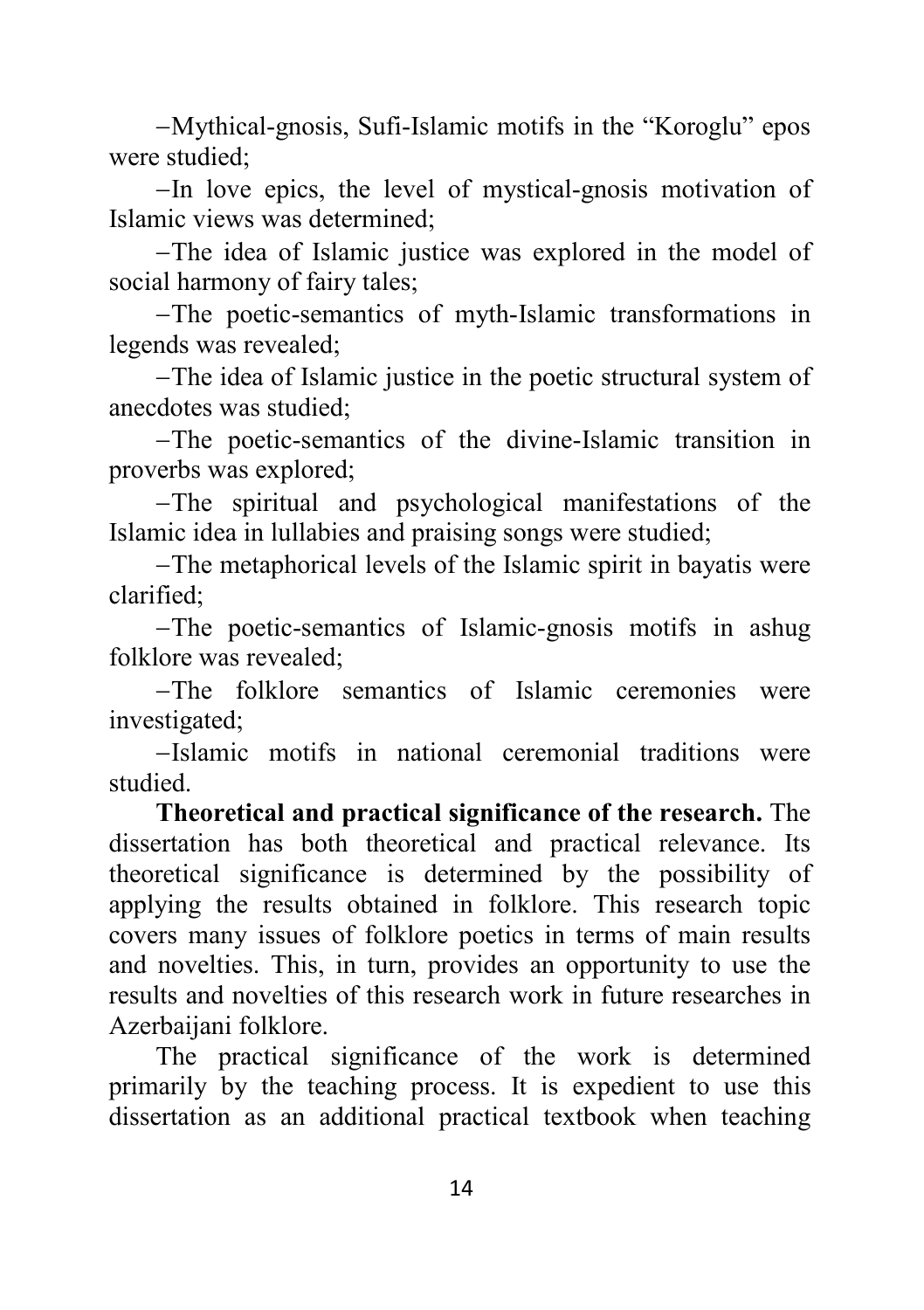–Mythical-gnosis, Sufi-Islamic motifs in the "Koroglu" epos were studied;

–In love epics, the level of mystical-gnosis motivation of Islamic views was determined;

–The idea of Islamic justice was explored in the model of social harmony of fairy tales;

–The poetic-semantics of myth-Islamic transformations in legends was revealed;

–The idea of Islamic justice in the poetic structural system of anecdotes was studied;

–The poetic-semantics of the divine-Islamic transition in proverbs was explored;

–The spiritual and psychological manifestations of the Islamic idea in lullabies and praising songs were studied;

–The metaphorical levels of the Islamic spirit in bayatis were clarified;

–The poetic-semantics of Islamic-gnosis motifs in ashug folklore was revealed;

–The folklore semantics of Islamic ceremonies were investigated;

–Islamic motifs in national ceremonial traditions were studied.

**Theoretical and practical significance of the research.** The dissertation has both theoretical and practical relevance. Its theoretical significance is determined by the possibility of applying the results obtained in folklore. This research topic covers many issues of folklore poetics in terms of main results and novelties. This, in turn, provides an opportunity to use the results and novelties of this research work in future researches in Azerbaijani folklore.

The practical significance of the work is determined primarily by the teaching process. It is expedient to use this dissertation as an additional practical textbook when teaching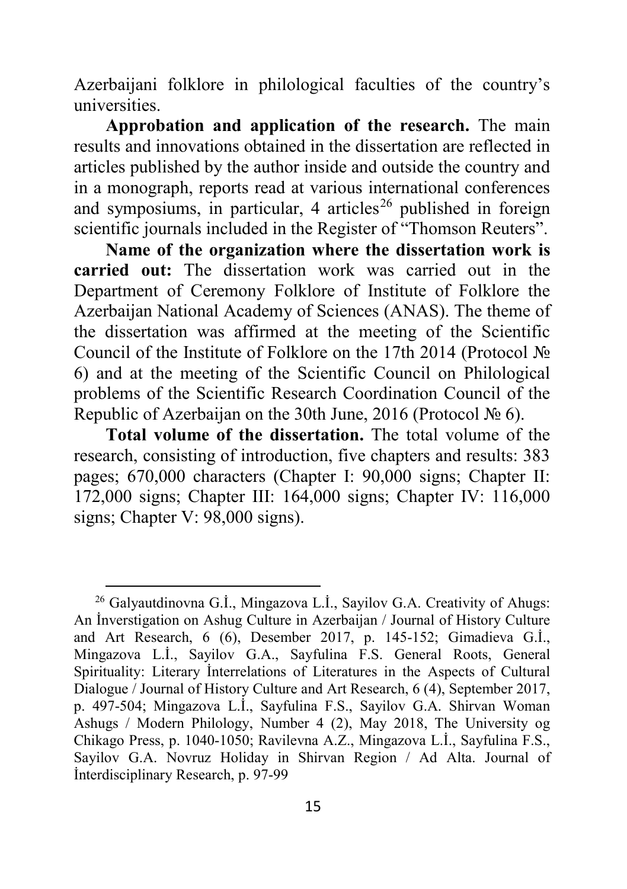Azerbaijani folklore in philological faculties of the country's universities.

**Approbation and application of the research.** The main results and innovations obtained in the dissertation are reflected in articles published by the author inside and outside the country and in a monograph, reports read at various international conferences and symposiums, in particular, 4 articles[26] published in foreign scientific journals included in the Register of "Thomson Reuters".

**Name of the organization where the dissertation work is carried out:** The dissertation work was carried out in the Department of Ceremony Folklore of Institute of Folklore the Azerbaijan National Academy of Sciences (ANAS). The theme of the dissertation was affirmed at the meeting of the Scientific Council of the Institute of Folklore on the 17th 2014 (Protocol № 6) and at the meeting of the Scientific Council on Philological problems of the Scientific Research Coordination Council of the Republic of Azerbaijan on the 30th June, 2016 (Protocol № 6).

**Total volume of the dissertation.** The total volume of the research, consisting of introduction, five chapters and results: 383 pages; 670,000 characters (Chapter I: 90,000 signs; Chapter II: 172,000 signs; Chapter III: 164,000 signs; Chapter IV: 116,000 signs; Chapter V: 98,000 signs).

---

[26] Galyautdinovna G.İ., Mingazova L.İ., Sayilov G.A. Creativity of Ahugs: An İnverstigation on Ashug Culture in Azerbaijan / Journal of History Culture and Art Research, 6 (6), Desember 2017, p. 145-152; Gimadieva G.İ., Mingazova L.İ., Sayilov G.A., Sayfulina F.S. General Roots, General Spirituality: Literary İnterrelations of Literatures in the Aspects of Cultural Dialogue / Journal of History Culture and Art Research, 6 (4), September 2017, p. 497-504; Mingazova L.İ., Sayfulina F.S., Sayilov G.A. Shirvan Woman Ashugs / Modern Philology, Number 4 (2), May 2018, The University og Chikago Press, p. 1040-1050; Ravilevna A.Z., Mingazova L.İ., Sayfulina F.S., Sayilov G.A. Novruz Holiday in Shirvan Region / Ad Alta. Journal of İnterdisciplinary Research, p. 97-99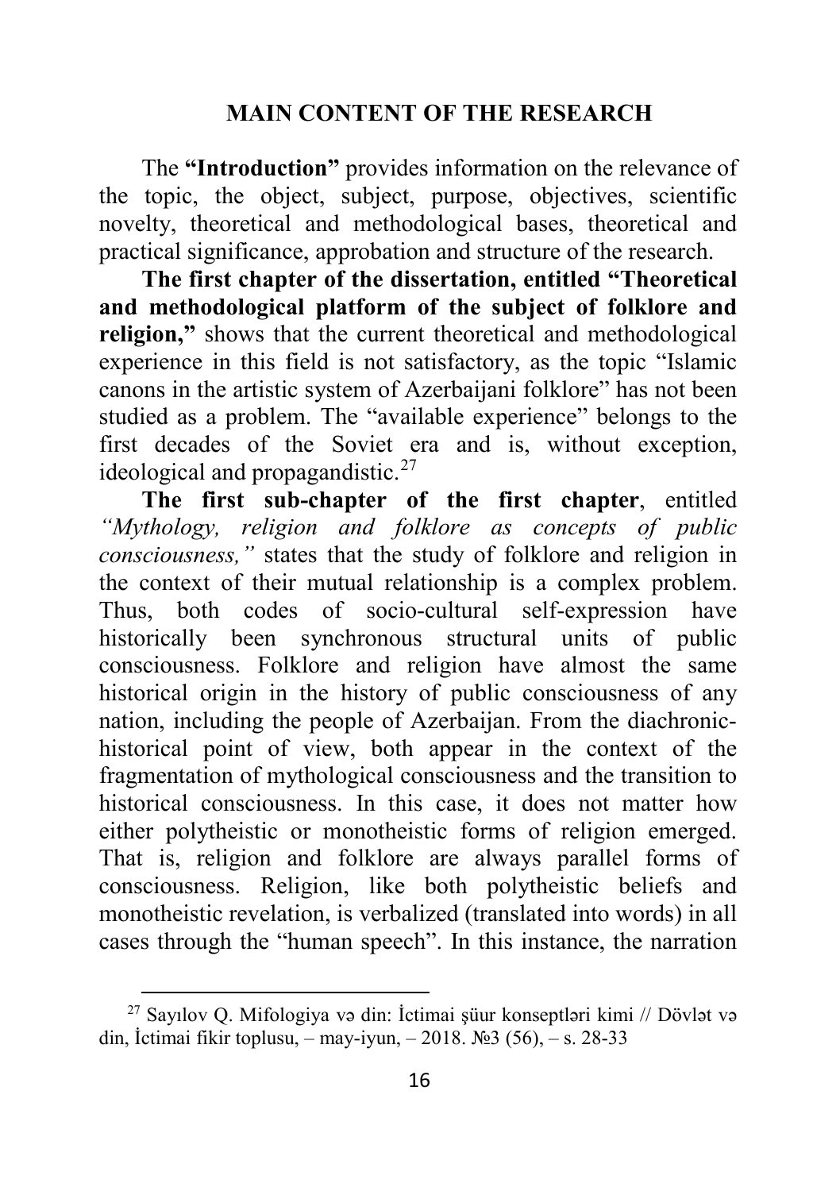## MAIN CONTENT OF THE RESEARCH

The **"Introduction"** provides information on the relevance of the topic, the object, subject, purpose, objectives, scientific novelty, theoretical and methodological bases, theoretical and practical significance, approbation and structure of the research.

**The first chapter of the dissertation, entitled "Theoretical and methodological platform of the subject of folklore and religion,"** shows that the current theoretical and methodological experience in this field is not satisfactory, as the topic "Islamic canons in the artistic system of Azerbaijani folklore" has not been studied as a problem. The "available experience" belongs to the first decades of the Soviet era and is, without exception, ideological and propagandistic.[27]

**The first sub-chapter of the first chapter**, entitled *"Mythology, religion and folklore as concepts of public consciousness,"* states that the study of folklore and religion in the context of their mutual relationship is a complex problem. Thus, both codes of socio-cultural self-expression have historically been synchronous structural units of public consciousness. Folklore and religion have almost the same historical origin in the history of public consciousness of any nation, including the people of Azerbaijan. From the diachronic-historical point of view, both appear in the context of the fragmentation of mythological consciousness and the transition to historical consciousness. In this case, it does not matter how either polytheistic or monotheistic forms of religion emerged. That is, religion and folklore are always parallel forms of consciousness. Religion, like both polytheistic beliefs and monotheistic revelation, is verbalized (translated into words) in all cases through the "human speech". In this instance, the narration

[27] Sayılov Q. Mifologiya və din: İctimai şüur konseptləri kimi // Dövlət və din, İctimai fikir toplusu, – may-iyun, – 2018. №3 (56), – s. 28-33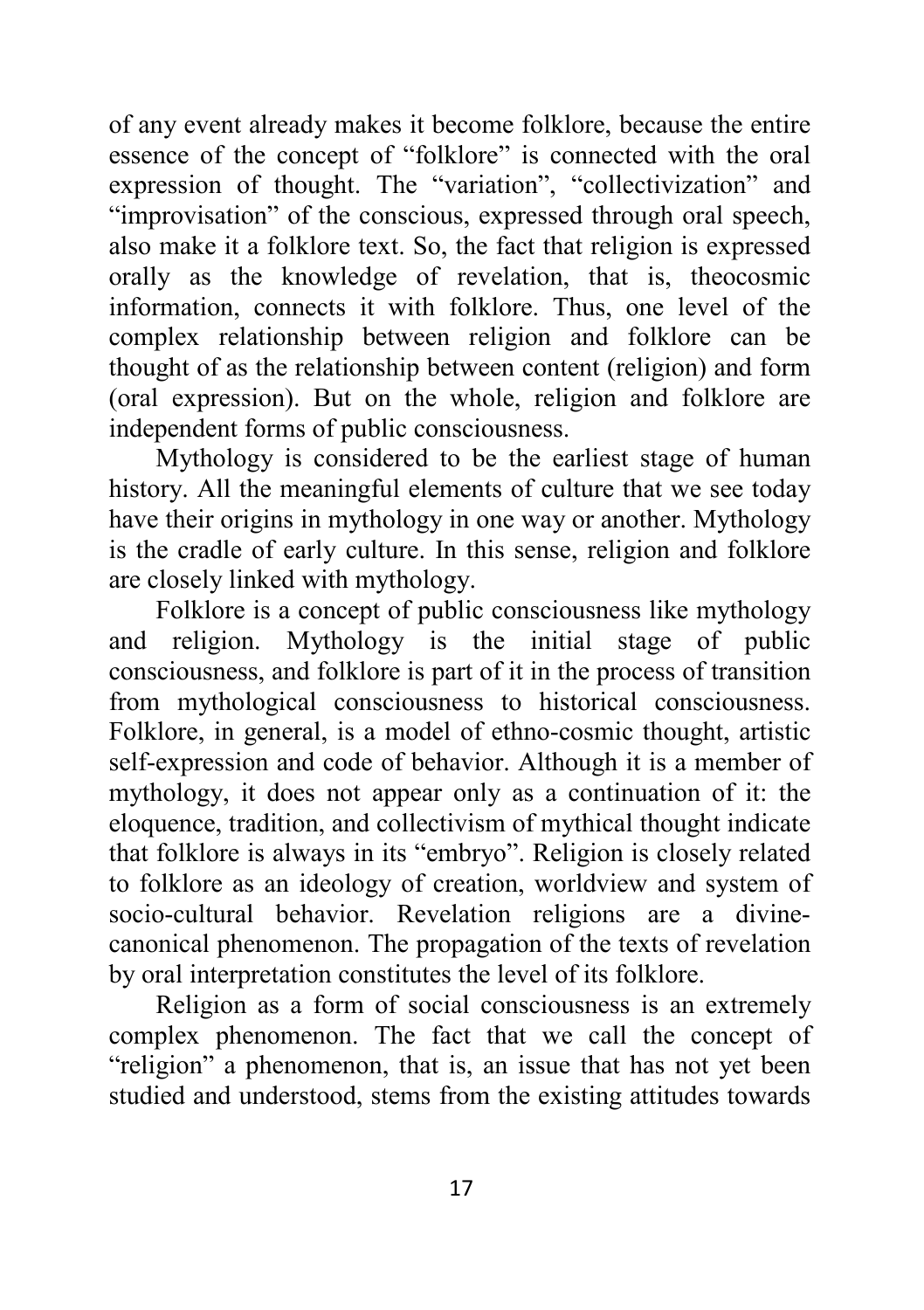of any event already makes it become folklore, because the entire essence of the concept of "folklore" is connected with the oral expression of thought. The "variation", "collectivization" and "improvisation" of the conscious, expressed through oral speech, also make it a folklore text. So, the fact that religion is expressed orally as the knowledge of revelation, that is, theocosmic information, connects it with folklore. Thus, one level of the complex relationship between religion and folklore can be thought of as the relationship between content (religion) and form (oral expression). But on the whole, religion and folklore are independent forms of public consciousness.

Mythology is considered to be the earliest stage of human history. All the meaningful elements of culture that we see today have their origins in mythology in one way or another. Mythology is the cradle of early culture. In this sense, religion and folklore are closely linked with mythology.

Folklore is a concept of public consciousness like mythology and religion. Mythology is the initial stage of public consciousness, and folklore is part of it in the process of transition from mythological consciousness to historical consciousness. Folklore, in general, is a model of ethno-cosmic thought, artistic self-expression and code of behavior. Although it is a member of mythology, it does not appear only as a continuation of it: the eloquence, tradition, and collectivism of mythical thought indicate that folklore is always in its "embryo". Religion is closely related to folklore as an ideology of creation, worldview and system of socio-cultural behavior. Revelation religions are a divine-canonical phenomenon. The propagation of the texts of revelation by oral interpretation constitutes the level of its folklore.

Religion as a form of social consciousness is an extremely complex phenomenon. The fact that we call the concept of "religion" a phenomenon, that is, an issue that has not yet been studied and understood, stems from the existing attitudes towards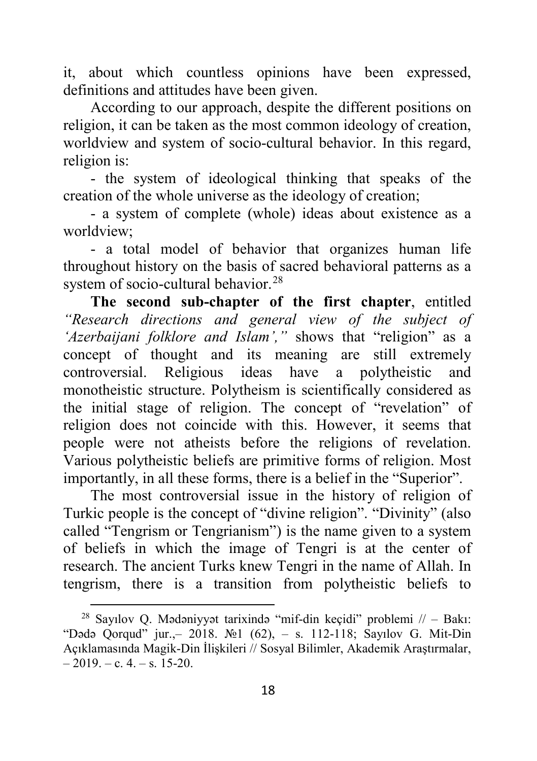it, about which countless opinions have been expressed, definitions and attitudes have been given.

According to our approach, despite the different positions on religion, it can be taken as the most common ideology of creation, worldview and system of socio-cultural behavior. In this regard, religion is:

- the system of ideological thinking that speaks of the creation of the whole universe as the ideology of creation;
- a system of complete (whole) ideas about existence as a worldview;
- a total model of behavior that organizes human life throughout history on the basis of sacred behavioral patterns as a system of socio-cultural behavior.[28]

**The second sub-chapter of the first chapter**, entitled *"Research directions and general view of the subject of 'Azerbaijani folklore and Islam',"* shows that "religion" as a concept of thought and its meaning are still extremely controversial. Religious ideas have a polytheistic and monotheistic structure. Polytheism is scientifically considered as the initial stage of religion. The concept of "revelation" of religion does not coincide with this. However, it seems that people were not atheists before the religions of revelation. Various polytheistic beliefs are primitive forms of religion. Most importantly, in all these forms, there is a belief in the "Superior".

The most controversial issue in the history of religion of Turkic people is the concept of "divine religion". "Divinity" (also called "Tengrism or Tengrianism") is the name given to a system of beliefs in which the image of Tengri is at the center of research. The ancient Turks knew Tengri in the name of Allah. In tengrism, there is a transition from polytheistic beliefs to

---

[28] Sayılov Q. Mədəniyyət tarixində "mif-din keçidi" problemi // – Bakı: "Dədə Qorqud" jur.,– 2018. №1 (62), – s. 112-118; Sayılov G. Mit-Din Açıklamasında Magik-Din İlişkileri // Sosyal Bilimler, Akademik Araştırmalar, – 2019. – c. 4. – s. 15-20.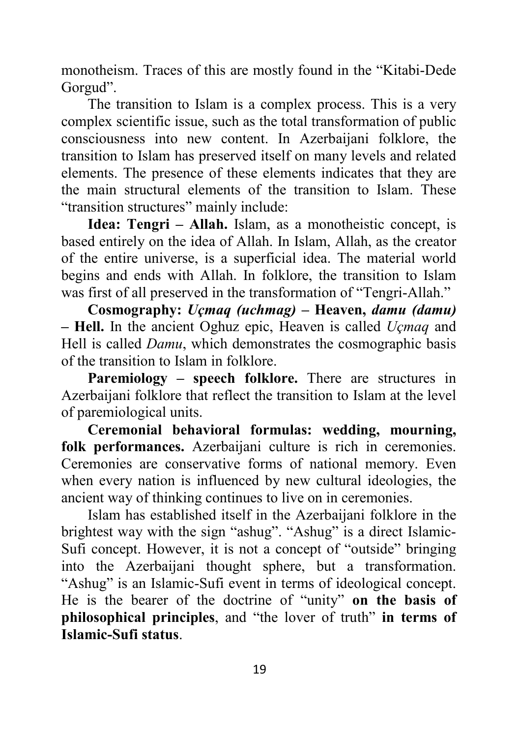monotheism. Traces of this are mostly found in the "Kitabi-Dede Gorgud".

The transition to Islam is a complex process. This is a very complex scientific issue, such as the total transformation of public consciousness into new content. In Azerbaijani folklore, the transition to Islam has preserved itself on many levels and related elements. The presence of these elements indicates that they are the main structural elements of the transition to Islam. These "transition structures" mainly include:

**Idea: Tengri – Allah.** Islam, as a monotheistic concept, is based entirely on the idea of Allah. In Islam, Allah, as the creator of the entire universe, is a superficial idea. The material world begins and ends with Allah. In folklore, the transition to Islam was first of all preserved in the transformation of "Tengri-Allah."

**Cosmography:** ***Uçmaq (uchmag)*** **– Heaven,** ***damu (damu)*** **– Hell.** In the ancient Oghuz epic, Heaven is called *Uçmaq* and Hell is called *Damu*, which demonstrates the cosmographic basis of the transition to Islam in folklore.

**Paremiology – speech folklore.** There are structures in Azerbaijani folklore that reflect the transition to Islam at the level of paremiological units.

**Ceremonial behavioral formulas: wedding, mourning, folk performances.** Azerbaijani culture is rich in ceremonies. Ceremonies are conservative forms of national memory. Even when every nation is influenced by new cultural ideologies, the ancient way of thinking continues to live on in ceremonies.

Islam has established itself in the Azerbaijani folklore in the brightest way with the sign "ashug". "Ashug" is a direct Islamic-Sufi concept. However, it is not a concept of "outside" bringing into the Azerbaijani thought sphere, but a transformation. "Ashug" is an Islamic-Sufi event in terms of ideological concept. He is the bearer of the doctrine of "unity" **on the basis of philosophical principles**, and "the lover of truth" **in terms of Islamic-Sufi status**.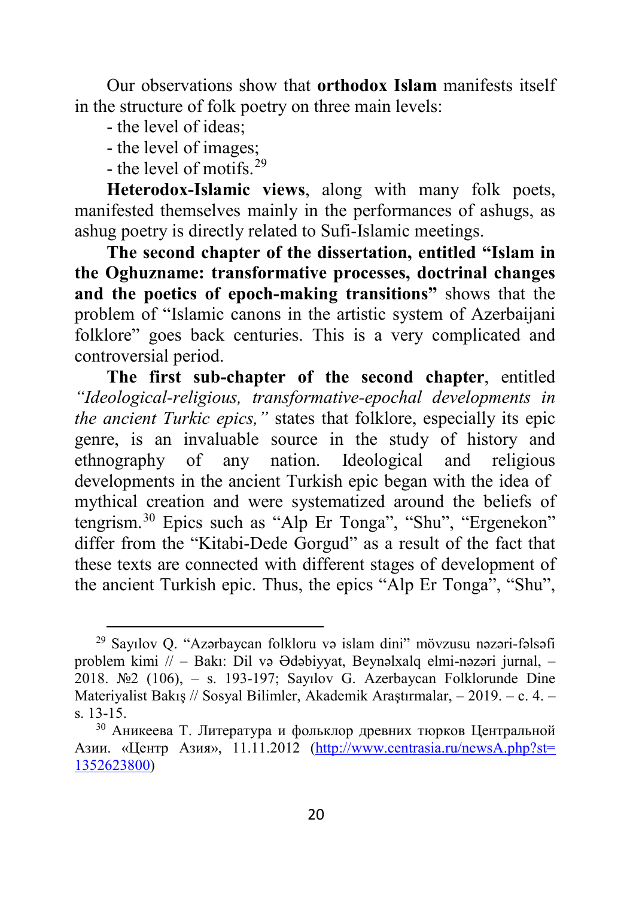Our observations show that **orthodox Islam** manifests itself in the structure of folk poetry on three main levels:

- the level of ideas;
- the level of images;
- the level of motifs.[29]

**Heterodox-Islamic views**, along with many folk poets, manifested themselves mainly in the performances of ashugs, as ashug poetry is directly related to Sufi-Islamic meetings.

**The second chapter of the dissertation, entitled "Islam in the Oghuzname: transformative processes, doctrinal changes and the poetics of epoch-making transitions"** shows that the problem of "Islamic canons in the artistic system of Azerbaijani folklore" goes back centuries. This is a very complicated and controversial period.

**The first sub-chapter of the second chapter**, entitled *"Ideological-religious, transformative-epochal developments in the ancient Turkic epics,"* states that folklore, especially its epic genre, is an invaluable source in the study of history and ethnography of any nation. Ideological and religious developments in the ancient Turkish epic began with the idea of mythical creation and were systematized around the beliefs of tengrism.[30] Epics such as "Alp Er Tonga", "Shu", "Ergenekon" differ from the "Kitabi-Dede Gorgud" as a result of the fact that these texts are connected with different stages of development of the ancient Turkish epic. Thus, the epics "Alp Er Tonga", "Shu",

---

[29] Sayılov Q. "Azərbaycan folkloru və islam dini" mövzusu nəzəri-fəlsəfi problem kimi // – Bakı: Dil və Ədəbiyyat, Beynəlxalq elmi-nəzəri jurnal, – 2018. №2 (106), – s. 193-197; Sayılov G. Azerbaycan Folklorunde Dine Materiyalist Bakış // Sosyal Bilimler, Akademik Araştırmalar, – 2019. – c. 4. – s. 13-15.

[30] Аникеева Т. Литература и фольклор древних тюрков Центральной Азии. «Центр Азия», 11.11.2012 (http://www.centrasia.ru/newsA.php?st=1352623800)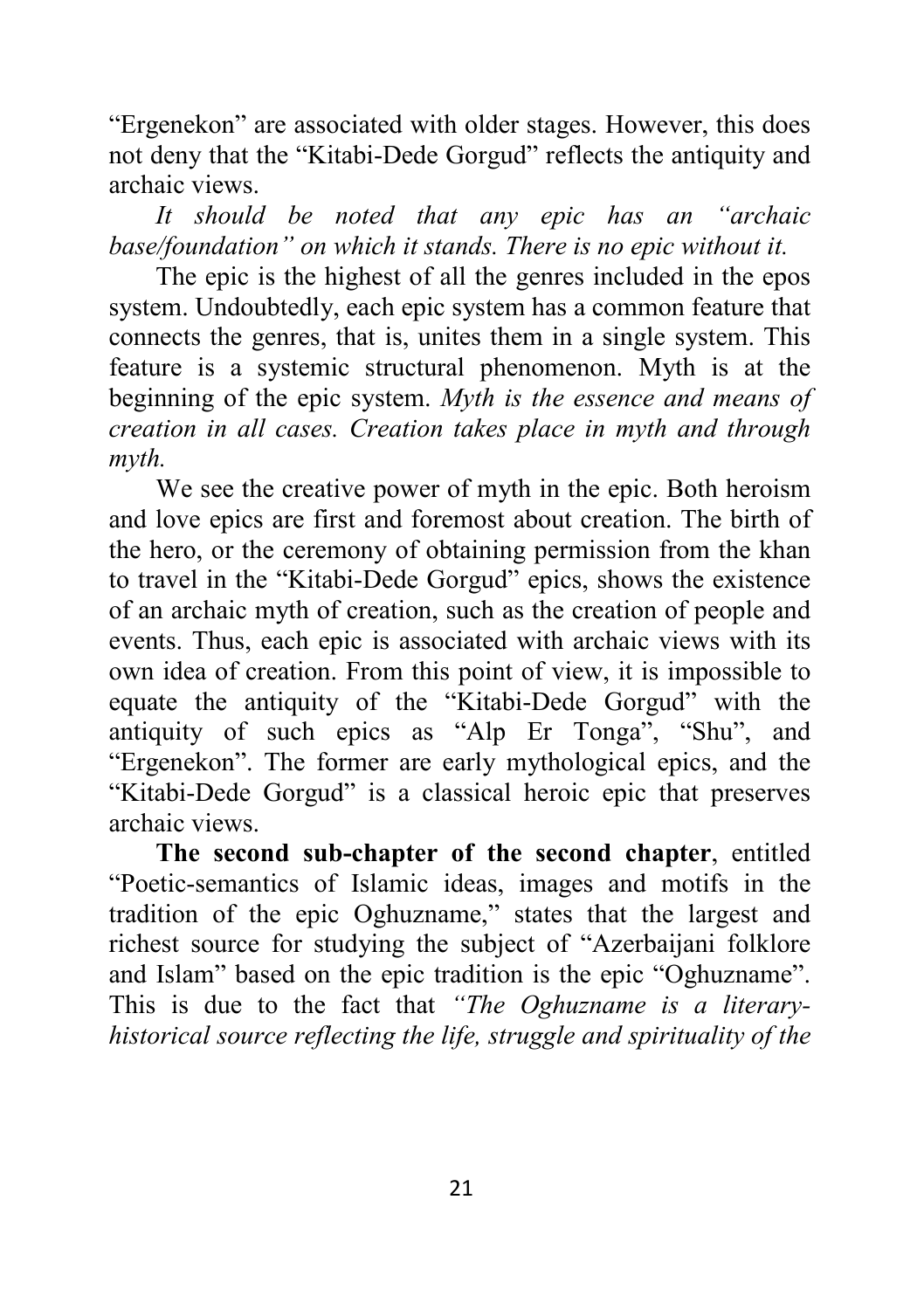"Ergenekon" are associated with older stages. However, this does not deny that the "Kitabi-Dede Gorgud" reflects the antiquity and archaic views.

*It should be noted that any epic has an "archaic base/foundation" on which it stands. There is no epic without it.*

The epic is the highest of all the genres included in the epos system. Undoubtedly, each epic system has a common feature that connects the genres, that is, unites them in a single system. This feature is a systemic structural phenomenon. Myth is at the beginning of the epic system. *Myth is the essence and means of creation in all cases. Creation takes place in myth and through myth.*

We see the creative power of myth in the epic. Both heroism and love epics are first and foremost about creation. The birth of the hero, or the ceremony of obtaining permission from the khan to travel in the "Kitabi-Dede Gorgud" epics, shows the existence of an archaic myth of creation, such as the creation of people and events. Thus, each epic is associated with archaic views with its own idea of creation. From this point of view, it is impossible to equate the antiquity of the "Kitabi-Dede Gorgud" with the antiquity of such epics as "Alp Er Tonga", "Shu", and "Ergenekon". The former are early mythological epics, and the "Kitabi-Dede Gorgud" is a classical heroic epic that preserves archaic views.

**The second sub-chapter of the second chapter**, entitled "Poetic-semantics of Islamic ideas, images and motifs in the tradition of the epic Oghuzname," states that the largest and richest source for studying the subject of "Azerbaijani folklore and Islam" based on the epic tradition is the epic "Oghuzname". This is due to the fact that *"The Oghuzname is a literary-historical source reflecting the life, struggle and spirituality of the*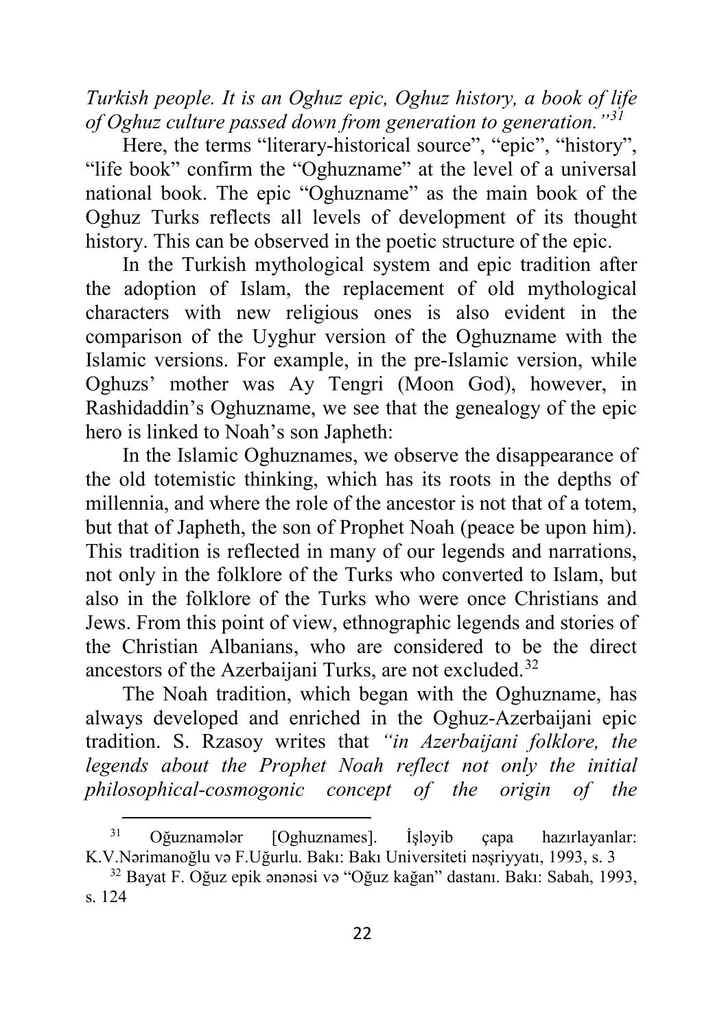*Turkish people. It is an Oghuz epic, Oghuz history, a book of life of Oghuz culture passed down from generation to generation."*[31]

Here, the terms "literary-historical source", "epic", "history", "life book" confirm the "Oghuzname" at the level of a universal national book. The epic "Oghuzname" as the main book of the Oghuz Turks reflects all levels of development of its thought history. This can be observed in the poetic structure of the epic.

In the Turkish mythological system and epic tradition after the adoption of Islam, the replacement of old mythological characters with new religious ones is also evident in the comparison of the Uyghur version of the Oghuzname with the Islamic versions. For example, in the pre-Islamic version, while Oghuzs' mother was Ay Tengri (Moon God), however, in Rashidaddin's Oghuzname, we see that the genealogy of the epic hero is linked to Noah's son Japheth:

In the Islamic Oghuznames, we observe the disappearance of the old totemistic thinking, which has its roots in the depths of millennia, and where the role of the ancestor is not that of a totem, but that of Japheth, the son of Prophet Noah (peace be upon him). This tradition is reflected in many of our legends and narrations, not only in the folklore of the Turks who converted to Islam, but also in the folklore of the Turks who were once Christians and Jews. From this point of view, ethnographic legends and stories of the Christian Albanians, who are considered to be the direct ancestors of the Azerbaijani Turks, are not excluded.[32]

The Noah tradition, which began with the Oghuzname, has always developed and enriched in the Oghuz-Azerbaijani epic tradition. S. Rzasoy writes that *"in Azerbaijani folklore, the legends about the Prophet Noah reflect not only the initial philosophical-cosmogonic concept of the origin of the*

---

[31] Oğuznamələr [Oghuznames]. İşləyib çapa hazırlayanlar: K.V.Nərimanoğlu və F.Uğurlu. Bakı: Bakı Universiteti nəşriyyatı, 1993, s. 3

[32] Bayat F. Oğuz epik ənənəsi və "Oğuz kağan" dastanı. Bakı: Sabah, 1993, s. 124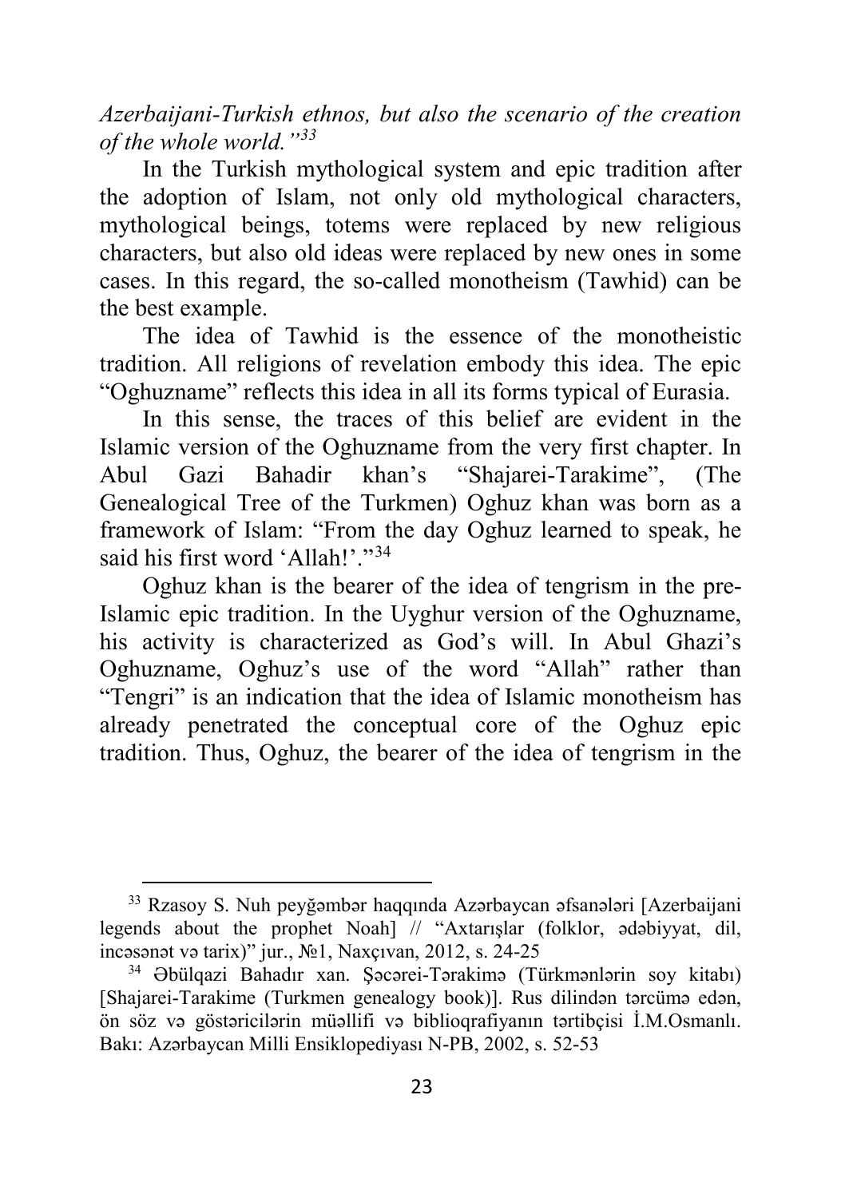*Azerbaijani-Turkish ethnos, but also the scenario of the creation of the whole world."*[33]

In the Turkish mythological system and epic tradition after the adoption of Islam, not only old mythological characters, mythological beings, totems were replaced by new religious characters, but also old ideas were replaced by new ones in some cases. In this regard, the so-called monotheism (Tawhid) can be the best example.

The idea of Tawhid is the essence of the monotheistic tradition. All religions of revelation embody this idea. The epic "Oghuzname" reflects this idea in all its forms typical of Eurasia.

In this sense, the traces of this belief are evident in the Islamic version of the Oghuzname from the very first chapter. In Abul Gazi Bahadir khan's "Shajarei-Tarakime", (The Genealogical Tree of the Turkmen) Oghuz khan was born as a framework of Islam: "From the day Oghuz learned to speak, he said his first word 'Allah!'."[34]

Oghuz khan is the bearer of the idea of tengrism in the pre-Islamic epic tradition. In the Uyghur version of the Oghuzname, his activity is characterized as God's will. In Abul Ghazi's Oghuzname, Oghuz's use of the word "Allah" rather than "Tengri" is an indication that the idea of Islamic monotheism has already penetrated the conceptual core of the Oghuz epic tradition. Thus, Oghuz, the bearer of the idea of tengrism in the

---

[33] Rzasoy S. Nuh peyğəmbər haqqında Azərbaycan əfsanələri [Azerbaijani legends about the prophet Noah] // "Axtarışlar (folklor, ədəbiyyat, dil, incəsənət və tarix)" jur., №1, Naxçıvan, 2012, s. 24-25

[34] Əbülqazi Bahadır xan. Şəcərei-Tərakimə (Türkmənlərin soy kitabı) [Shajarei-Tarakime (Turkmen genealogy book)]. Rus dilindən tərcümə edən, ön söz və göstəricilərin müəllifi və biblioqrafiyanın tərtibçisi İ.M.Osmanlı. Bakı: Azərbaycan Milli Ensiklopediyası N-PB, 2002, s. 52-53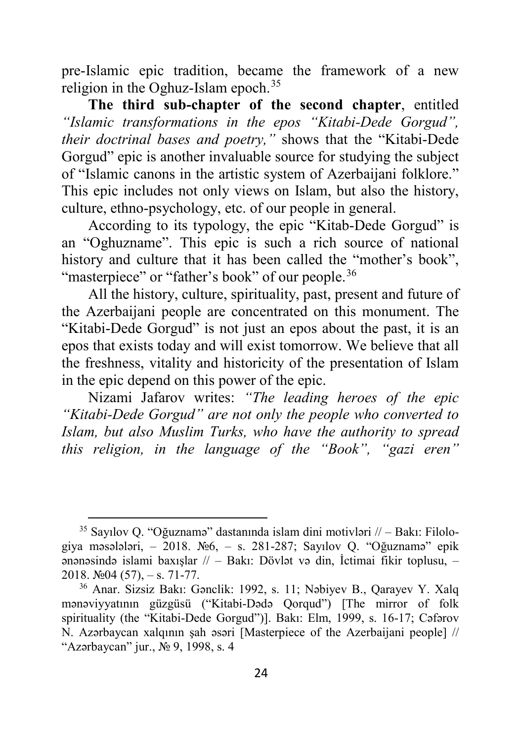pre-Islamic epic tradition, became the framework of a new religion in the Oghuz-Islam epoch.[35]

**The third sub-chapter of the second chapter**, entitled *"Islamic transformations in the epos "Kitabi-Dede Gorgud", their doctrinal bases and poetry,"* shows that the "Kitabi-Dede Gorgud" epic is another invaluable source for studying the subject of "Islamic canons in the artistic system of Azerbaijani folklore." This epic includes not only views on Islam, but also the history, culture, ethno-psychology, etc. of our people in general.

According to its typology, the epic "Kitab-Dede Gorgud" is an "Oghuzname". This epic is such a rich source of national history and culture that it has been called the "mother's book", "masterpiece" or "father's book" of our people.[36]

All the history, culture, spirituality, past, present and future of the Azerbaijani people are concentrated on this monument. The "Kitabi-Dede Gorgud" is not just an epos about the past, it is an epos that exists today and will exist tomorrow. We believe that all the freshness, vitality and historicity of the presentation of Islam in the epic depend on this power of the epic.

Nizami Jafarov writes: *"The leading heroes of the epic "Kitabi-Dede Gorgud" are not only the people who converted to Islam, but also Muslim Turks, who have the authority to spread this religion, in the language of the "Book", "gazi eren"*

---

[35] Sayılov Q. "Oğuznamə" dastanında islam dini motivləri // – Bakı: Filologiya məsələləri, – 2018. №6, – s. 281-287; Sayılov Q. "Oğuznamə" epik ənənəsində islami baxışlar // – Bakı: Dövlət və din, İctimai fikir toplusu, – 2018. №04 (57), – s. 71-77.

[36] Anar. Sizsiz Bakı: Gənclik: 1992, s. 11; Nəbiyev B., Qarayev Y. Xalq mənəviyyatının güzgüsü ("Kitabi-Dədə Qorqud") [The mirror of folk spirituality (the "Kitabi-Dede Gorgud")]. Bakı: Elm, 1999, s. 16-17; Cəfərov N. Azərbaycan xalqının şah əsəri [Masterpiece of the Azerbaijani people] // "Azərbaycan" jur., № 9, 1998, s. 4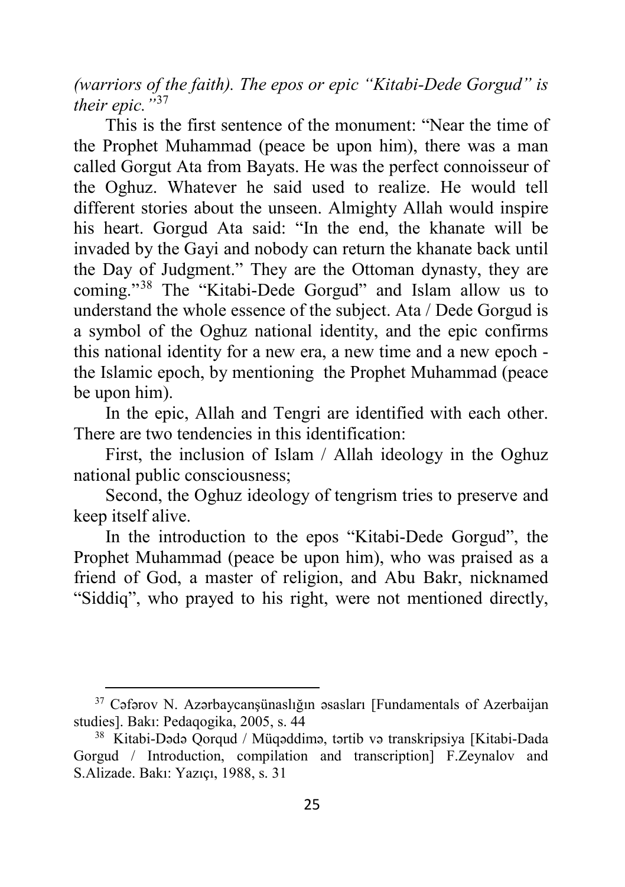*(warriors of the faith). The epos or epic "Kitabi-Dede Gorgud" is their epic."*[37]

This is the first sentence of the monument: "Near the time of the Prophet Muhammad (peace be upon him), there was a man called Gorgut Ata from Bayats. He was the perfect connoisseur of the Oghuz. Whatever he said used to realize. He would tell different stories about the unseen. Almighty Allah would inspire his heart. Gorgud Ata said: "In the end, the khanate will be invaded by the Gayi and nobody can return the khanate back until the Day of Judgment." They are the Ottoman dynasty, they are coming."[38] The "Kitabi-Dede Gorgud" and Islam allow us to understand the whole essence of the subject. Ata / Dede Gorgud is a symbol of the Oghuz national identity, and the epic confirms this national identity for a new era, a new time and a new epoch - the Islamic epoch, by mentioning the Prophet Muhammad (peace be upon him).

In the epic, Allah and Tengri are identified with each other. There are two tendencies in this identification:

First, the inclusion of Islam / Allah ideology in the Oghuz national public consciousness;

Second, the Oghuz ideology of tengrism tries to preserve and keep itself alive.

In the introduction to the epos "Kitabi-Dede Gorgud", the Prophet Muhammad (peace be upon him), who was praised as a friend of God, a master of religion, and Abu Bakr, nicknamed "Siddiq", who prayed to his right, were not mentioned directly,

---

[37] Cəfərov N. Azərbaycanşünaslığın əsasları [Fundamentals of Azerbaijan studies]. Bakı: Pedaqogika, 2005, s. 44

[38] Kitabi-Dədə Qorqud / Müqəddimə, tərtib və transkripsiya [Kitabi-Dada Gorgud / Introduction, compilation and transcription] F.Zeynalov and S.Alizade. Bakı: Yazıçı, 1988, s. 31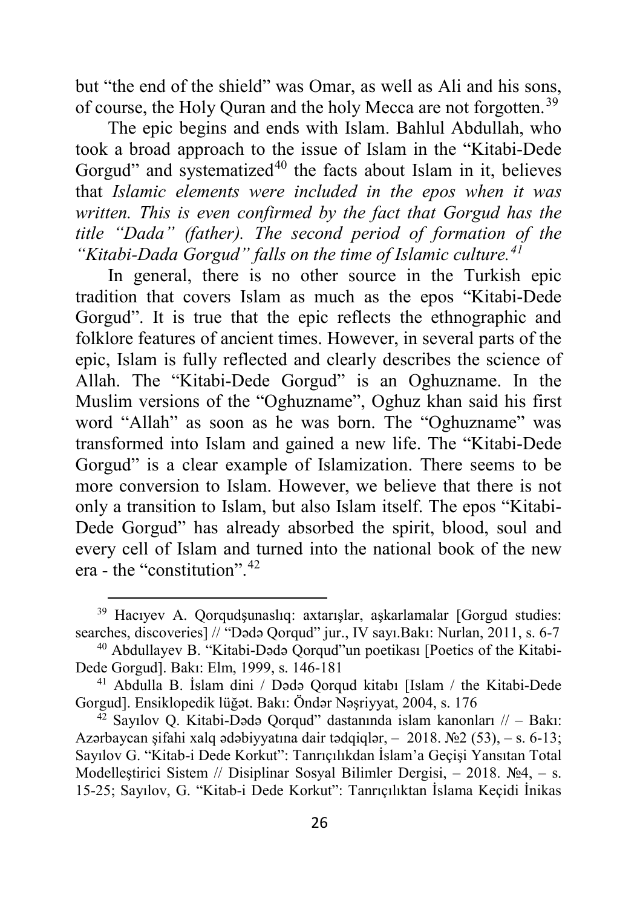but "the end of the shield" was Omar, as well as Ali and his sons, of course, the Holy Quran and the holy Mecca are not forgotten.[39]

The epic begins and ends with Islam. Bahlul Abdullah, who took a broad approach to the issue of Islam in the "Kitabi-Dede Gorgud" and systematized[40] the facts about Islam in it, believes that *Islamic elements were included in the epos when it was written. This is even confirmed by the fact that Gorgud has the title "Dada" (father). The second period of formation of the "Kitabi-Dada Gorgud" falls on the time of Islamic culture.[41]*

In general, there is no other source in the Turkish epic tradition that covers Islam as much as the epos "Kitabi-Dede Gorgud". It is true that the epic reflects the ethnographic and folklore features of ancient times. However, in several parts of the epic, Islam is fully reflected and clearly describes the science of Allah. The "Kitabi-Dede Gorgud" is an Oghuzname. In the Muslim versions of the "Oghuzname", Oghuz khan said his first word "Allah" as soon as he was born. The "Oghuzname" was transformed into Islam and gained a new life. The "Kitabi-Dede Gorgud" is a clear example of Islamization. There seems to be more conversion to Islam. However, we believe that there is not only a transition to Islam, but also Islam itself. The epos "Kitabi-Dede Gorgud" has already absorbed the spirit, blood, soul and every cell of Islam and turned into the national book of the new era - the "constitution".[42]

---

[39] Hacıyev A. Qorqudşunaslıq: axtarışlar, aşkarlamalar [Gorgud studies: searches, discoveries] // "Dədə Qorqud" jur., IV sayı.Bakı: Nurlan, 2011, s. 6-7

[40] Abdullayev B. "Kitabi-Dədə Qorqud"un poetikası [Poetics of the Kitabi-Dede Gorgud]. Bakı: Elm, 1999, s. 146-181

[41] Abdulla B. İslam dini / Dədə Qorqud kitabı [Islam / the Kitabi-Dede Gorgud]. Ensiklopedik lüğət. Bakı: Öndər Nəşriyyat, 2004, s. 176

[42] Sayılov Q. Kitabi-Dədə Qorqud" dastanında islam kanonları // – Bakı: Azərbaycan şifahi xalq ədəbiyyatına dair tədqiqlər, – 2018. №2 (53), – s. 6-13; Sayılov G. "Kitab-i Dede Korkut": Tanrıçılıkdan İslam'a Geçişi Yansıtan Total Modelleştirici Sistem // Disiplinar Sosyal Bilimler Dergisi, – 2018. №4, – s. 15-25; Sayılov, G. "Kitab-i Dede Korkut": Tanrıçılıktan İslama Keçidi İnikas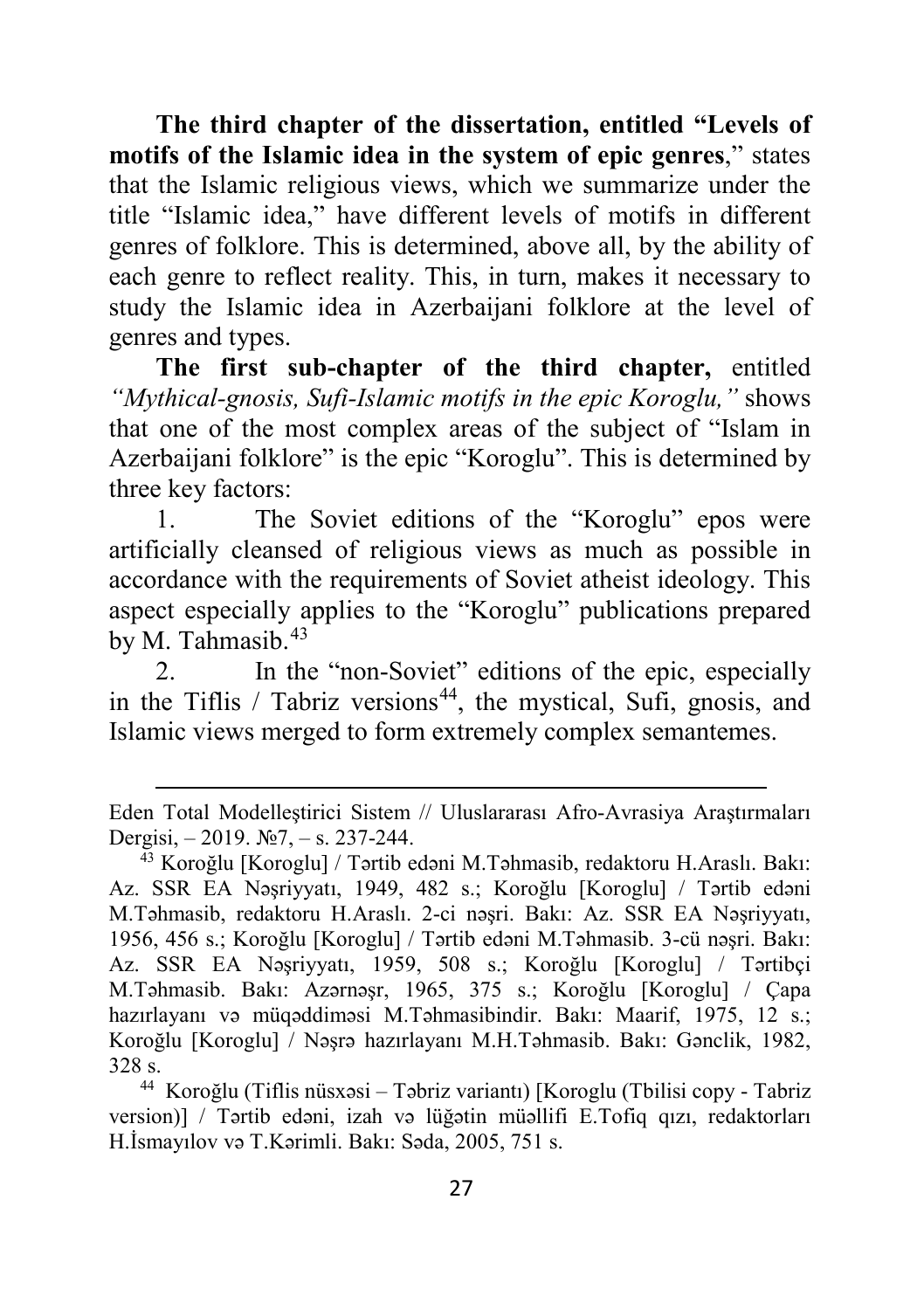**The third chapter of the dissertation, entitled "Levels of motifs of the Islamic idea in the system of epic genres**," states that the Islamic religious views, which we summarize under the title "Islamic idea," have different levels of motifs in different genres of folklore. This is determined, above all, by the ability of each genre to reflect reality. This, in turn, makes it necessary to study the Islamic idea in Azerbaijani folklore at the level of genres and types.

**The first sub-chapter of the third chapter,** entitled *"Mythical-gnosis, Sufi-Islamic motifs in the epic Koroglu,"* shows that one of the most complex areas of the subject of "Islam in Azerbaijani folklore" is the epic "Koroglu". This is determined by three key factors:

1. The Soviet editions of the "Koroglu" epos were artificially cleansed of religious views as much as possible in accordance with the requirements of Soviet atheist ideology. This aspect especially applies to the "Koroglu" publications prepared by M. Tahmasib.[43]
2. In the "non-Soviet" editions of the epic, especially in the Tiflis / Tabriz versions[44], the mystical, Sufi, gnosis, and Islamic views merged to form extremely complex semantemes.

---

Eden Total Modelleştirici Sistem // Uluslararası Afro-Avrasiya Araştırmaları Dergisi, – 2019. №7, – s. 237-244.

[43] Koroğlu [Koroglu] / Tərtib edəni M.Təhmasib, redaktoru H.Araslı. Bakı: Az. SSR EA Nəşriyyatı, 1949, 482 s.; Koroğlu [Koroglu] / Tərtib edəni M.Təhmasib, redaktoru H.Araslı. 2-ci nəşri. Bakı: Az. SSR EA Nəşriyyatı, 1956, 456 s.; Koroğlu [Koroglu] / Tərtib edəni M.Təhmasib. 3-cü nəşri. Bakı: Az. SSR EA Nəşriyyatı, 1959, 508 s.; Koroğlu [Koroglu] / Tərtibçi M.Təhmasib. Bakı: Azərnəşr, 1965, 375 s.; Koroğlu [Koroglu] / Çapa hazırlayanı və müqəddiməsi M.Təhmasibindir. Bakı: Maarif, 1975, 12 s.; Koroğlu [Koroglu] / Nəşrə hazırlayanı M.H.Təhmasib. Bakı: Gənclik, 1982, 328 s.

[44] Koroğlu (Tiflis nüsxəsi – Təbriz variantı) [Koroglu (Tbilisi copy - Tabriz version)] / Tərtib edəni, izah və lüğətin müəllifi E.Tofiq qızı, redaktorları H.İsmayılov və T.Kərimli. Bakı: Səda, 2005, 751 s.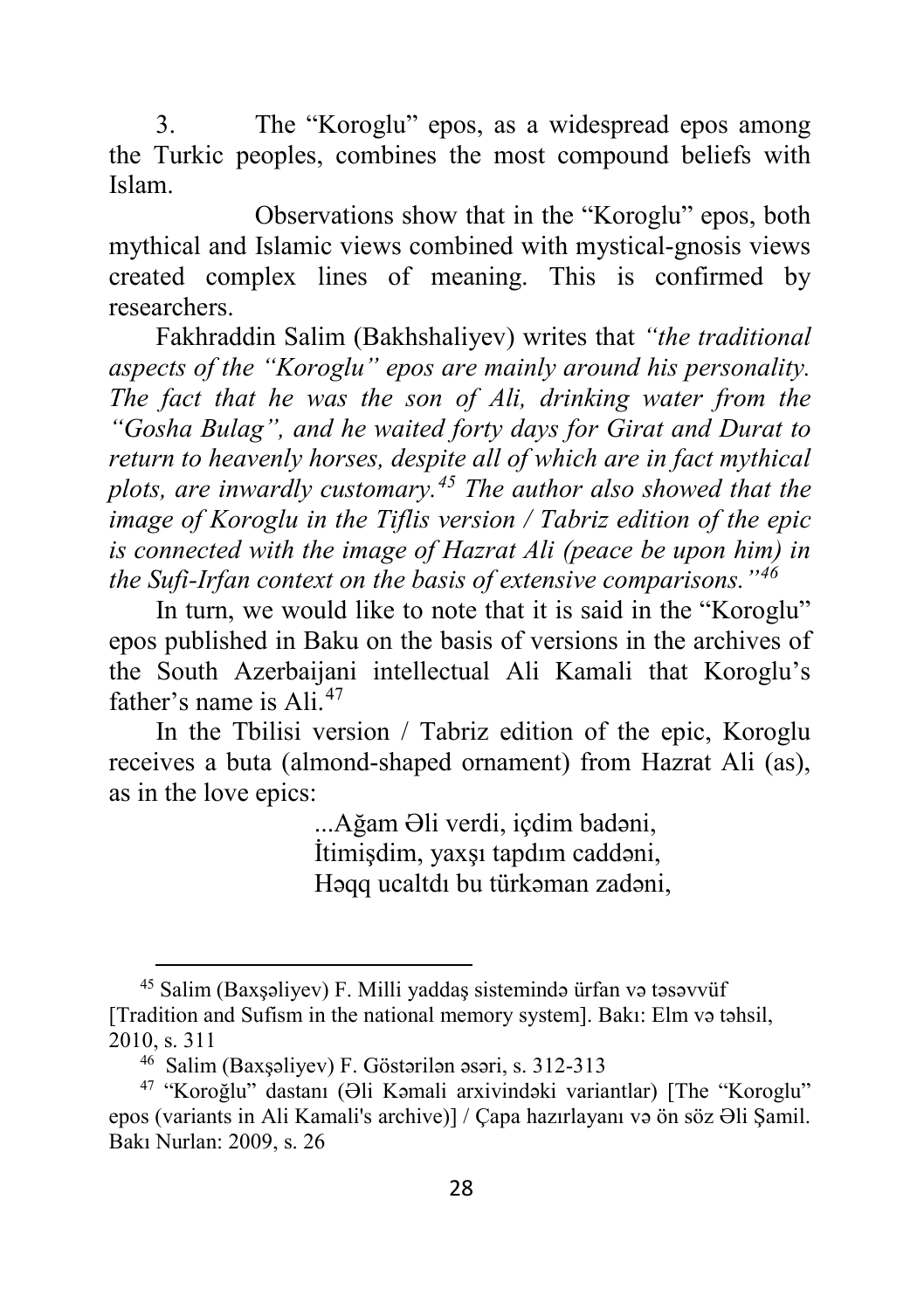3. The “Koroglu” epos, as a widespread epos among the Turkic peoples, combines the most compound beliefs with Islam.

Observations show that in the “Koroglu” epos, both mythical and Islamic views combined with mystical-gnosis views created complex lines of meaning. This is confirmed by researchers.

Fakhraddin Salim (Bakhshaliyev) writes that *“the traditional aspects of the “Koroglu” epos are mainly around his personality. The fact that he was the son of Ali, drinking water from the “Gosha Bulag”, and he waited forty days for Girat and Durat to return to heavenly horses, despite all of which are in fact mythical plots, are inwardly customary.*[45] *The author also showed that the image of Koroglu in the Tiflis version / Tabriz edition of the epic is connected with the image of Hazrat Ali (peace be upon him) in the Sufi-Irfan context on the basis of extensive comparisons.”*[46]

In turn, we would like to note that it is said in the “Koroglu” epos published in Baku on the basis of versions in the archives of the South Azerbaijani intellectual Ali Kamali that Koroglu’s father’s name is Ali.[47]

In the Tbilisi version / Tabriz edition of the epic, Koroglu receives a buta (almond-shaped ornament) from Hazrat Ali (as), as in the love epics:

> ...Ağam Əli verdi, içdim badəni,
> İtimişdim, yaxşı tapdım caddəni,
> Həqq ucaltdı bu türkəman zadəni,

---

[45] Salim (Baxşəliyev) F. Milli yaddaş sistemində ürfan və təsəvvüf [Tradition and Sufism in the national memory system]. Bakı: Elm və təhsil, 2010, s. 311

[46] Salim (Baxşəliyev) F. Göstərilən əsəri, s. 312-313

[47] “Koroğlu” dastanı (Əli Kəmali arxivindəki variantlar) [The “Koroglu” epos (variants in Ali Kamali's archive)] / Çapa hazırlayanı və ön söz Əli Şamil. Bakı Nurlan: 2009, s. 26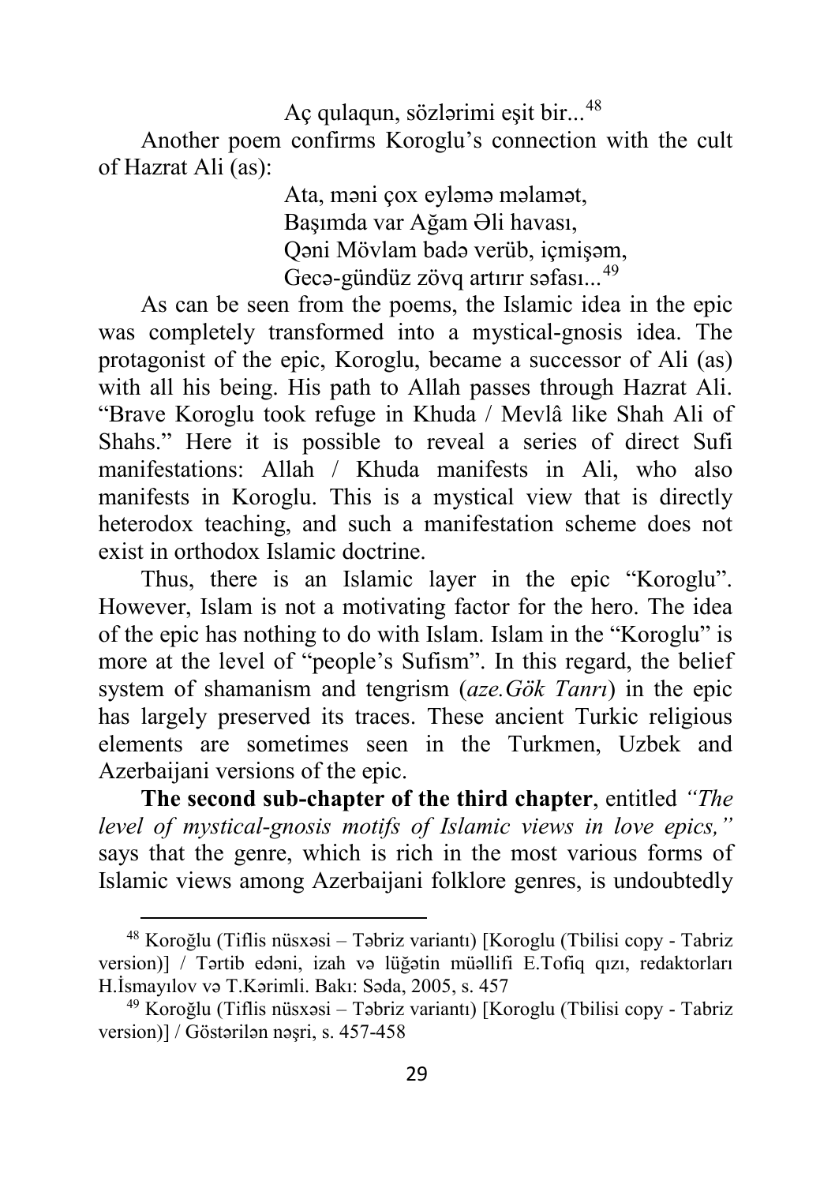Aç qulaqun, sözlərimi eşit bir...[48]

Another poem confirms Koroglu's connection with the cult of Hazrat Ali (as):

Ata, məni çox eyləmə məlamət,
Başımda var Ağam Əli havası,
Qəni Mövlam badə verüb, içmişəm,
Gecə-gündüz zövq artırır səfası...[49]

As can be seen from the poems, the Islamic idea in the epic was completely transformed into a mystical-gnosis idea. The protagonist of the epic, Koroglu, became a successor of Ali (as) with all his being. His path to Allah passes through Hazrat Ali. "Brave Koroglu took refuge in Khuda / Mevlâ like Shah Ali of Shahs." Here it is possible to reveal a series of direct Sufi manifestations: Allah / Khuda manifests in Ali, who also manifests in Koroglu. This is a mystical view that is directly heterodox teaching, and such a manifestation scheme does not exist in orthodox Islamic doctrine.

Thus, there is an Islamic layer in the epic "Koroglu". However, Islam is not a motivating factor for the hero. The idea of the epic has nothing to do with Islam. Islam in the "Koroglu" is more at the level of "people's Sufism". In this regard, the belief system of shamanism and tengrism (*aze.Gök Tanrı*) in the epic has largely preserved its traces. These ancient Turkic religious elements are sometimes seen in the Turkmen, Uzbek and Azerbaijani versions of the epic.

**The second sub-chapter of the third chapter**, entitled *"The level of mystical-gnosis motifs of Islamic views in love epics,"* says that the genre, which is rich in the most various forms of Islamic views among Azerbaijani folklore genres, is undoubtedly

---

[48] Koroğlu (Tiflis nüsxəsi – Təbriz variantı) [Koroglu (Tbilisi copy - Tabriz version)] / Tərtib edəni, izah və lüğətin müəllifi E.Tofiq qızı, redaktorları H.İsmayılov və T.Kərimli. Bakı: Səda, 2005, s. 457

[49] Koroğlu (Tiflis nüsxəsi – Təbriz variantı) [Koroglu (Tbilisi copy - Tabriz version)] / Göstərilən nəşri, s. 457-458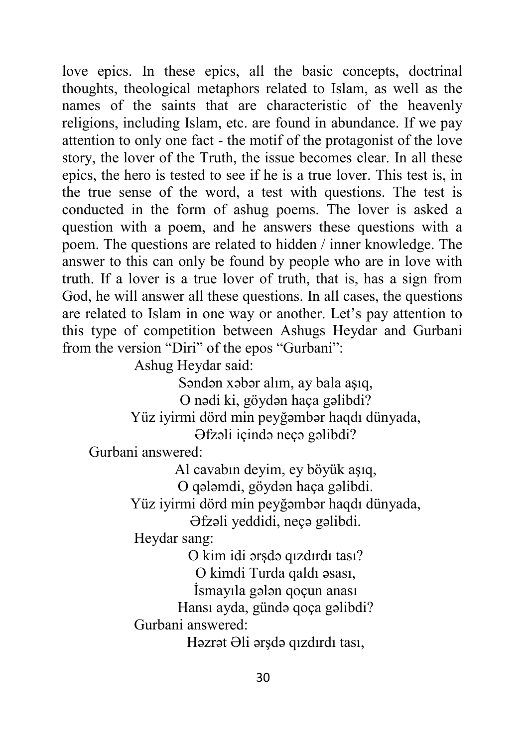love epics. In these epics, all the basic concepts, doctrinal thoughts, theological metaphors related to Islam, as well as the names of the saints that are characteristic of the heavenly religions, including Islam, etc. are found in abundance. If we pay attention to only one fact - the motif of the protagonist of the love story, the lover of the Truth, the issue becomes clear. In all these epics, the hero is tested to see if he is a true lover. This test is, in the true sense of the word, a test with questions. The test is conducted in the form of ashug poems. The lover is asked a question with a poem, and he answers these questions with a poem. The questions are related to hidden / inner knowledge. The answer to this can only be found by people who are in love with truth. If a lover is a true lover of truth, that is, has a sign from God, he will answer all these questions. In all cases, the questions are related to Islam in one way or another. Let's pay attention to this type of competition between Ashugs Heydar and Gurbani from the version "Diri" of the epos "Gurbani":

Ashug Heydar said:

Səndən xəbər alım, ay bala aşıq,  
O nədi ki, göydən haça gəlibdi?  
Yüz iyirmi dörd min peyğəmbər haqdı dünyada,  
Əfzəli içində neçə gəlibdi?

Gurbani answered:

Al cavabın deyim, ey böyük aşıq,  
O qələmdi, göydən haça gəlibdi.  
Yüz iyirmi dörd min peyğəmbər haqdı dünyada,  
Əfzəli yeddidi, neçə gəlibdi.

Heydar sang:

O kim idi ərşdə qızdırdı tası?  
O kimdi Turda qaldı əsası,  
İsmayıla gələn qoçun anası  
Hansı ayda, gündə qoça gəlibdi?

Gurbani answered:

Həzrət Əli ərşdə qızdırdı tası,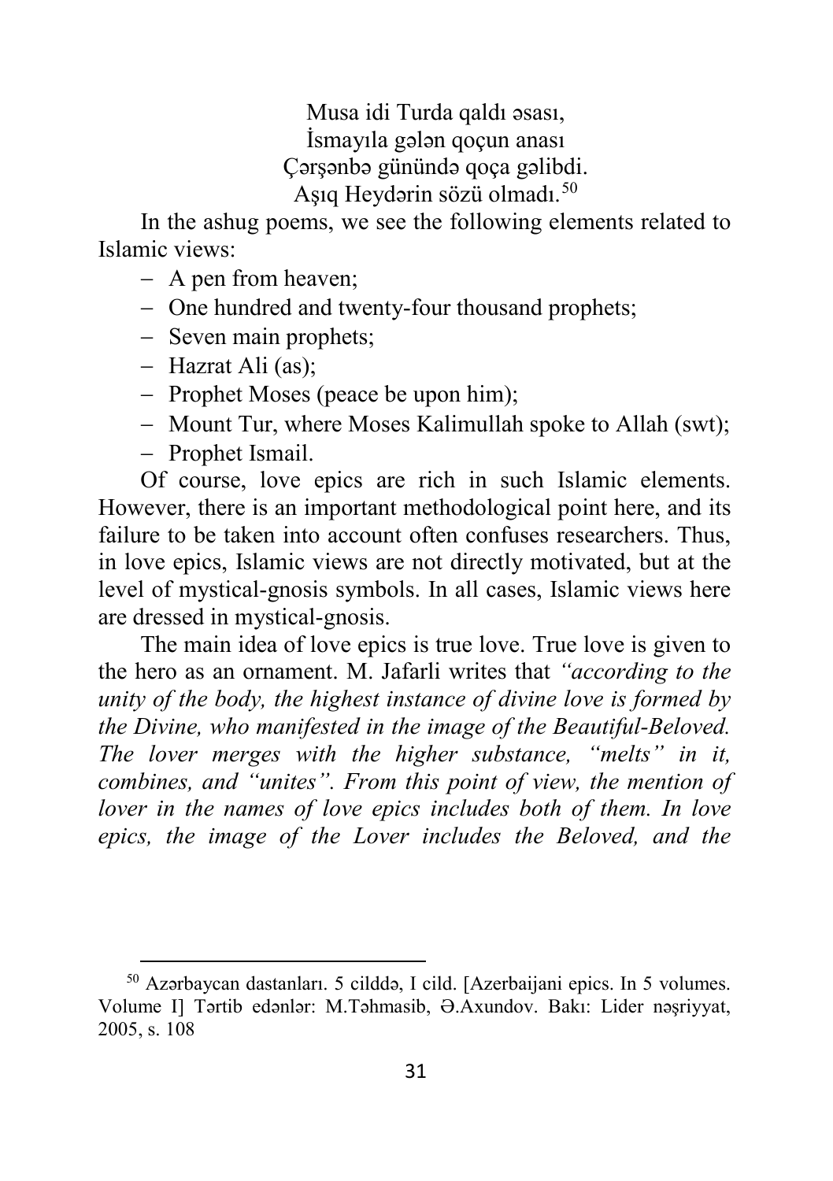Musa idi Turda qaldı əsası,  
İsmayıla gələn qoçun anası  
Çərşənbə günündə qoça gəlibdi.  
Aşıq Heydərin sözü olmadı.[50]

In the ashug poems, we see the following elements related to Islamic views:

- A pen from heaven;
- One hundred and twenty-four thousand prophets;
- Seven main prophets;
- Hazrat Ali (as);
- Prophet Moses (peace be upon him);
- Mount Tur, where Moses Kalimullah spoke to Allah (swt);
- Prophet Ismail.

Of course, love epics are rich in such Islamic elements. However, there is an important methodological point here, and its failure to be taken into account often confuses researchers. Thus, in love epics, Islamic views are not directly motivated, but at the level of mystical-gnosis symbols. In all cases, Islamic views here are dressed in mystical-gnosis.

The main idea of love epics is true love. True love is given to the hero as an ornament. M. Jafarli writes that *"according to the unity of the body, the highest instance of divine love is formed by the Divine, who manifested in the image of the Beautiful-Beloved. The lover merges with the higher substance, "melts" in it, combines, and "unites". From this point of view, the mention of lover in the names of love epics includes both of them. In love epics, the image of the Lover includes the Beloved, and the*

---

[50] Azərbaycan dastanları. 5 cilddə, I cild. [Azerbaijani epics. In 5 volumes. Volume I] Tərtib edənlər: M.Təhmasib, Ə.Axundov. Bakı: Lider nəşriyyat, 2005, s. 108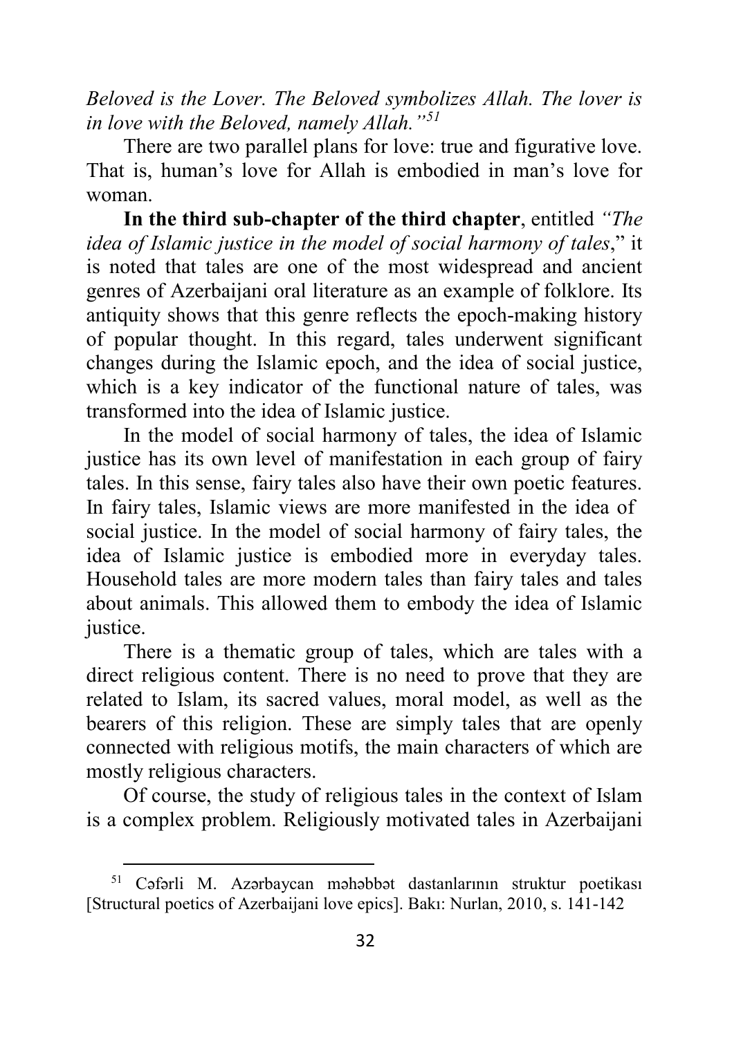*Beloved is the Lover. The Beloved symbolizes Allah. The lover is in love with the Beloved, namely Allah."*[51]

There are two parallel plans for love: true and figurative love. That is, human's love for Allah is embodied in man's love for woman.

**In the third sub-chapter of the third chapter**, entitled *"The idea of Islamic justice in the model of social harmony of tales*," it is noted that tales are one of the most widespread and ancient genres of Azerbaijani oral literature as an example of folklore. Its antiquity shows that this genre reflects the epoch-making history of popular thought. In this regard, tales underwent significant changes during the Islamic epoch, and the idea of social justice, which is a key indicator of the functional nature of tales, was transformed into the idea of Islamic justice.

In the model of social harmony of tales, the idea of Islamic justice has its own level of manifestation in each group of fairy tales. In this sense, fairy tales also have their own poetic features. In fairy tales, Islamic views are more manifested in the idea of social justice. In the model of social harmony of fairy tales, the idea of Islamic justice is embodied more in everyday tales. Household tales are more modern tales than fairy tales and tales about animals. This allowed them to embody the idea of Islamic justice.

There is a thematic group of tales, which are tales with a direct religious content. There is no need to prove that they are related to Islam, its sacred values, moral model, as well as the bearers of this religion. These are simply tales that are openly connected with religious motifs, the main characters of which are mostly religious characters.

Of course, the study of religious tales in the context of Islam is a complex problem. Religiously motivated tales in Azerbaijani

---

[51] Cəfərli M. Azərbaycan məhəbbət dastanlarının struktur poetikası [Structural poetics of Azerbaijani love epics]. Bakı: Nurlan, 2010, s. 141-142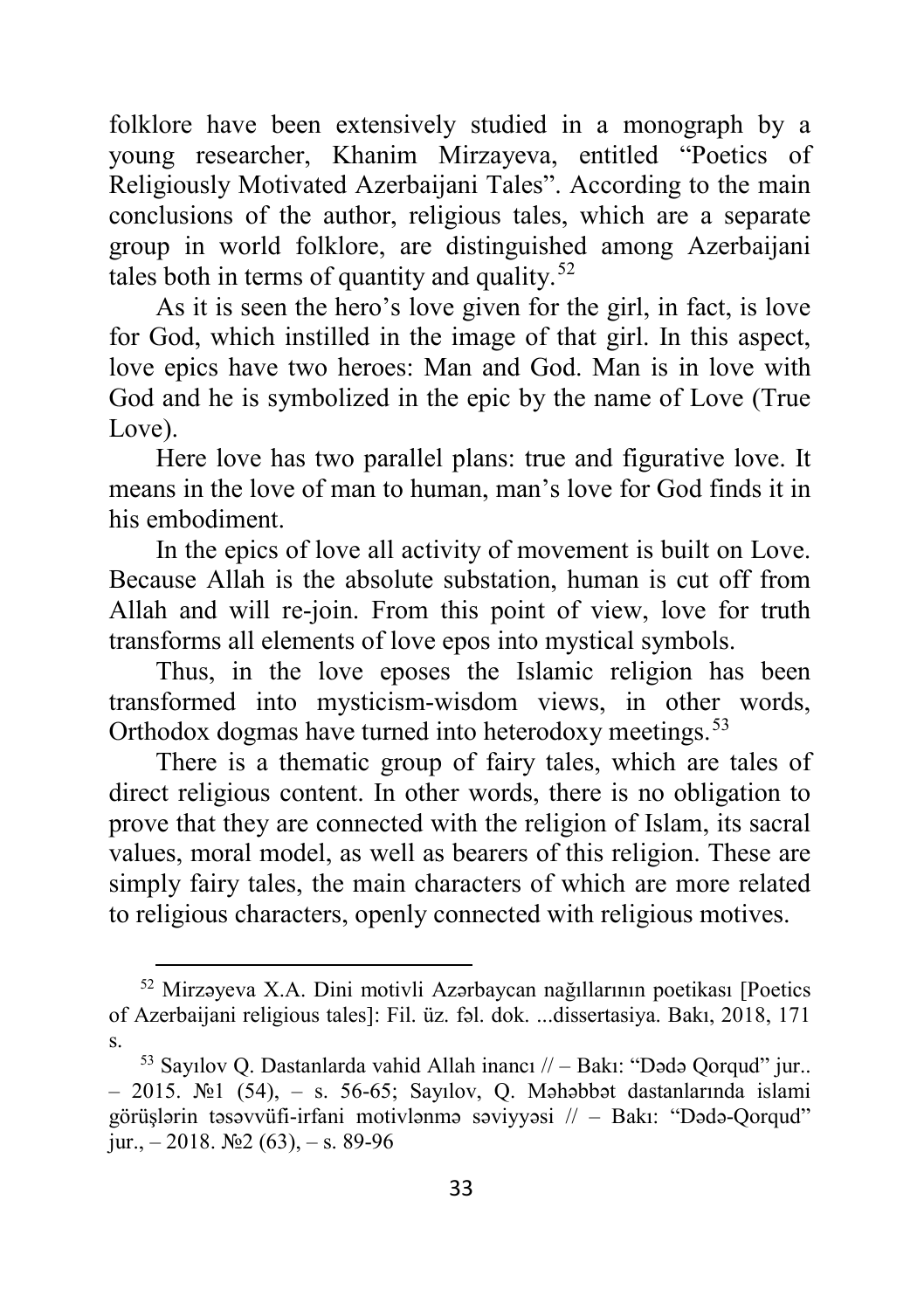folklore have been extensively studied in a monograph by a young researcher, Khanim Mirzayeva, entitled "Poetics of Religiously Motivated Azerbaijani Tales". According to the main conclusions of the author, religious tales, which are a separate group in world folklore, are distinguished among Azerbaijani tales both in terms of quantity and quality.[52]

As it is seen the hero's love given for the girl, in fact, is love for God, which instilled in the image of that girl. In this aspect, love epics have two heroes: Man and God. Man is in love with God and he is symbolized in the epic by the name of Love (True Love).

Here love has two parallel plans: true and figurative love. It means in the love of man to human, man's love for God finds it in his embodiment.

In the epics of love all activity of movement is built on Love. Because Allah is the absolute substation, human is cut off from Allah and will re-join. From this point of view, love for truth transforms all elements of love epos into mystical symbols.

Thus, in the love eposes the Islamic religion has been transformed into mysticism-wisdom views, in other words, Orthodox dogmas have turned into heterodoxy meetings.[53]

There is a thematic group of fairy tales, which are tales of direct religious content. In other words, there is no obligation to prove that they are connected with the religion of Islam, its sacral values, moral model, as well as bearers of this religion. These are simply fairy tales, the main characters of which are more related to religious characters, openly connected with religious motives.

---

[52] Mirzəyeva X.A. Dini motivli Azərbaycan nağıllarının poetikası [Poetics of Azerbaijani religious tales]: Fil. üz. fəl. dok. ...dissertasiya. Bakı, 2018, 171 s.

[53] Sayılov Q. Dastanlarda vahid Allah inancı // – Bakı: "Dədə Qorqud" jur.. – 2015. №1 (54), – s. 56-65; Sayılov, Q. Məhəbbət dastanlarında islami görüşlərin təsəvvüfi-irfani motivlənmə səviyyəsi // – Bakı: "Dədə-Qorqud" jur., – 2018. №2 (63), – s. 89-96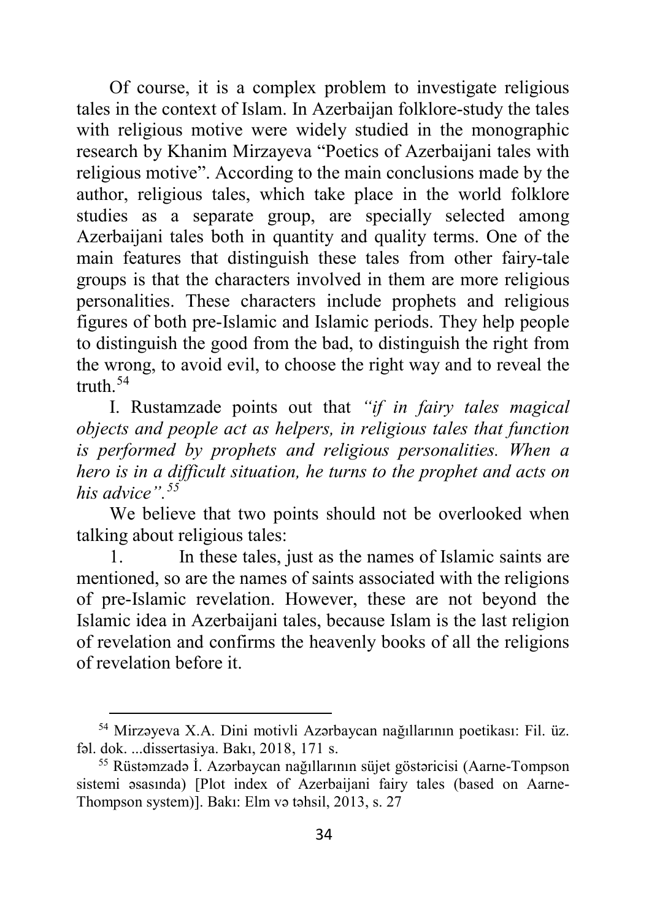Of course, it is a complex problem to investigate religious tales in the context of Islam. In Azerbaijan folklore-study the tales with religious motive were widely studied in the monographic research by Khanim Mirzayeva "Poetics of Azerbaijani tales with religious motive". According to the main conclusions made by the author, religious tales, which take place in the world folklore studies as a separate group, are specially selected among Azerbaijani tales both in quantity and quality terms. One of the main features that distinguish these tales from other fairy-tale groups is that the characters involved in them are more religious personalities. These characters include prophets and religious figures of both pre-Islamic and Islamic periods. They help people to distinguish the good from the bad, to distinguish the right from the wrong, to avoid evil, to choose the right way and to reveal the truth.[54]

I. Rustamzade points out that *"if in fairy tales magical objects and people act as helpers, in religious tales that function is performed by prophets and religious personalities. When a hero is in a difficult situation, he turns to the prophet and acts on his advice".*[55]

We believe that two points should not be overlooked when talking about religious tales:

1. In these tales, just as the names of Islamic saints are mentioned, so are the names of saints associated with the religions of pre-Islamic revelation. However, these are not beyond the Islamic idea in Azerbaijani tales, because Islam is the last religion of revelation and confirms the heavenly books of all the religions of revelation before it.

---

[54] Mirzəyeva X.A. Dini motivli Azərbaycan nağıllarının poetikası: Fil. üz. fəl. dok. ...dissertasiya. Bakı, 2018, 171 s.

[55] Rüstəmzadə İ. Azərbaycan nağıllarının süjet göstəricisi (Aarne-Tompson sistemi əsasında) [Plot index of Azerbaijani fairy tales (based on Aarne-Thompson system)]. Bakı: Elm və təhsil, 2013, s. 27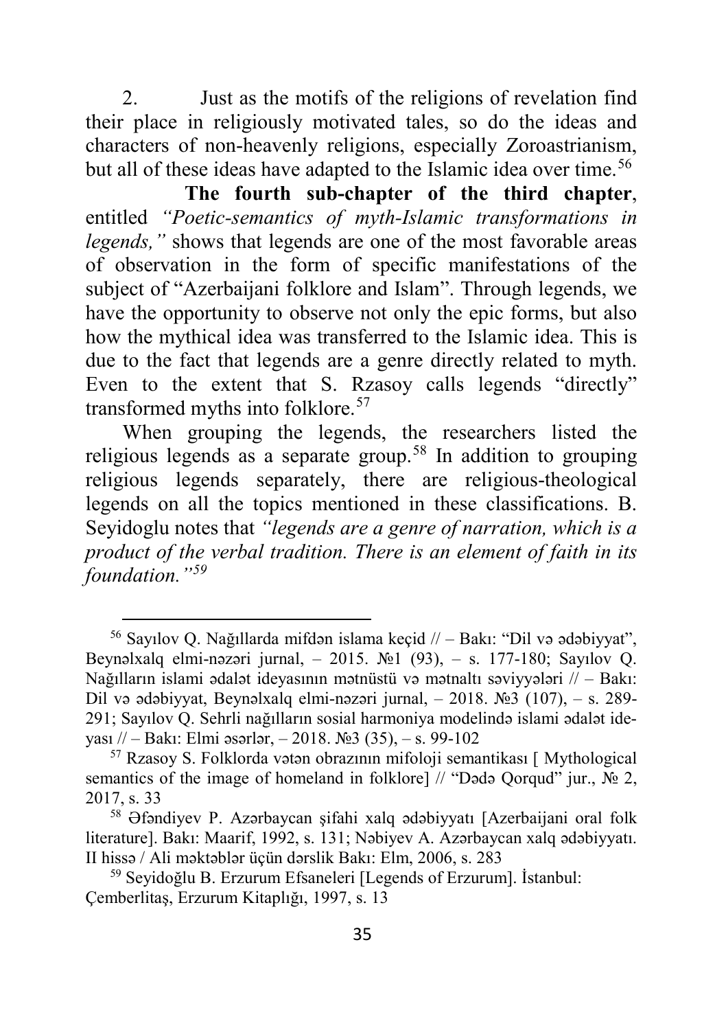2. Just as the motifs of the religions of revelation find their place in religiously motivated tales, so do the ideas and characters of non-heavenly religions, especially Zoroastrianism, but all of these ideas have adapted to the Islamic idea over time.[56]

**The fourth sub-chapter of the third chapter**, entitled *"Poetic-semantics of myth-Islamic transformations in legends,"* shows that legends are one of the most favorable areas of observation in the form of specific manifestations of the subject of "Azerbaijani folklore and Islam". Through legends, we have the opportunity to observe not only the epic forms, but also how the mythical idea was transferred to the Islamic idea. This is due to the fact that legends are a genre directly related to myth. Even to the extent that S. Rzasoy calls legends "directly" transformed myths into folklore.[57]

When grouping the legends, the researchers listed the religious legends as a separate group.[58] In addition to grouping religious legends separately, there are religious-theological legends on all the topics mentioned in these classifications. B. Seyidoglu notes that *"legends are a genre of narration, which is a product of the verbal tradition. There is an element of faith in its foundation."*[59]

---

[56] Sayılov Q. Nağıllarda mifdən islama keçid // – Bakı: "Dil və ədəbiyyat", Beynəlxalq elmi-nəzəri jurnal, – 2015. №1 (93), – s. 177-180; Sayılov Q. Nağılların islami ədalət ideyasının mətnüstü və mətnaltı səviyyələri // – Bakı: Dil və ədəbiyyat, Beynəlxalq elmi-nəzəri jurnal, – 2018. №3 (107), – s. 289-291; Sayılov Q. Sehrli nağılların sosial harmoniya modelində islami ədalət ideyası // – Bakı: Elmi əsərlər, – 2018. №3 (35), – s. 99-102

[57] Rzasoy S. Folklorda vətən obrazının mifoloji semantikası [ Mythological semantics of the image of homeland in folklore] // "Dədə Qorqud" jur., № 2, 2017, s. 33

[58] Əfəndiyev P. Azərbaycan şifahi xalq ədəbiyyatı [Azerbaijani oral folk literature]. Bakı: Maarif, 1992, s. 131; Nəbiyev A. Azərbaycan xalq ədəbiyyatı. II hissə / Ali məktəblər üçün dərslik Bakı: Elm, 2006, s. 283

[59] Seyidoğlu B. Erzurum Efsaneleri [Legends of Erzurum]. İstanbul: Çemberlitaş, Erzurum Kitaplığı, 1997, s. 13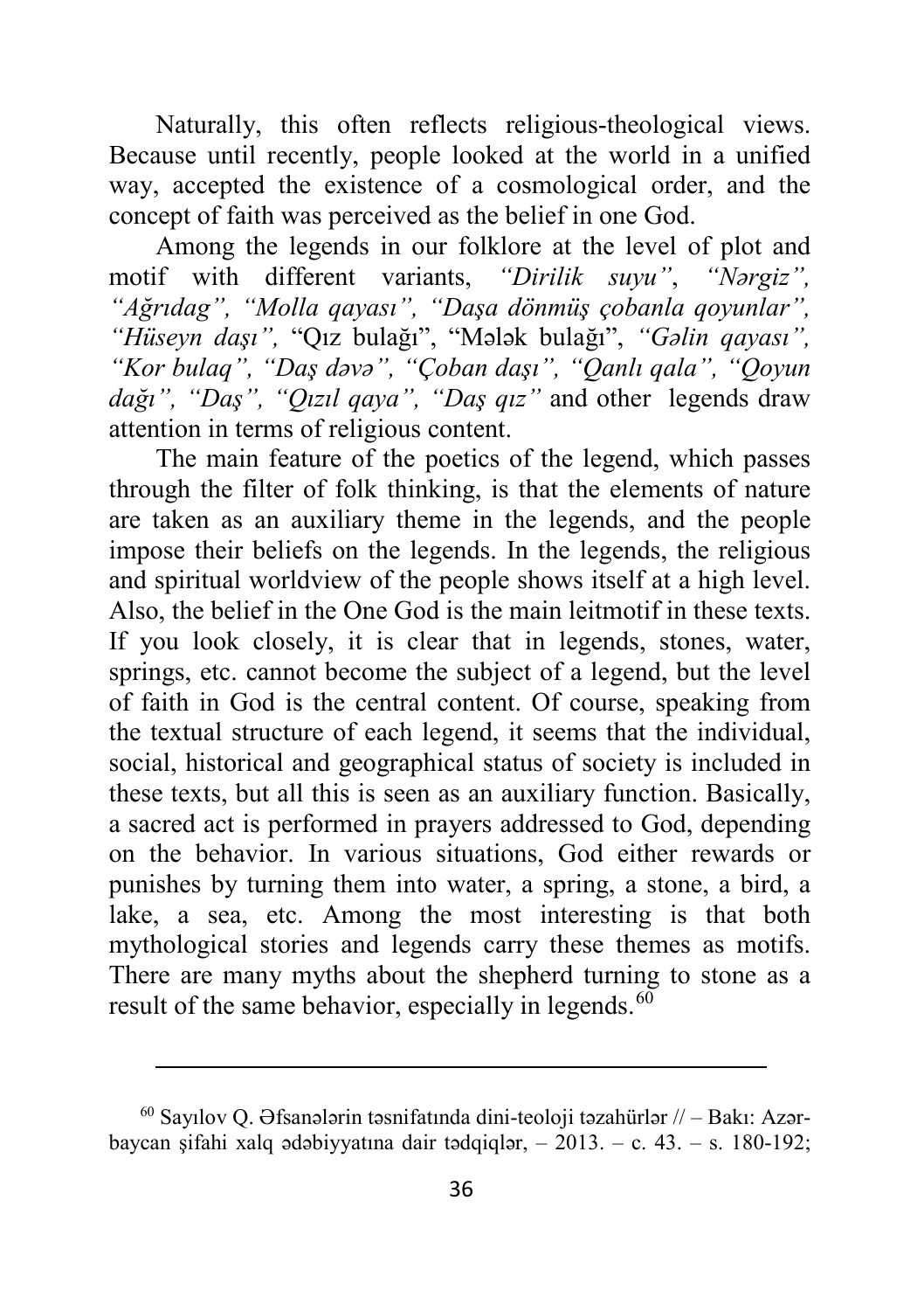Naturally, this often reflects religious-theological views. Because until recently, people looked at the world in a unified way, accepted the existence of a cosmological order, and the concept of faith was perceived as the belief in one God.

Among the legends in our folklore at the level of plot and motif with different variants, *"Dirilik suyu"*, *"Nərgiz", "Ağrıdag", "Molla qayası", "Daşa dönmüş çobanla qoyunlar", "Hüseyn daşı",* "Qız bulağı", "Mələk bulağı", *"Gəlin qayası", "Kor bulaq", "Daş dəvə", "Çoban daşı", "Qanlı qala", "Qoyun dağı", "Daş", "Qızıl qaya", "Daş qız"* and other legends draw attention in terms of religious content.

The main feature of the poetics of the legend, which passes through the filter of folk thinking, is that the elements of nature are taken as an auxiliary theme in the legends, and the people impose their beliefs on the legends. In the legends, the religious and spiritual worldview of the people shows itself at a high level. Also, the belief in the One God is the main leitmotif in these texts. If you look closely, it is clear that in legends, stones, water, springs, etc. cannot become the subject of a legend, but the level of faith in God is the central content. Of course, speaking from the textual structure of each legend, it seems that the individual, social, historical and geographical status of society is included in these texts, but all this is seen as an auxiliary function. Basically, a sacred act is performed in prayers addressed to God, depending on the behavior. In various situations, God either rewards or punishes by turning them into water, a spring, a stone, a bird, a lake, a sea, etc. Among the most interesting is that both mythological stories and legends carry these themes as motifs. There are many myths about the shepherd turning to stone as a result of the same behavior, especially in legends.[60]

---

[60] Sayılov Q. Əfsanələrin təsnifatında dini-teoloji təzahürlər // – Bakı: Azərbaycan şifahi xalq ədəbiyyatına dair tədqiqlər, – 2013. – c. 43. – s. 180-192;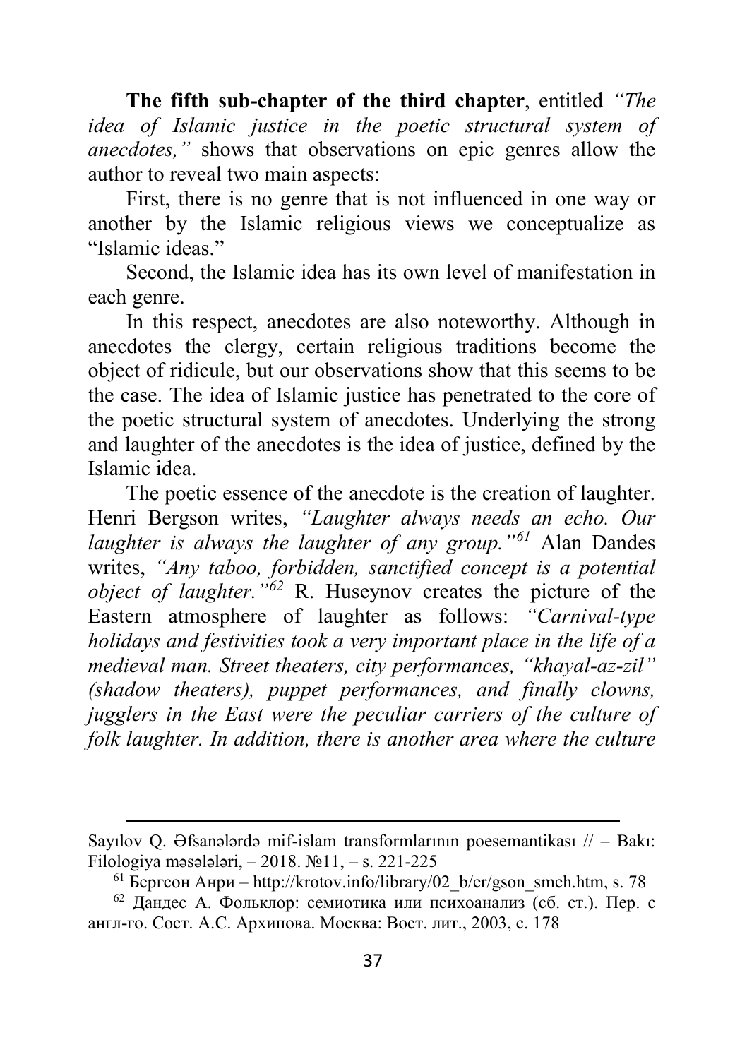**The fifth sub-chapter of the third chapter**, entitled *"The idea of Islamic justice in the poetic structural system of anecdotes,"* shows that observations on epic genres allow the author to reveal two main aspects:

First, there is no genre that is not influenced in one way or another by the Islamic religious views we conceptualize as "Islamic ideas."

Second, the Islamic idea has its own level of manifestation in each genre.

In this respect, anecdotes are also noteworthy. Although in anecdotes the clergy, certain religious traditions become the object of ridicule, but our observations show that this seems to be the case. The idea of Islamic justice has penetrated to the core of the poetic structural system of anecdotes. Underlying the strong and laughter of the anecdotes is the idea of justice, defined by the Islamic idea.

The poetic essence of the anecdote is the creation of laughter. Henri Bergson writes, *"Laughter always needs an echo. Our laughter is always the laughter of any group."*[61] Alan Dandes writes, *"Any taboo, forbidden, sanctified concept is a potential object of laughter."*[62] R. Huseynov creates the picture of the Eastern atmosphere of laughter as follows: *"Carnival-type holidays and festivities took a very important place in the life of a medieval man. Street theaters, city performances, "khayal-az-zil" (shadow theaters), puppet performances, and finally clowns, jugglers in the East were the peculiar carriers of the culture of folk laughter. In addition, there is another area where the culture*

---

Sayılov Q. Əfsanələrdə mif-islam transformlarının poesemantikası // – Bakı: Filologiya məsələləri, – 2018. №11, – s. 221-225

[61] Бергсон Анри – http://krotov.info/library/02_b/er/gson_smeh.htm, s. 78

[62] Дандес А. Фольклор: семиотика или психоанализ (сб. ст.). Пер. с англ-го. Сост. А.С. Архипова. Москва: Вост. лит., 2003, с. 178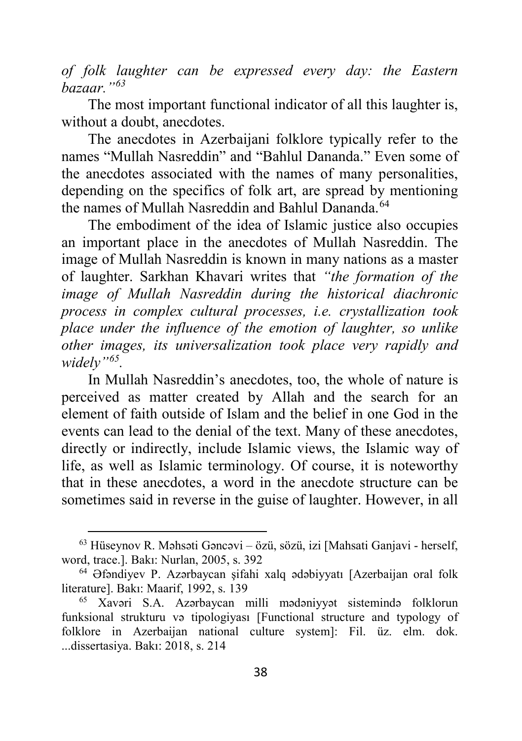*of folk laughter can be expressed every day: the Eastern bazaar."*[63]

The most important functional indicator of all this laughter is, without a doubt, anecdotes.

The anecdotes in Azerbaijani folklore typically refer to the names "Mullah Nasreddin" and "Bahlul Dananda." Even some of the anecdotes associated with the names of many personalities, depending on the specifics of folk art, are spread by mentioning the names of Mullah Nasreddin and Bahlul Dananda.[64]

The embodiment of the idea of Islamic justice also occupies an important place in the anecdotes of Mullah Nasreddin. The image of Mullah Nasreddin is known in many nations as a master of laughter. Sarkhan Khavari writes that *"the formation of the image of Mullah Nasreddin during the historical diachronic process in complex cultural processes, i.e. crystallization took place under the influence of the emotion of laughter, so unlike other images, its universalization took place very rapidly and widely"*[65].

In Mullah Nasreddin's anecdotes, too, the whole of nature is perceived as matter created by Allah and the search for an element of faith outside of Islam and the belief in one God in the events can lead to the denial of the text. Many of these anecdotes, directly or indirectly, include Islamic views, the Islamic way of life, as well as Islamic terminology. Of course, it is noteworthy that in these anecdotes, a word in the anecdote structure can be sometimes said in reverse in the guise of laughter. However, in all

---

[63] Hüseynov R. Məhsəti Gəncəvi – özü, sözü, izi [Mahsati Ganjavi - herself, word, trace.]. Bakı: Nurlan, 2005, s. 392

[64] Əfəndiyev P. Azərbaycan şifahi xalq ədəbiyyatı [Azerbaijan oral folk literature]. Bakı: Maarif, 1992, s. 139

[65] Xavəri S.A. Azərbaycan milli mədəniyyət sistemində folklorun funksional strukturu və tipologiyası [Functional structure and typology of folklore in Azerbaijan national culture system]: Fil. üz. elm. dok. ...dissertasiya. Bakı: 2018, s. 214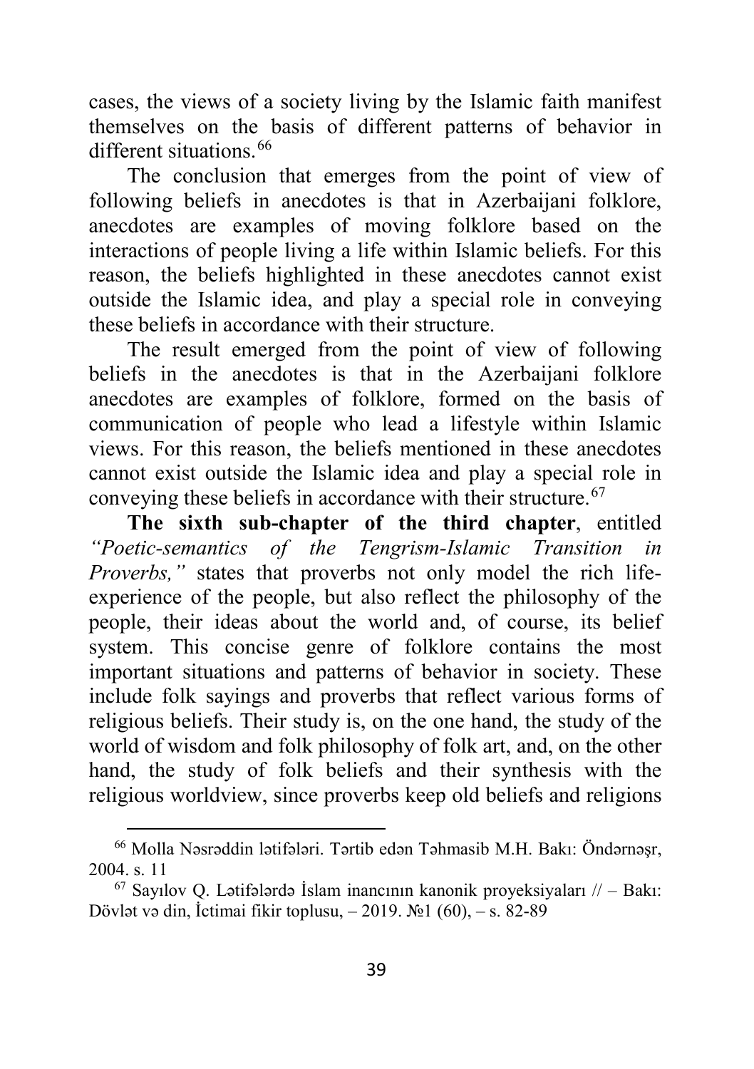cases, the views of a society living by the Islamic faith manifest themselves on the basis of different patterns of behavior in different situations.[66]

The conclusion that emerges from the point of view of following beliefs in anecdotes is that in Azerbaijani folklore, anecdotes are examples of moving folklore based on the interactions of people living a life within Islamic beliefs. For this reason, the beliefs highlighted in these anecdotes cannot exist outside the Islamic idea, and play a special role in conveying these beliefs in accordance with their structure.

The result emerged from the point of view of following beliefs in the anecdotes is that in the Azerbaijani folklore anecdotes are examples of folklore, formed on the basis of communication of people who lead a lifestyle within Islamic views. For this reason, the beliefs mentioned in these anecdotes cannot exist outside the Islamic idea and play a special role in conveying these beliefs in accordance with their structure.[67]

**The sixth sub-chapter of the third chapter**, entitled *"Poetic-semantics of the Tengrism-Islamic Transition in Proverbs,"* states that proverbs not only model the rich life-experience of the people, but also reflect the philosophy of the people, their ideas about the world and, of course, its belief system. This concise genre of folklore contains the most important situations and patterns of behavior in society. These include folk sayings and proverbs that reflect various forms of religious beliefs. Their study is, on the one hand, the study of the world of wisdom and folk philosophy of folk art, and, on the other hand, the study of folk beliefs and their synthesis with the religious worldview, since proverbs keep old beliefs and religions

---

[66] Molla Nəsrəddin lətifələri. Tərtib edən Təhmasib M.H. Bakı: Öndərnəşr, 2004. s. 11

[67] Sayılov Q. Lətifələrdə İslam inancının kanonik proyeksiyaları // – Bakı: Dövlət və din, İctimai fikir toplusu, – 2019. №1 (60), – s. 82-89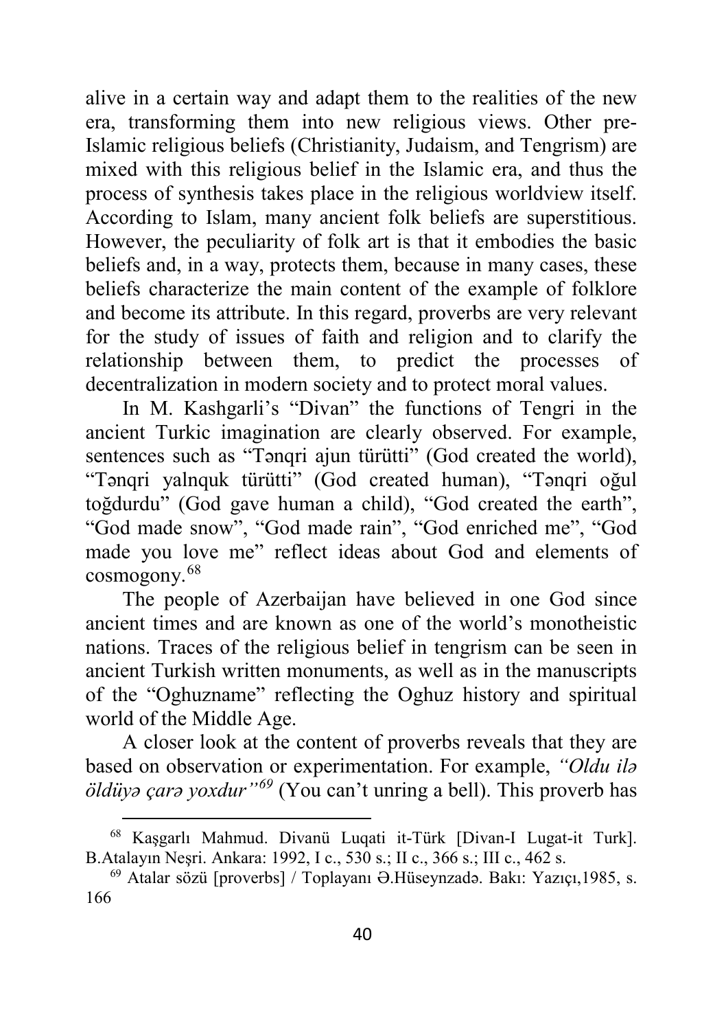alive in a certain way and adapt them to the realities of the new era, transforming them into new religious views. Other pre-Islamic religious beliefs (Christianity, Judaism, and Tengrism) are mixed with this religious belief in the Islamic era, and thus the process of synthesis takes place in the religious worldview itself. According to Islam, many ancient folk beliefs are superstitious. However, the peculiarity of folk art is that it embodies the basic beliefs and, in a way, protects them, because in many cases, these beliefs characterize the main content of the example of folklore and become its attribute. In this regard, proverbs are very relevant for the study of issues of faith and religion and to clarify the relationship between them, to predict the processes of decentralization in modern society and to protect moral values.

In M. Kashgarli's "Divan" the functions of Tengri in the ancient Turkic imagination are clearly observed. For example, sentences such as "Tənqri ajun türütti" (God created the world), "Tənqri yalnquk türütti" (God created human), "Tənqri oğul toğdurdu" (God gave human a child), "God created the earth", "God made snow", "God made rain", "God enriched me", "God made you love me" reflect ideas about God and elements of cosmogony.[68]

The people of Azerbaijan have believed in one God since ancient times and are known as one of the world's monotheistic nations. Traces of the religious belief in tengrism can be seen in ancient Turkish written monuments, as well as in the manuscripts of the "Oghuzname" reflecting the Oghuz history and spiritual world of the Middle Age.

A closer look at the content of proverbs reveals that they are based on observation or experimentation. For example, *"Oldu ilə öldüyə çarə yoxdur"*[69] (You can't unring a bell). This proverb has

---

[68] Kaşgarlı Mahmud. Divanü Luqati it-Türk [Divan-I Lugat-it Turk]. B.Atalayın Neşri. Ankara: 1992, I c., 530 s.; II c., 366 s.; III c., 462 s.

[69] Atalar sözü [proverbs] / Toplayanı Ə.Hüseynzadə. Bakı: Yazıçı,1985, s. 166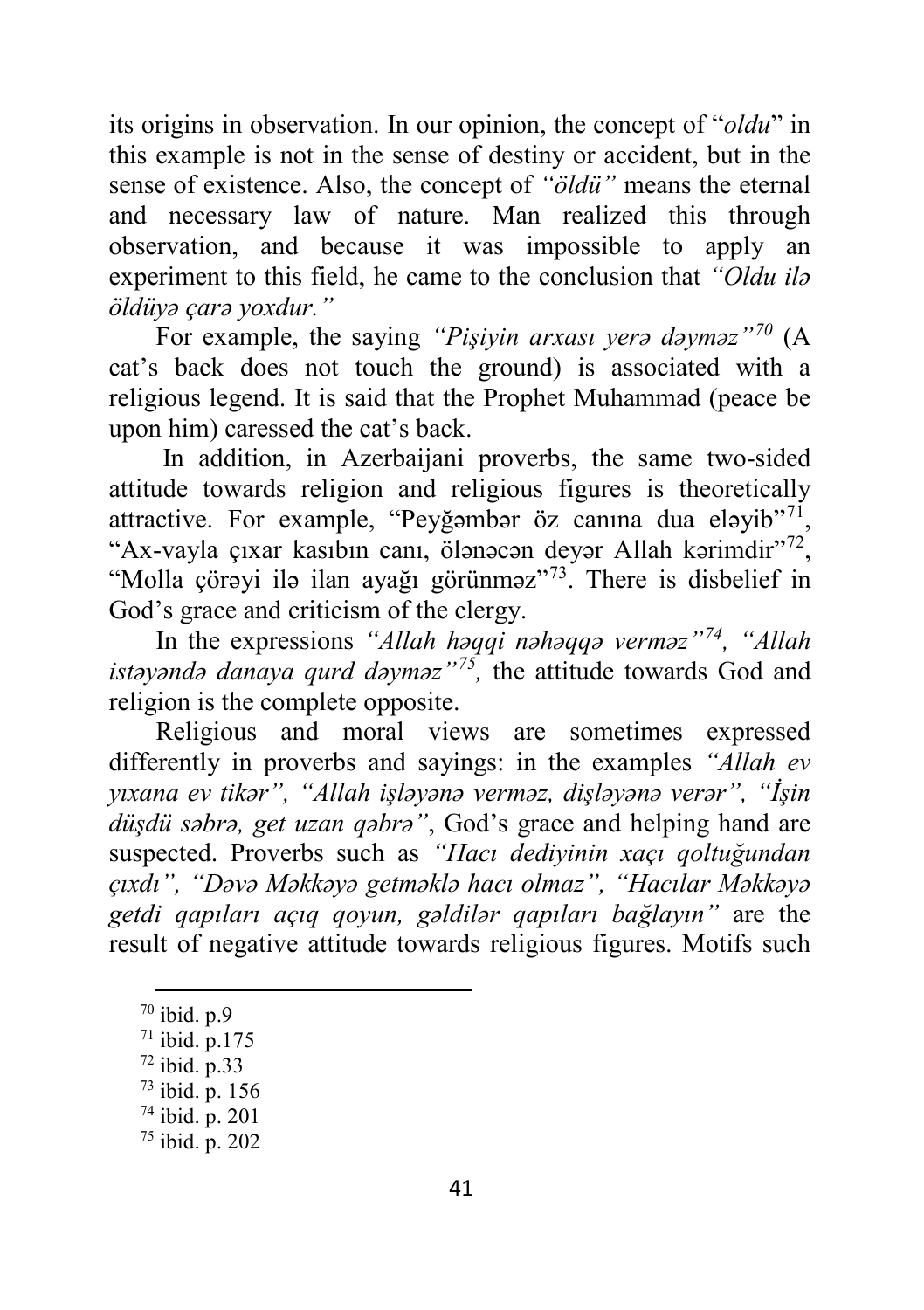its origins in observation. In our opinion, the concept of "*oldu*" in this example is not in the sense of destiny or accident, but in the sense of existence. Also, the concept of *"öldü"* means the eternal and necessary law of nature. Man realized this through observation, and because it was impossible to apply an experiment to this field, he came to the conclusion that *"Oldu ilə öldüyə çarə yoxdur."*

For example, the saying *"Pişiyin arxası yerə dəyməz"*[70] (A cat's back does not touch the ground) is associated with a religious legend. It is said that the Prophet Muhammad (peace be upon him) caressed the cat's back.

In addition, in Azerbaijani proverbs, the same two-sided attitude towards religion and religious figures is theoretically attractive. For example, "Peyğəmbər öz canına dua eləyib"[71], "Ax-vayla çıxar kasıbın canı, ölənəcən deyər Allah kərimdir"[72], "Molla çörəyi ilə ilan ayağı görünməz"[73]. There is disbelief in God's grace and criticism of the clergy.

In the expressions *"Allah həqqi nəhəqqə verməz"*[74], *"Allah istəyəndə danaya qurd dəyməz"*[75], the attitude towards God and religion is the complete opposite.

Religious and moral views are sometimes expressed differently in proverbs and sayings: in the examples *"Allah ev yıxana ev tikər"*, *"Allah işləyənə verməz, dişləyənə verər"*, *"İşin düşdü səbrə, get uzan qəbrə"*, God's grace and helping hand are suspected. Proverbs such as *"Hacı dediyinin xaçı qoltuğundan çıxdı"*, *"Dəvə Məkkəyə getməklə hacı olmaz"*, *"Hacılar Məkkəyə getdi qapıları açıq qoyun, gəldilər qapıları bağlayın"* are the result of negative attitude towards religious figures. Motifs such

---

[70] ibid. p.9

[71] ibid. p.175

[72] ibid. p.33

[73] ibid. p. 156

[74] ibid. p. 201

[75] ibid. p. 202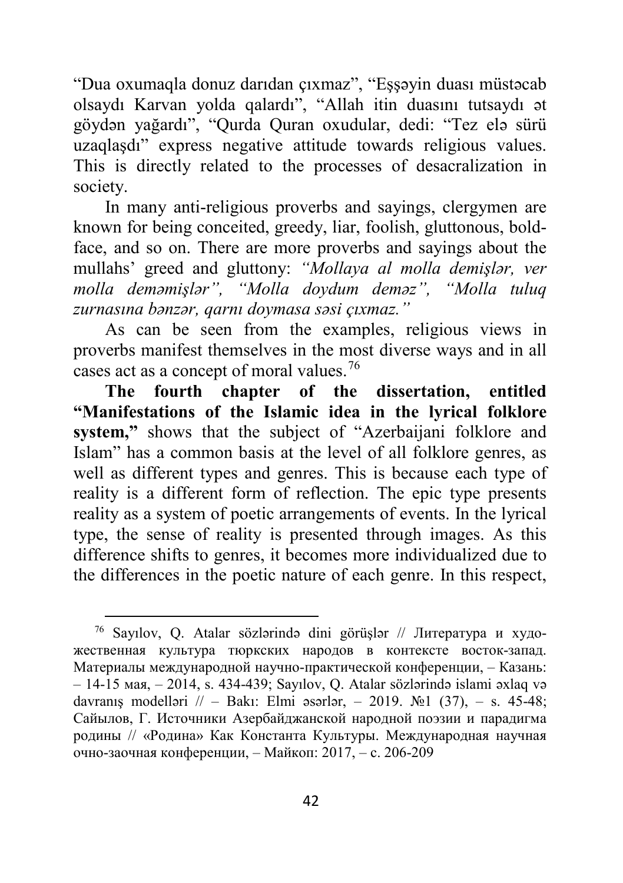"Dua oxumaqla donuz darıdan çıxmaz", "Eşşəyin duası müstəcab olsaydı Karvan yolda qalardı", "Allah itin duasını tutsaydı ət göydən yağardı", "Qurda Quran oxudular, dedi: "Tez elə sürü uzaqlaşdı" express negative attitude towards religious values. This is directly related to the processes of desacralization in society.

In many anti-religious proverbs and sayings, clergymen are known for being conceited, greedy, liar, foolish, gluttonous, bold-face, and so on. There are more proverbs and sayings about the mullahs' greed and gluttony: *"Mollaya al molla demişlər, ver molla deməmişlər", "Molla doydum deməz", "Molla tuluq zurnasına bənzər, qarnı doymasa səsi çıxmaz."*

As can be seen from the examples, religious views in proverbs manifest themselves in the most diverse ways and in all cases act as a concept of moral values.[76]

**The fourth chapter of the dissertation, entitled "Manifestations of the Islamic idea in the lyrical folklore system,"** shows that the subject of "Azerbaijani folklore and Islam" has a common basis at the level of all folklore genres, as well as different types and genres. This is because each type of reality is a different form of reflection. The epic type presents reality as a system of poetic arrangements of events. In the lyrical type, the sense of reality is presented through images. As this difference shifts to genres, it becomes more individualized due to the differences in the poetic nature of each genre. In this respect,

---

[76] Sayılov, Q. Atalar sözlərində dini görüşlər // Литература и художественная культура тюркских народов в контексте восток-запад. Материалы международной научно-практической конференции, – Казань: – 14-15 мая, – 2014, s. 434-439; Sayılov, Q. Atalar sözlərində islami əxlaq və davranış modelləri // – Bakı: Elmi əsərlər, – 2019. №1 (37), – s. 45-48; Сайылов, Г. Источники Азербайджанской народной поэзии и парадигма родины // «Родина» Как Константа Культуры. Международная научная очно-заочная конференции, – Майкоп: 2017, – с. 206-209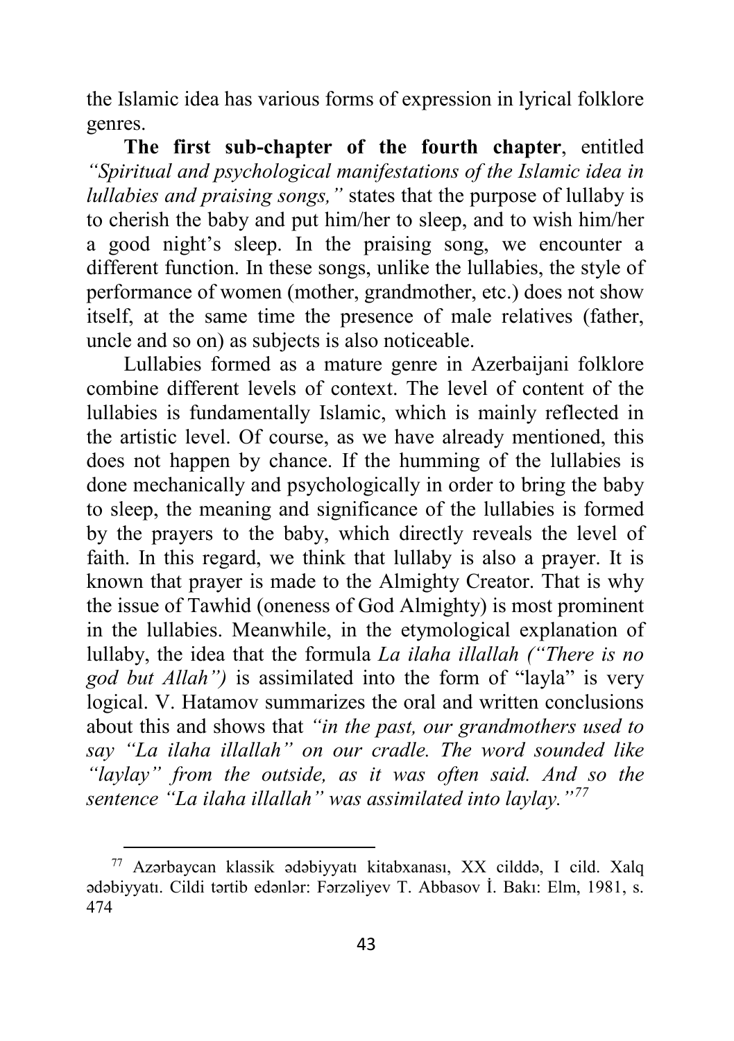the Islamic idea has various forms of expression in lyrical folklore genres.

**The first sub-chapter of the fourth chapter**, entitled *"Spiritual and psychological manifestations of the Islamic idea in lullabies and praising songs,"* states that the purpose of lullaby is to cherish the baby and put him/her to sleep, and to wish him/her a good night's sleep. In the praising song, we encounter a different function. In these songs, unlike the lullabies, the style of performance of women (mother, grandmother, etc.) does not show itself, at the same time the presence of male relatives (father, uncle and so on) as subjects is also noticeable.

Lullabies formed as a mature genre in Azerbaijani folklore combine different levels of context. The level of content of the lullabies is fundamentally Islamic, which is mainly reflected in the artistic level. Of course, as we have already mentioned, this does not happen by chance. If the humming of the lullabies is done mechanically and psychologically in order to bring the baby to sleep, the meaning and significance of the lullabies is formed by the prayers to the baby, which directly reveals the level of faith. In this regard, we think that lullaby is also a prayer. It is known that prayer is made to the Almighty Creator. That is why the issue of Tawhid (oneness of God Almighty) is most prominent in the lullabies. Meanwhile, in the etymological explanation of lullaby, the idea that the formula *La ilaha illallah ("There is no god but Allah")* is assimilated into the form of "layla" is very logical. V. Hatamov summarizes the oral and written conclusions about this and shows that *"in the past, our grandmothers used to say "La ilaha illallah" on our cradle. The word sounded like "laylay" from the outside, as it was often said. And so the sentence "La ilaha illallah" was assimilated into laylay."*[77]

---

[77] Azərbaycan klassik ədəbiyyatı kitabxanası, XX cilddə, I cild. Xalq ədəbiyyatı. Cildi tərtib edənlər: Fərzəliyev T. Abbasov İ. Bakı: Elm, 1981, s. 474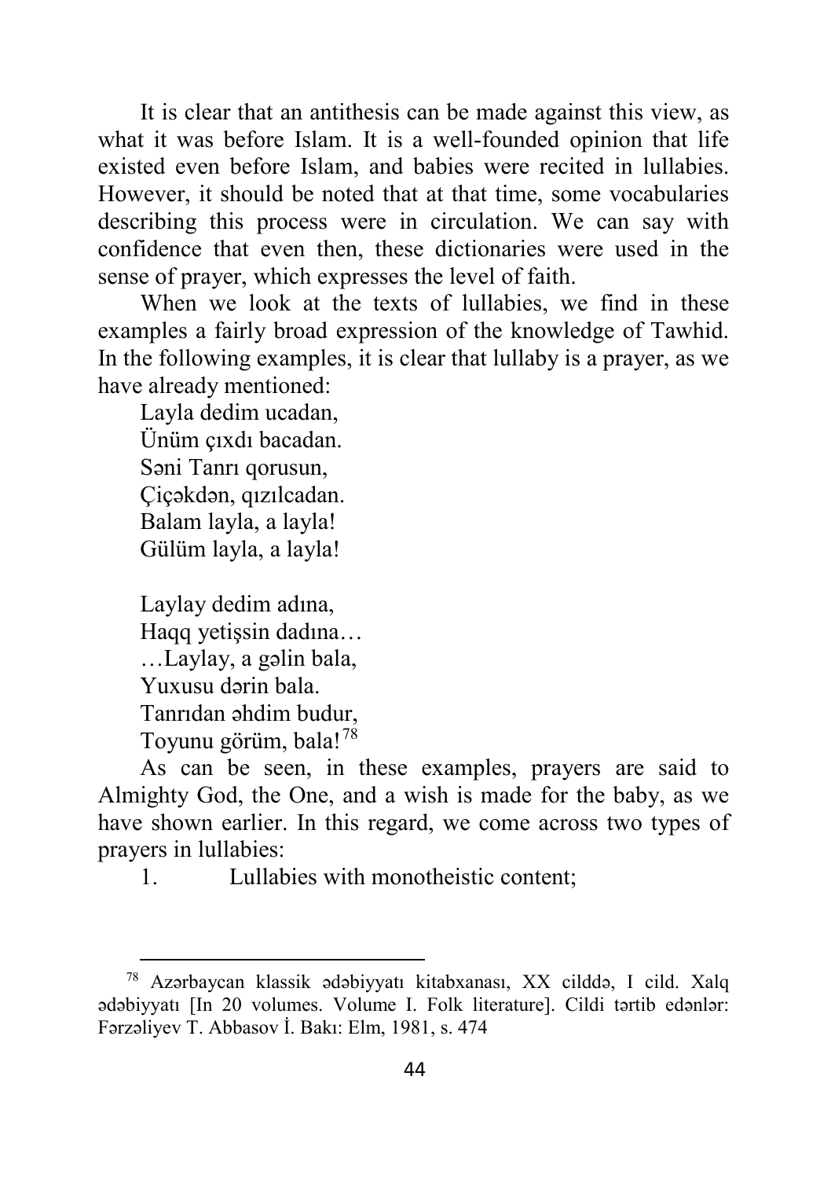It is clear that an antithesis can be made against this view, as what it was before Islam. It is a well-founded opinion that life existed even before Islam, and babies were recited in lullabies. However, it should be noted that at that time, some vocabularies describing this process were in circulation. We can say with confidence that even then, these dictionaries were used in the sense of prayer, which expresses the level of faith.

When we look at the texts of lullabies, we find in these examples a fairly broad expression of the knowledge of Tawhid. In the following examples, it is clear that lullaby is a prayer, as we have already mentioned:

Layla dedim ucadan,
Ünüm çıxdı bacadan.
Səni Tanrı qorusun,
Çiçəkdən, qızılcadan.
Balam layla, a layla!
Gülüm layla, a layla!

Laylay dedim adına,
Haqq yetişsin dadına…
…Laylay, a gəlin bala,
Yuxusu dərin bala.
Tanrıdan əhdim budur,
Toyunu görüm, bala![78]

As can be seen, in these examples, prayers are said to Almighty God, the One, and a wish is made for the baby, as we have shown earlier. In this regard, we come across two types of prayers in lullabies:

1. Lullabies with monotheistic content;

---

[78] Azərbaycan klassik ədəbiyyatı kitabxanası, XX cilddə, I cild. Xalq ədəbiyyatı [In 20 volumes. Volume I. Folk literature]. Cildi tərtib edənlər: Fərzəliyev T. Abbasov İ. Bakı: Elm, 1981, s. 474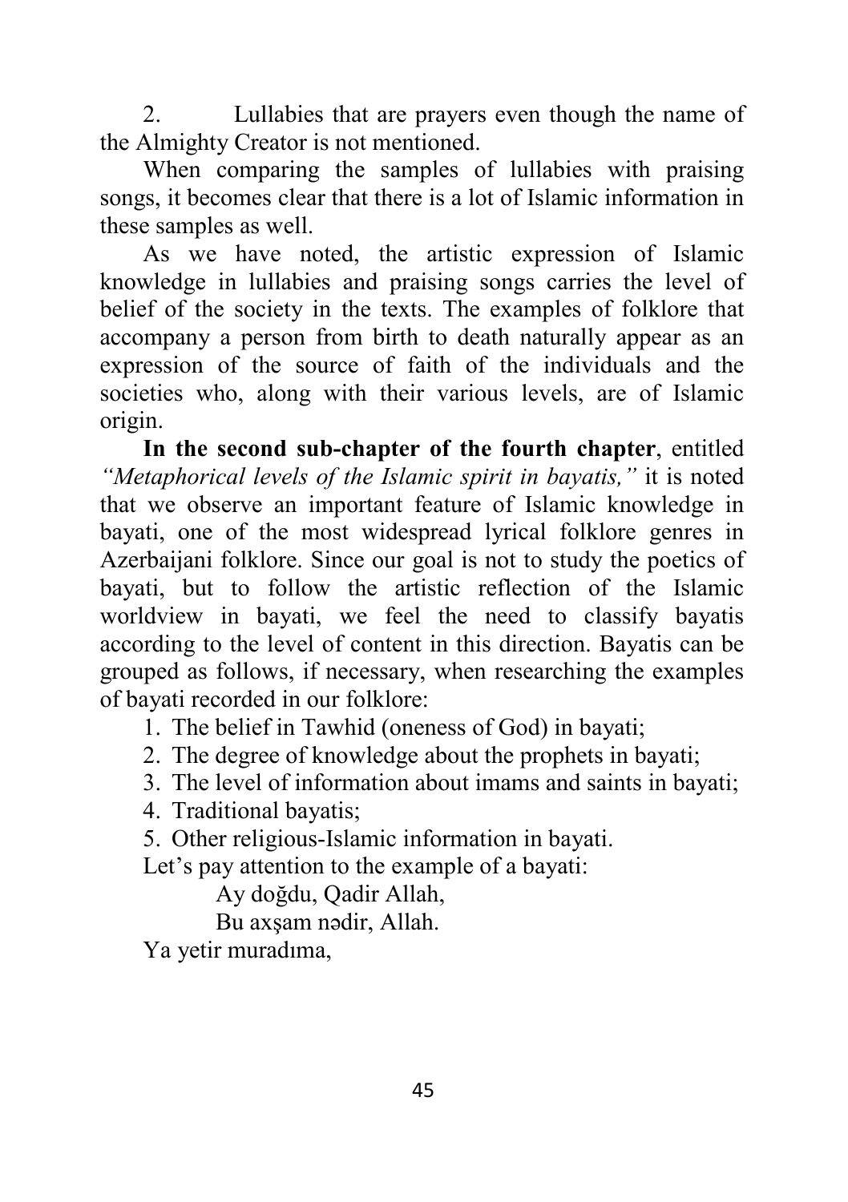2. Lullabies that are prayers even though the name of the Almighty Creator is not mentioned.

When comparing the samples of lullabies with praising songs, it becomes clear that there is a lot of Islamic information in these samples as well.

As we have noted, the artistic expression of Islamic knowledge in lullabies and praising songs carries the level of belief of the society in the texts. The examples of folklore that accompany a person from birth to death naturally appear as an expression of the source of faith of the individuals and the societies who, along with their various levels, are of Islamic origin.

**In the second sub-chapter of the fourth chapter**, entitled *"Metaphorical levels of the Islamic spirit in bayatis,"* it is noted that we observe an important feature of Islamic knowledge in bayati, one of the most widespread lyrical folklore genres in Azerbaijani folklore. Since our goal is not to study the poetics of bayati, but to follow the artistic reflection of the Islamic worldview in bayati, we feel the need to classify bayatis according to the level of content in this direction. Bayatis can be grouped as follows, if necessary, when researching the examples of bayati recorded in our folklore:

1. The belief in Tawhid (oneness of God) in bayati;
2. The degree of knowledge about the prophets in bayati;
3. The level of information about imams and saints in bayati;
4. Traditional bayatis;
5. Other religious-Islamic information in bayati.

Let's pay attention to the example of a bayati:

Ay doğdu, Qadir Allah,
Bu axşam nədir, Allah.
Ya yetir muradıma,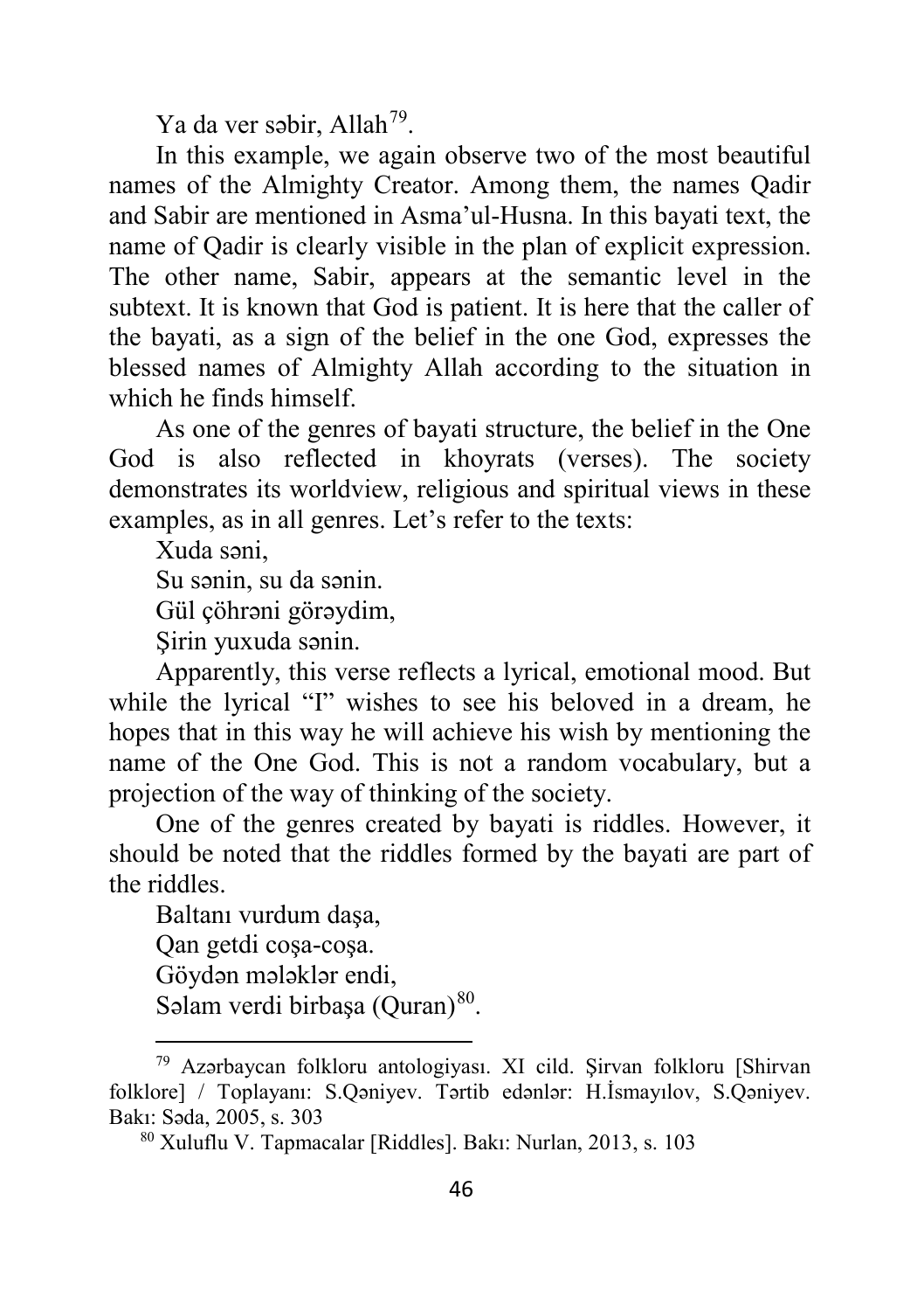Ya da ver səbir, Allah[79].

In this example, we again observe two of the most beautiful names of the Almighty Creator. Among them, the names Qadir and Sabir are mentioned in Asma'ul-Husna. In this bayati text, the name of Qadir is clearly visible in the plan of explicit expression. The other name, Sabir, appears at the semantic level in the subtext. It is known that God is patient. It is here that the caller of the bayati, as a sign of the belief in the one God, expresses the blessed names of Almighty Allah according to the situation in which he finds himself.

As one of the genres of bayati structure, the belief in the One God is also reflected in khoyrats (verses). The society demonstrates its worldview, religious and spiritual views in these examples, as in all genres. Let's refer to the texts:

Xuda səni,
Su sənin, su da sənin.
Gül çöhrəni görəydim,
Şirin yuxuda sənin.

Apparently, this verse reflects a lyrical, emotional mood. But while the lyrical "I" wishes to see his beloved in a dream, he hopes that in this way he will achieve his wish by mentioning the name of the One God. This is not a random vocabulary, but a projection of the way of thinking of the society.

One of the genres created by bayati is riddles. However, it should be noted that the riddles formed by the bayati are part of the riddles.

Baltanı vurdum daşa,
Qan getdi coşa-coşa.
Göydən mələklər endi,
Səlam verdi birbaşa (Quran)[80].

---

[79] Azərbaycan folkloru antologiyası. XI cild. Şirvan folkloru [Shirvan folklore] / Toplayanı: S.Qəniyev. Tərtib edənlər: H.İsmayılov, S.Qəniyev. Bakı: Səda, 2005, s. 303

[80] Xuluflu V. Tapmacalar [Riddles]. Bakı: Nurlan, 2013, s. 103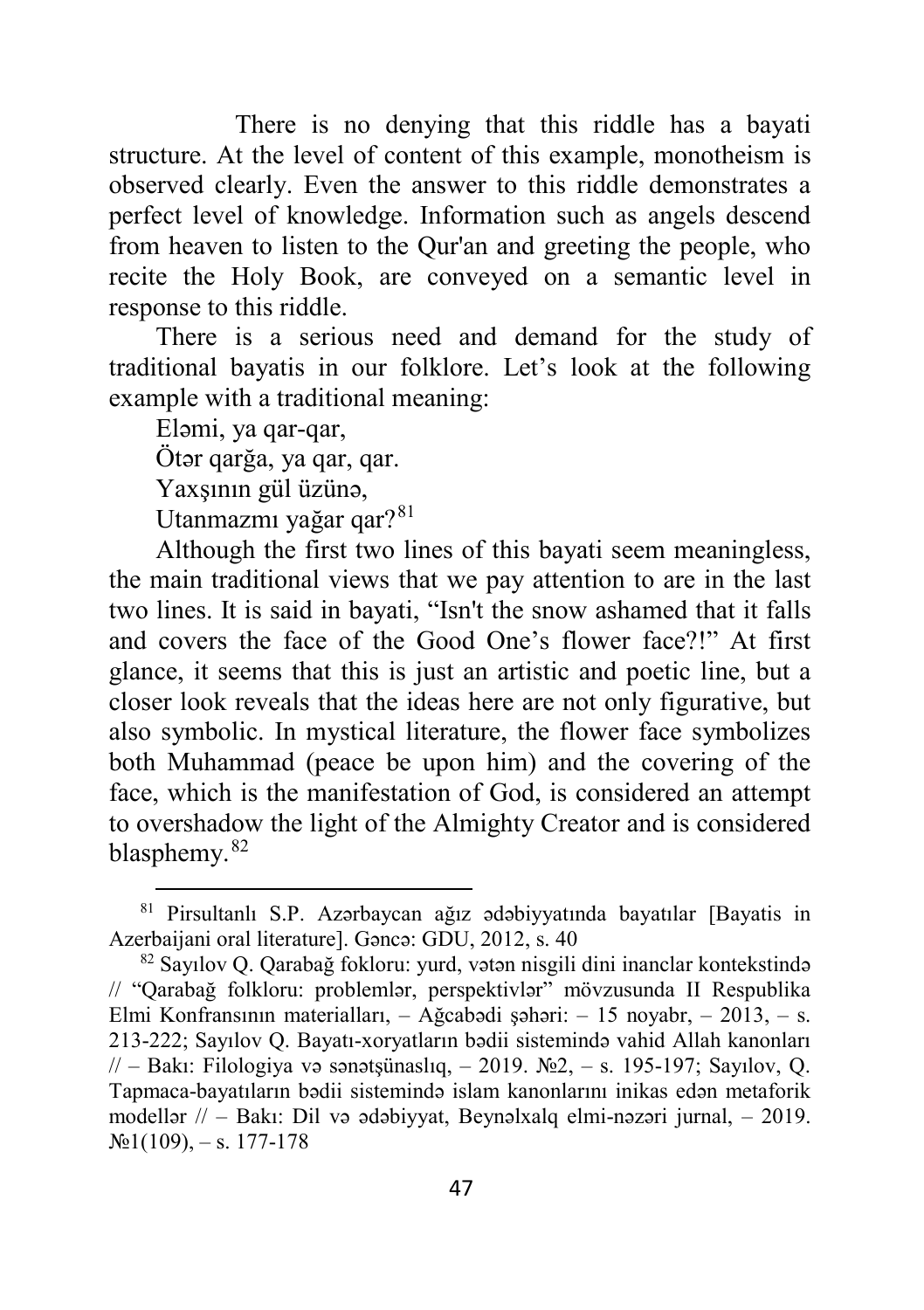There is no denying that this riddle has a bayati structure. At the level of content of this example, monotheism is observed clearly. Even the answer to this riddle demonstrates a perfect level of knowledge. Information such as angels descend from heaven to listen to the Qur'an and greeting the people, who recite the Holy Book, are conveyed on a semantic level in response to this riddle.

There is a serious need and demand for the study of traditional bayatis in our folklore. Let's look at the following example with a traditional meaning:

Eləmi, ya qar-qar,  
Ötər qarğa, ya qar, qar.  
Yaxşının gül üzünə,  
Utanmazmı yağar qar?[81]

Although the first two lines of this bayati seem meaningless, the main traditional views that we pay attention to are in the last two lines. It is said in bayati, "Isn't the snow ashamed that it falls and covers the face of the Good One's flower face?!" At first glance, it seems that this is just an artistic and poetic line, but a closer look reveals that the ideas here are not only figurative, but also symbolic. In mystical literature, the flower face symbolizes both Muhammad (peace be upon him) and the covering of the face, which is the manifestation of God, is considered an attempt to overshadow the light of the Almighty Creator and is considered blasphemy.[82]

---

[81] Pirsultanlı S.P. Azərbaycan ağız ədəbiyyatında bayatılar [Bayatis in Azerbaijani oral literature]. Gəncə: GDU, 2012, s. 40

[82] Sayılov Q. Qarabağ fokloru: yurd, vətən nisgili dini inanclar kontekstində // "Qarabağ folkloru: problemlər, perspektivlər" mövzusunda II Respublika Elmi Konfransının materialları, – Ağcabədi şəhəri: – 15 noyabr, – 2013, – s. 213-222; Sayılov Q. Bayatı-xoryatların bədii sistemində vahid Allah kanonları // – Bakı: Filologiya və sənətşünaslıq, – 2019. №2, – s. 195-197; Sayılov, Q. Tapmaca-bayatıların bədii sistemində islam kanonlarını inikas edən metaforik modellər // – Bakı: Dil və ədəbiyyat, Beynəlxalq elmi-nəzəri jurnal, – 2019. №1(109), – s. 177-178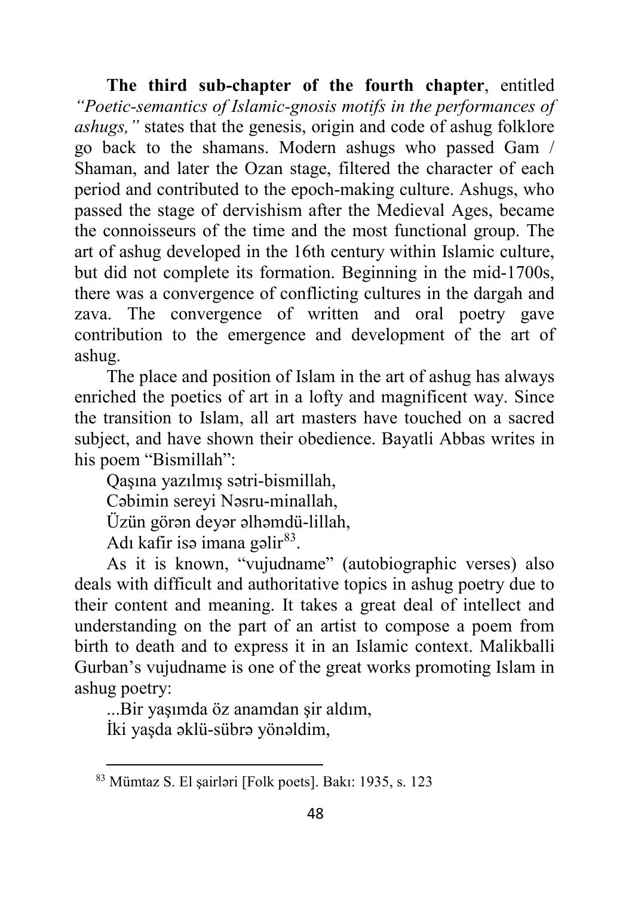**The third sub-chapter of the fourth chapter**, entitled *"Poetic-semantics of Islamic-gnosis motifs in the performances of ashugs,"* states that the genesis, origin and code of ashug folklore go back to the shamans. Modern ashugs who passed Gam / Shaman, and later the Ozan stage, filtered the character of each period and contributed to the epoch-making culture. Ashugs, who passed the stage of dervishism after the Medieval Ages, became the connoisseurs of the time and the most functional group. The art of ashug developed in the 16th century within Islamic culture, but did not complete its formation. Beginning in the mid-1700s, there was a convergence of conflicting cultures in the dargah and zava. The convergence of written and oral poetry gave contribution to the emergence and development of the art of ashug.

The place and position of Islam in the art of ashug has always enriched the poetics of art in a lofty and magnificent way. Since the transition to Islam, all art masters have touched on a sacred subject, and have shown their obedience. Bayatli Abbas writes in his poem "Bismillah":

Qaşına yazılmış sətri-bismillah,  
Cəbimin sereyi Nəsru-minallah,  
Üzün görən deyər əlhəmdü-lillah,  
Adı kafir isə imana gəlir[83].

As it is known, "vujudname" (autobiographic verses) also deals with difficult and authoritative topics in ashug poetry due to their content and meaning. It takes a great deal of intellect and understanding on the part of an artist to compose a poem from birth to death and to express it in an Islamic context. Malikballi Gurban's vujudname is one of the great works promoting Islam in ashug poetry:

...Bir yaşımda öz anamdan şir aldım,  
İki yaşda əklü-sübrə yönəldim,

---

[83] Mümtaz S. El şairləri [Folk poets]. Bakı: 1935, s. 123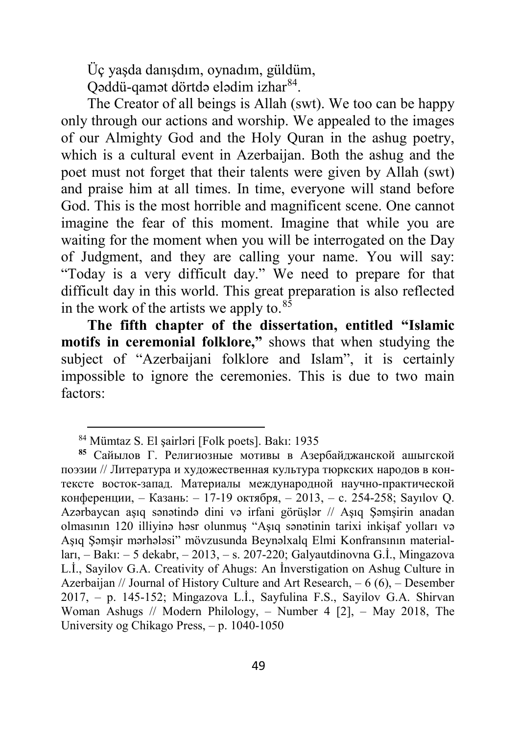Üç yaşda danışdım, oynadım, güldüm,
Qəddü-qamət dörtdə elədim izhar[84].

The Creator of all beings is Allah (swt). We too can be happy only through our actions and worship. We appealed to the images of our Almighty God and the Holy Quran in the ashug poetry, which is a cultural event in Azerbaijan. Both the ashug and the poet must not forget that their talents were given by Allah (swt) and praise him at all times. In time, everyone will stand before God. This is the most horrible and magnificent scene. One cannot imagine the fear of this moment. Imagine that while you are waiting for the moment when you will be interrogated on the Day of Judgment, and they are calling your name. You will say: "Today is a very difficult day." We need to prepare for that difficult day in this world. This great preparation is also reflected in the work of the artists we apply to.[85]

**The fifth chapter of the dissertation, entitled "Islamic motifs in ceremonial folklore,"** shows that when studying the subject of "Azerbaijani folklore and Islam", it is certainly impossible to ignore the ceremonies. This is due to two main factors:

---

[84] Mümtaz S. El şairləri [Folk poets]. Bakı: 1935

[85] Сайылов Г. Религиозные мотивы в Азербайджанской ашыгской поэзии // Литература и художественная культура тюркских народов в контексте восток-запад. Материалы международной научно-практической конференции, – Казань: – 17-19 октября, – 2013, – с. 254-258; Sayılov Q. Azərbaycan aşıq sənətində dini və irfani görüşlər // Aşıq Şəmşirin anadan olmasının 120 illiyinə həsr olunmuş "Aşıq sənətinin tarixi inkişaf yolları və Aşıq Şəmşir mərhələsi" mövzusunda Beynəlxalq Elmi Konfransının materialları, – Bakı: – 5 dekabr, – 2013, – s. 207-220; Galyautdinovna G.İ., Mingazova L.İ., Sayilov G.A. Creativity of Ahugs: An İnverstigation on Ashug Culture in Azerbaijan // Journal of History Culture and Art Research, – 6 (6), – Desember 2017, – p. 145-152; Mingazova L.İ., Sayfulina F.S., Sayilov G.A. Shirvan Woman Ashugs // Modern Philology, – Number 4 [2], – May 2018, The University og Chikago Press, – p. 1040-1050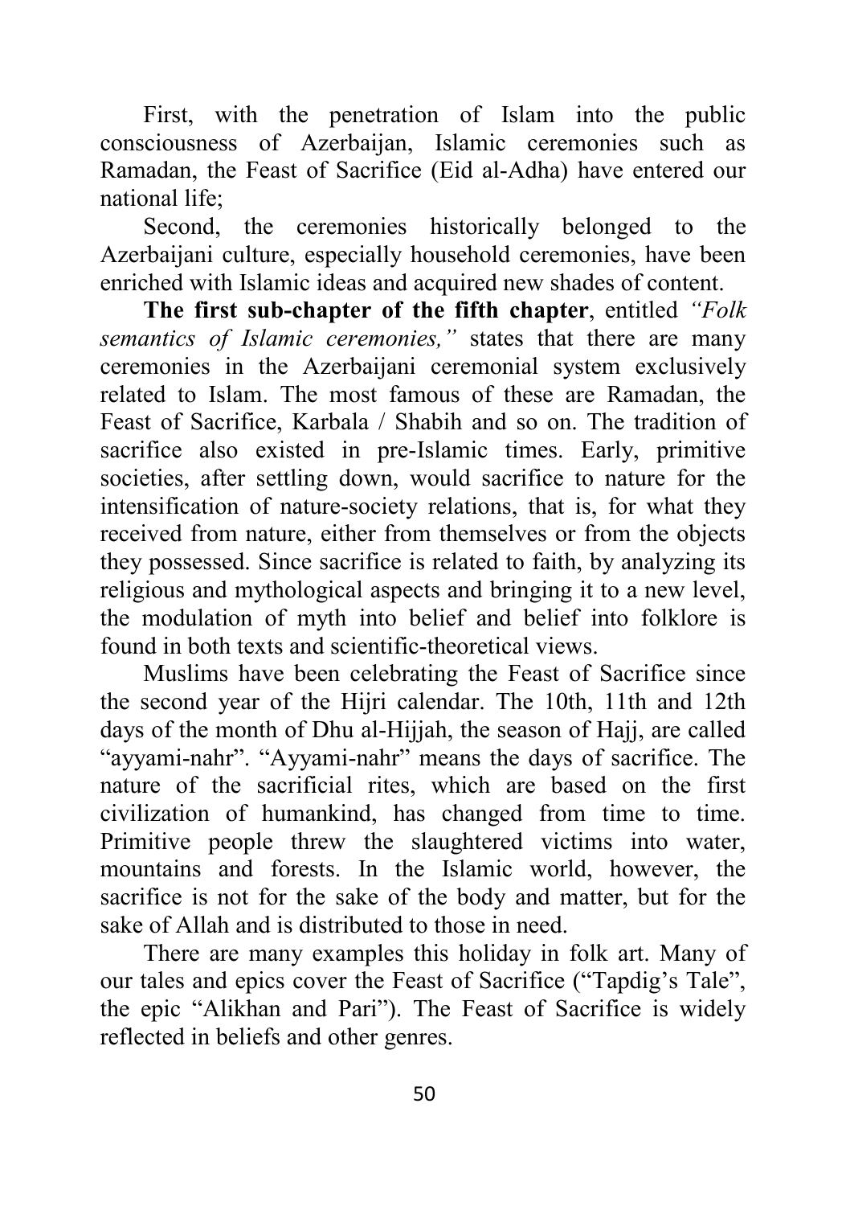First, with the penetration of Islam into the public consciousness of Azerbaijan, Islamic ceremonies such as Ramadan, the Feast of Sacrifice (Eid al-Adha) have entered our national life;

Second, the ceremonies historically belonged to the Azerbaijani culture, especially household ceremonies, have been enriched with Islamic ideas and acquired new shades of content.

**The first sub-chapter of the fifth chapter**, entitled *"Folk semantics of Islamic ceremonies,"* states that there are many ceremonies in the Azerbaijani ceremonial system exclusively related to Islam. The most famous of these are Ramadan, the Feast of Sacrifice, Karbala / Shabih and so on. The tradition of sacrifice also existed in pre-Islamic times. Early, primitive societies, after settling down, would sacrifice to nature for the intensification of nature-society relations, that is, for what they received from nature, either from themselves or from the objects they possessed. Since sacrifice is related to faith, by analyzing its religious and mythological aspects and bringing it to a new level, the modulation of myth into belief and belief into folklore is found in both texts and scientific-theoretical views.

Muslims have been celebrating the Feast of Sacrifice since the second year of the Hijri calendar. The 10th, 11th and 12th days of the month of Dhu al-Hijjah, the season of Hajj, are called "ayyami-nahr". "Ayyami-nahr" means the days of sacrifice. The nature of the sacrificial rites, which are based on the first civilization of humankind, has changed from time to time. Primitive people threw the slaughtered victims into water, mountains and forests. In the Islamic world, however, the sacrifice is not for the sake of the body and matter, but for the sake of Allah and is distributed to those in need.

There are many examples this holiday in folk art. Many of our tales and epics cover the Feast of Sacrifice ("Tapdig's Tale", the epic "Alikhan and Pari"). The Feast of Sacrifice is widely reflected in beliefs and other genres.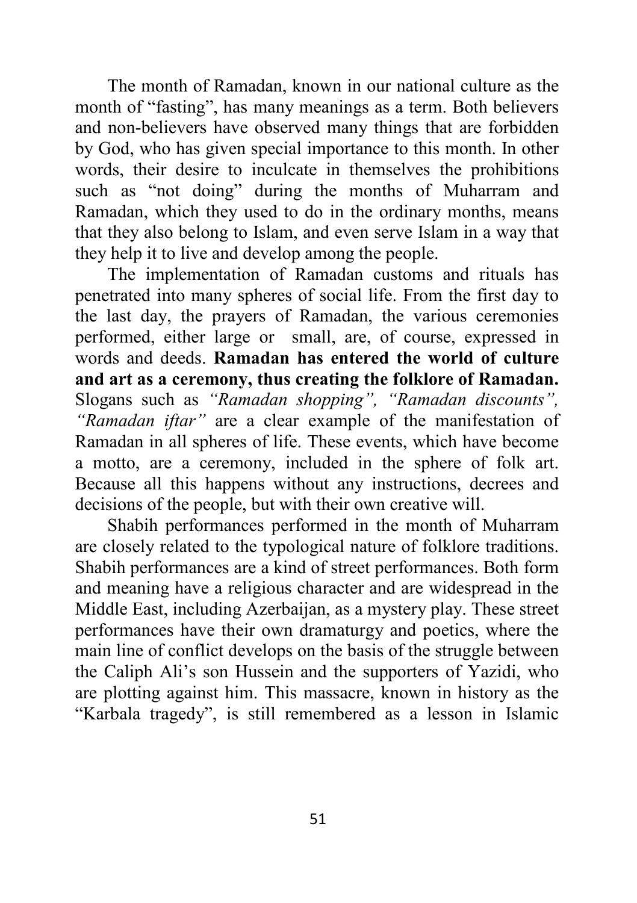The month of Ramadan, known in our national culture as the month of "fasting", has many meanings as a term. Both believers and non-believers have observed many things that are forbidden by God, who has given special importance to this month. In other words, their desire to inculcate in themselves the prohibitions such as "not doing" during the months of Muharram and Ramadan, which they used to do in the ordinary months, means that they also belong to Islam, and even serve Islam in a way that they help it to live and develop among the people.

The implementation of Ramadan customs and rituals has penetrated into many spheres of social life. From the first day to the last day, the prayers of Ramadan, the various ceremonies performed, either large or small, are, of course, expressed in words and deeds. **Ramadan has entered the world of culture and art as a ceremony, thus creating the folklore of Ramadan.** Slogans such as *"Ramadan shopping", "Ramadan discounts", "Ramadan iftar"* are a clear example of the manifestation of Ramadan in all spheres of life. These events, which have become a motto, are a ceremony, included in the sphere of folk art. Because all this happens without any instructions, decrees and decisions of the people, but with their own creative will.

Shabih performances performed in the month of Muharram are closely related to the typological nature of folklore traditions. Shabih performances are a kind of street performances. Both form and meaning have a religious character and are widespread in the Middle East, including Azerbaijan, as a mystery play. These street performances have their own dramaturgy and poetics, where the main line of conflict develops on the basis of the struggle between the Caliph Ali's son Hussein and the supporters of Yazidi, who are plotting against him. This massacre, known in history as the "Karbala tragedy", is still remembered as a lesson in Islamic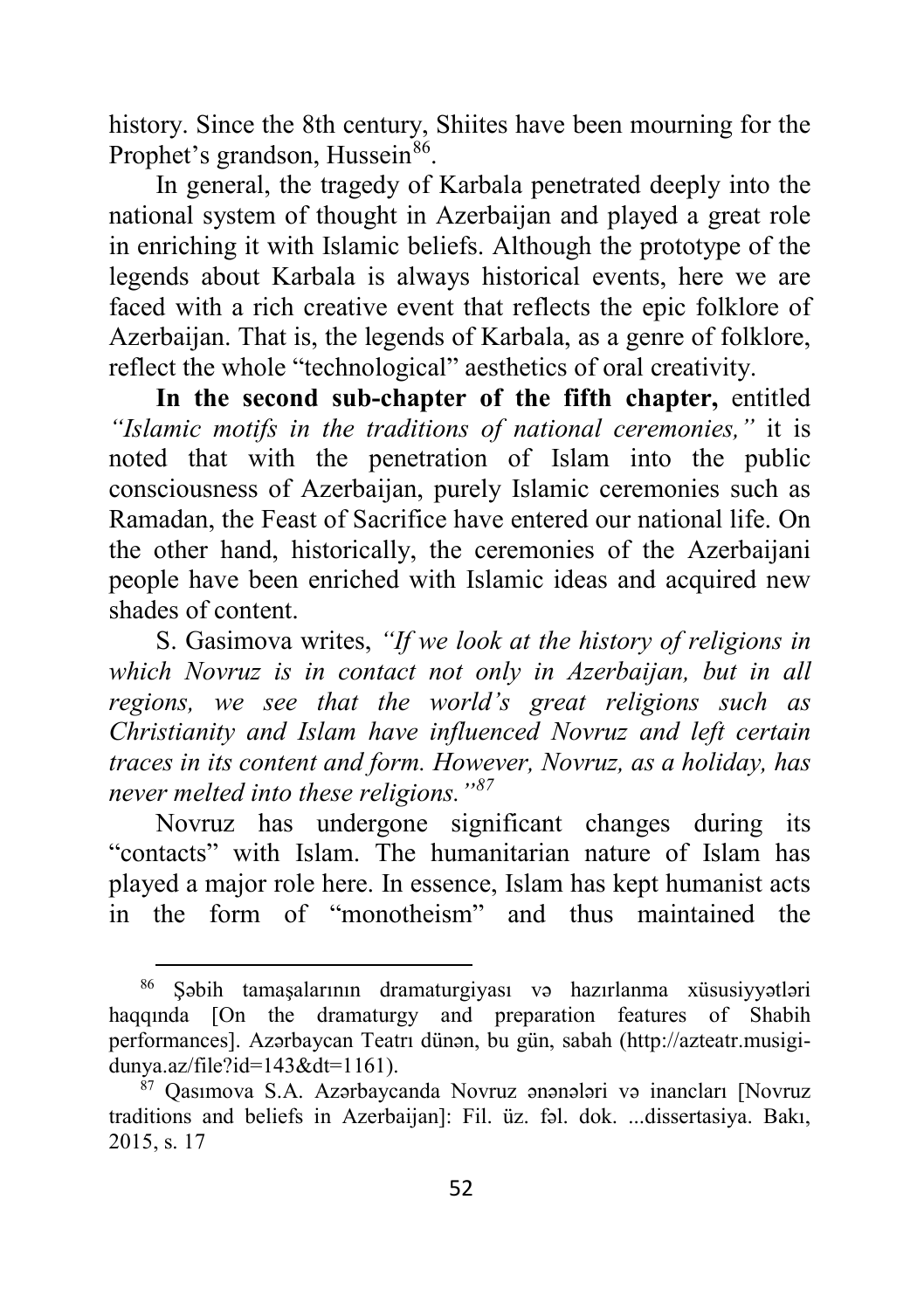history. Since the 8th century, Shiites have been mourning for the Prophet's grandson, Hussein[86].

In general, the tragedy of Karbala penetrated deeply into the national system of thought in Azerbaijan and played a great role in enriching it with Islamic beliefs. Although the prototype of the legends about Karbala is always historical events, here we are faced with a rich creative event that reflects the epic folklore of Azerbaijan. That is, the legends of Karbala, as a genre of folklore, reflect the whole "technological" aesthetics of oral creativity.

**In the second sub-chapter of the fifth chapter,** entitled *"Islamic motifs in the traditions of national ceremonies,"* it is noted that with the penetration of Islam into the public consciousness of Azerbaijan, purely Islamic ceremonies such as Ramadan, the Feast of Sacrifice have entered our national life. On the other hand, historically, the ceremonies of the Azerbaijani people have been enriched with Islamic ideas and acquired new shades of content.

S. Gasimova writes, *"If we look at the history of religions in which Novruz is in contact not only in Azerbaijan, but in all regions, we see that the world's great religions such as Christianity and Islam have influenced Novruz and left certain traces in its content and form. However, Novruz, as a holiday, has never melted into these religions."*[87]

Novruz has undergone significant changes during its "contacts" with Islam. The humanitarian nature of Islam has played a major role here. In essence, Islam has kept humanist acts in the form of "monotheism" and thus maintained the

---

[86] Şəbih tamaşalarının dramaturgiyası və hazırlanma xüsusiyyətləri haqqında [On the dramaturgy and preparation features of Shabih performances]. Azərbaycan Teatrı dünən, bu gün, sabah (http://azteatr.musigi-dunya.az/file?id=143&dt=1161).

[87] Qasımova S.A. Azərbaycanda Novruz ənənələri və inancları [Novruz traditions and beliefs in Azerbaijan]: Fil. üz. fəl. dok. ...dissertasiya. Bakı, 2015, s. 17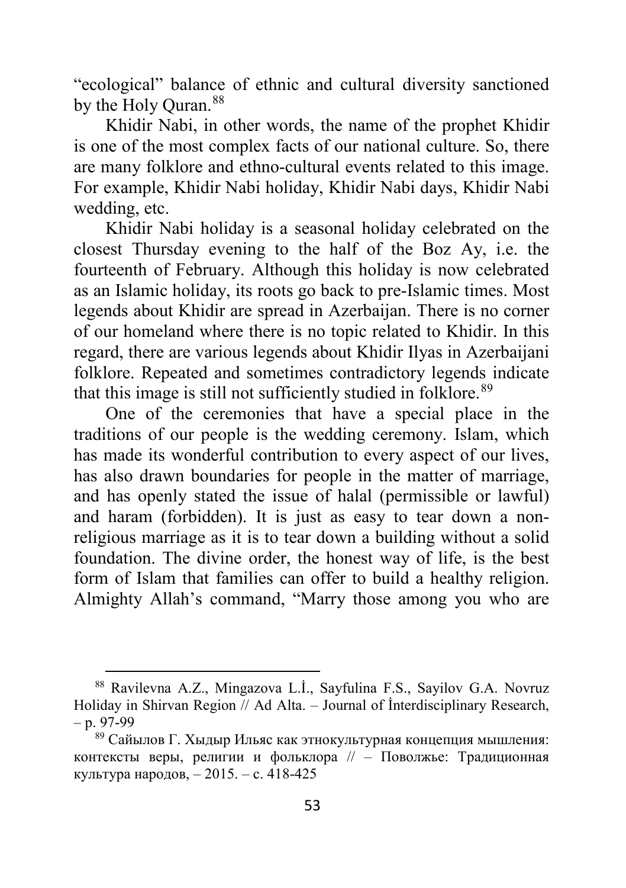"ecological" balance of ethnic and cultural diversity sanctioned by the Holy Quran.[88]

Khidir Nabi, in other words, the name of the prophet Khidir is one of the most complex facts of our national culture. So, there are many folklore and ethno-cultural events related to this image. For example, Khidir Nabi holiday, Khidir Nabi days, Khidir Nabi wedding, etc.

Khidir Nabi holiday is a seasonal holiday celebrated on the closest Thursday evening to the half of the Boz Ay, i.e. the fourteenth of February. Although this holiday is now celebrated as an Islamic holiday, its roots go back to pre-Islamic times. Most legends about Khidir are spread in Azerbaijan. There is no corner of our homeland where there is no topic related to Khidir. In this regard, there are various legends about Khidir Ilyas in Azerbaijani folklore. Repeated and sometimes contradictory legends indicate that this image is still not sufficiently studied in folklore.[89]

One of the ceremonies that have a special place in the traditions of our people is the wedding ceremony. Islam, which has made its wonderful contribution to every aspect of our lives, has also drawn boundaries for people in the matter of marriage, and has openly stated the issue of halal (permissible or lawful) and haram (forbidden). It is just as easy to tear down a non-religious marriage as it is to tear down a building without a solid foundation. The divine order, the honest way of life, is the best form of Islam that families can offer to build a healthy religion. Almighty Allah's command, "Marry those among you who are

---

[88] Ravilevna A.Z., Mingazova L.İ., Sayfulina F.S., Sayilov G.A. Novruz Holiday in Shirvan Region // Ad Alta. – Journal of İnterdisciplinary Research, – p. 97-99

[89] Сайылов Г. Хыдыр Ильяс как этнокультурная концепция мышления: контексты веры, религии и фольклора // – Поволжье: Традиционная культура народов, – 2015. – с. 418-425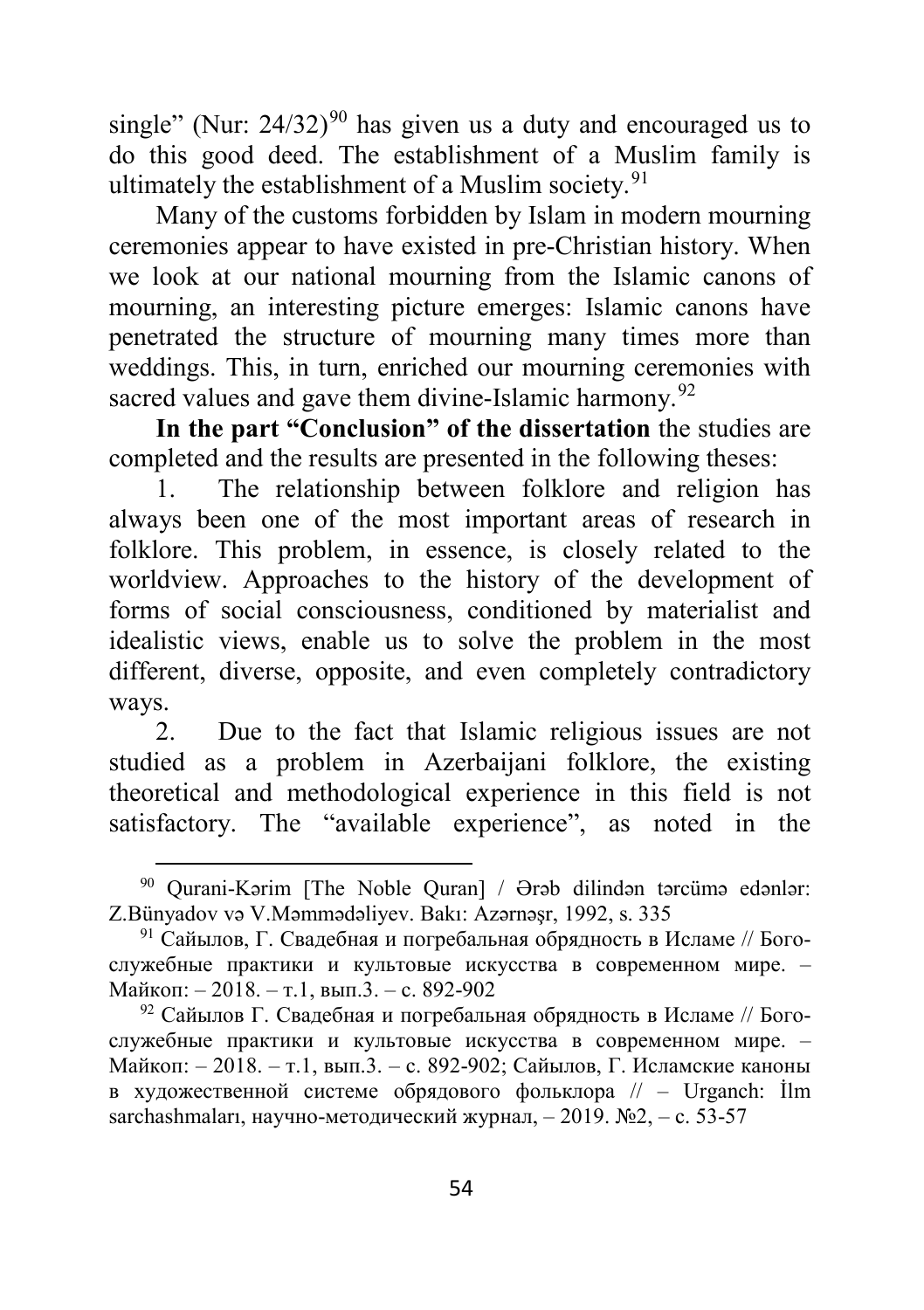single" (Nur: 24/32)[90] has given us a duty and encouraged us to do this good deed. The establishment of a Muslim family is ultimately the establishment of a Muslim society.[91]

Many of the customs forbidden by Islam in modern mourning ceremonies appear to have existed in pre-Christian history. When we look at our national mourning from the Islamic canons of mourning, an interesting picture emerges: Islamic canons have penetrated the structure of mourning many times more than weddings. This, in turn, enriched our mourning ceremonies with sacred values and gave them divine-Islamic harmony.[92]

**In the part "Conclusion" of the dissertation** the studies are completed and the results are presented in the following theses:

1. The relationship between folklore and religion has always been one of the most important areas of research in folklore. This problem, in essence, is closely related to the worldview. Approaches to the history of the development of forms of social consciousness, conditioned by materialist and idealistic views, enable us to solve the problem in the most different, diverse, opposite, and even completely contradictory ways.
2. Due to the fact that Islamic religious issues are not studied as a problem in Azerbaijani folklore, the existing theoretical and methodological experience in this field is not satisfactory. The "available experience", as noted in the

---

[90] Qurani-Kərim [The Noble Quran] / Ərəb dilindən tərcümə edənlər: Z.Bünyadov və V.Məmmədəliyev. Bakı: Azərnəşr, 1992, s. 335

[91] Сайылов, Г. Свадебная и погребальная обрядность в Исламе // Богослужебные практики и культовые искусства в современном мире. – Майкоп: – 2018. – т.1, вып.3. – с. 892-902

[92] Сайылов Г. Свадебная и погребальная обрядность в Исламе // Богослужебные практики и культовые искусства в современном мире. – Майкоп: – 2018. – т.1, вып.3. – с. 892-902; Сайылов, Г. Исламские каноны в художественной системе обрядового фольклора // – Urganch: İlm sarchashmaları, научно-методический журнал, – 2019. №2, – с. 53-57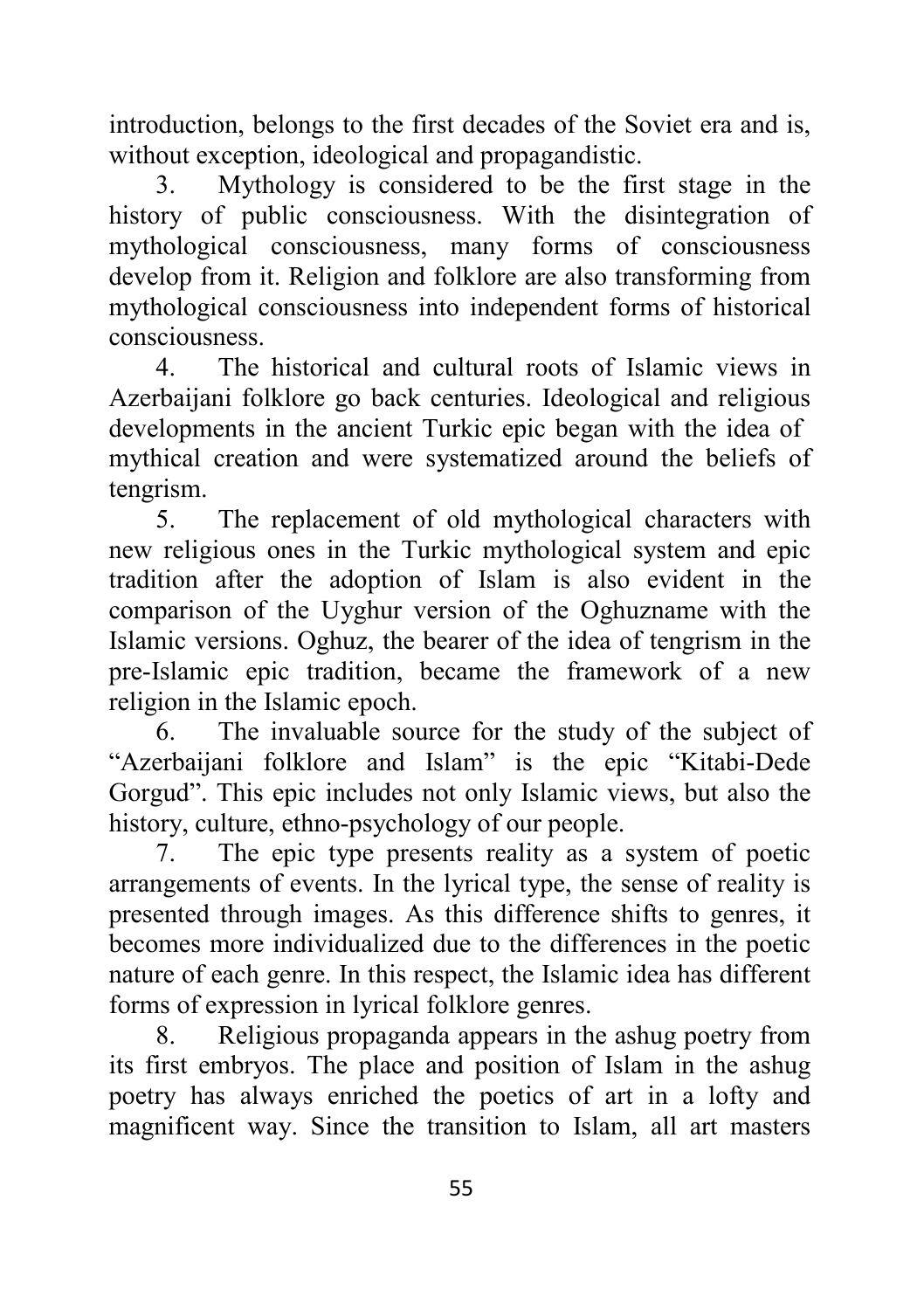introduction, belongs to the first decades of the Soviet era and is, without exception, ideological and propagandistic.

3. Mythology is considered to be the first stage in the history of public consciousness. With the disintegration of mythological consciousness, many forms of consciousness develop from it. Religion and folklore are also transforming from mythological consciousness into independent forms of historical consciousness.

4. The historical and cultural roots of Islamic views in Azerbaijani folklore go back centuries. Ideological and religious developments in the ancient Turkic epic began with the idea of mythical creation and were systematized around the beliefs of tengrism.

5. The replacement of old mythological characters with new religious ones in the Turkic mythological system and epic tradition after the adoption of Islam is also evident in the comparison of the Uyghur version of the Oghuzname with the Islamic versions. Oghuz, the bearer of the idea of tengrism in the pre-Islamic epic tradition, became the framework of a new religion in the Islamic epoch.

6. The invaluable source for the study of the subject of "Azerbaijani folklore and Islam" is the epic "Kitabi-Dede Gorgud". This epic includes not only Islamic views, but also the history, culture, ethno-psychology of our people.

7. The epic type presents reality as a system of poetic arrangements of events. In the lyrical type, the sense of reality is presented through images. As this difference shifts to genres, it becomes more individualized due to the differences in the poetic nature of each genre. In this respect, the Islamic idea has different forms of expression in lyrical folklore genres.

8. Religious propaganda appears in the ashug poetry from its first embryos. The place and position of Islam in the ashug poetry has always enriched the poetics of art in a lofty and magnificent way. Since the transition to Islam, all art masters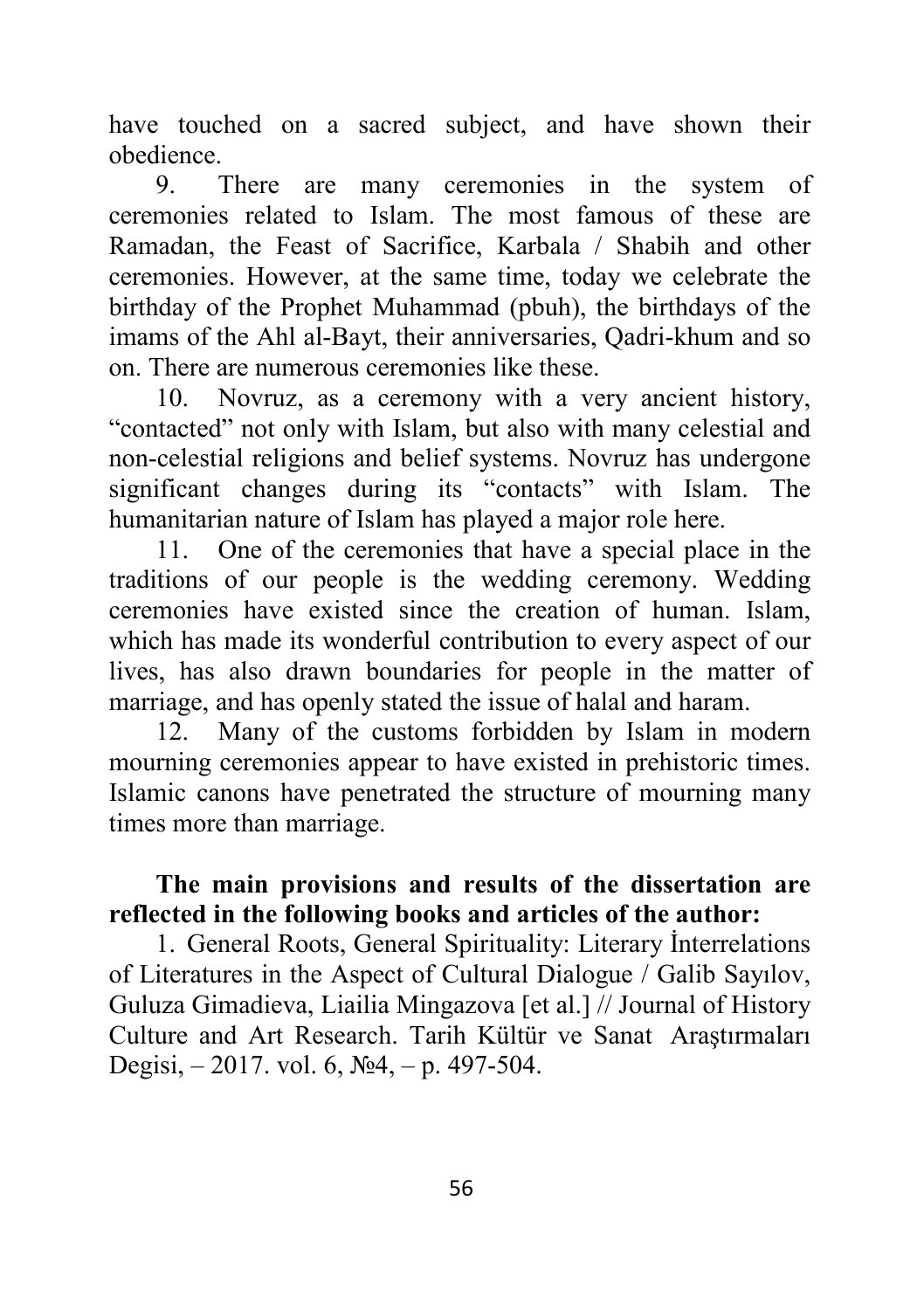have touched on a sacred subject, and have shown their obedience.

9. There are many ceremonies in the system of ceremonies related to Islam. The most famous of these are Ramadan, the Feast of Sacrifice, Karbala / Shabih and other ceremonies. However, at the same time, today we celebrate the birthday of the Prophet Muhammad (pbuh), the birthdays of the imams of the Ahl al-Bayt, their anniversaries, Qadri-khum and so on. There are numerous ceremonies like these.

10. Novruz, as a ceremony with a very ancient history, "contacted" not only with Islam, but also with many celestial and non-celestial religions and belief systems. Novruz has undergone significant changes during its "contacts" with Islam. The humanitarian nature of Islam has played a major role here.

11. One of the ceremonies that have a special place in the traditions of our people is the wedding ceremony. Wedding ceremonies have existed since the creation of human. Islam, which has made its wonderful contribution to every aspect of our lives, has also drawn boundaries for people in the matter of marriage, and has openly stated the issue of halal and haram.

12. Many of the customs forbidden by Islam in modern mourning ceremonies appear to have existed in prehistoric times. Islamic canons have penetrated the structure of mourning many times more than marriage.

**The main provisions and results of the dissertation are reflected in the following books and articles of the author:**

1. General Roots, General Spirituality: Literary İnterrelations of Literatures in the Aspect of Cultural Dialogue / Galib Sayılov, Guluza Gimadieva, Liailia Mingazova [et al.] // Journal of History Culture and Art Research. Tarih Kültür ve Sanat Araştırmaları Degisi, – 2017. vol. 6, №4, – p. 497-504.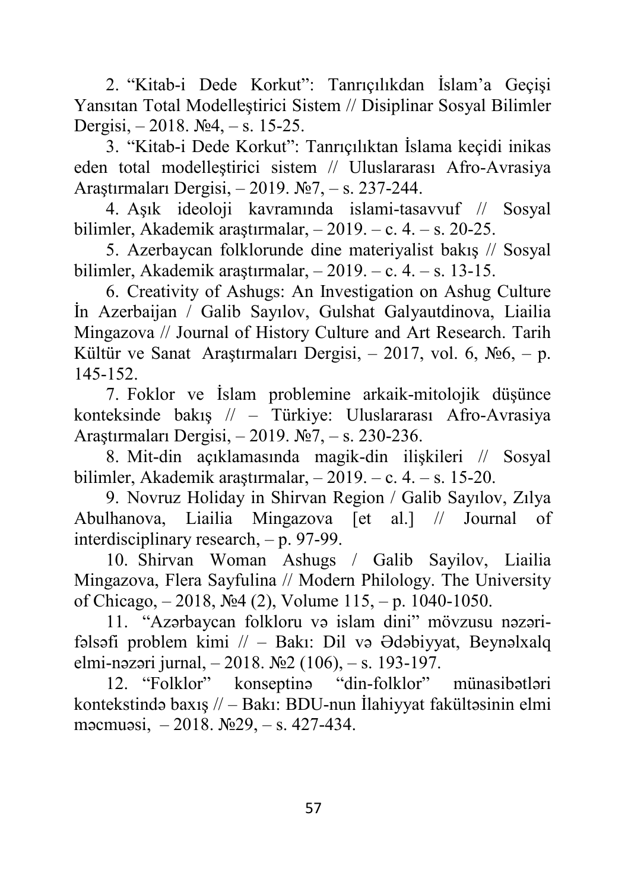2. "Kitab-i Dede Korkut": Tanrıçılıkdan İslam'a Geçişi Yansıtan Total Modelleştirici Sistem // Disiplinar Sosyal Bilimler Dergisi, – 2018. №4, – s. 15-25.

3. "Kitab-i Dede Korkut": Tanrıçılıktan İslama keçidi inikas eden total modelleştirici sistem // Uluslararası Afro-Avrasiya Araştırmaları Dergisi, – 2019. №7, – s. 237-244.

4. Aşık ideoloji kavramında islami-tasavvuf // Sosyal bilimler, Akademik araştırmalar, – 2019. – c. 4. – s. 20-25.

5. Azerbaycan folklorunde dine materiyalist bakış // Sosyal bilimler, Akademik araştırmalar, – 2019. – c. 4. – s. 13-15.

6. Creativity of Ashugs: An Investigation on Ashug Culture İn Azerbaijan / Galib Sayılov, Gulshat Galyautdinova, Liailia Mingazova // Journal of History Culture and Art Research. Tarih Kültür ve Sanat Araştırmaları Dergisi, – 2017, vol. 6, №6, – p. 145-152.

7. Foklor ve İslam problemine arkaik-mitolojik düşünce konteksinde bakış // – Türkiye: Uluslararası Afro-Avrasiya Araştırmaları Dergisi, – 2019. №7, – s. 230-236.

8. Mit-din açıklamasında magik-din ilişkileri // Sosyal bilimler, Akademik araştırmalar, – 2019. – c. 4. – s. 15-20.

9. Novruz Holiday in Shirvan Region / Galib Sayılov, Zılya Abulhanova, Liailia Mingazova [et al.] // Journal of interdisciplinary research, – p. 97-99.

10. Shirvan Woman Ashugs / Galib Sayilov, Liailia Mingazova, Flera Sayfulina // Modern Philology. The University of Chicago, – 2018, №4 (2), Volume 115, – p. 1040-1050.

11. "Azərbaycan folkloru və islam dini" mövzusu nəzəri-fəlsəfi problem kimi // – Bakı: Dil və Ədəbiyyat, Beynəlxalq elmi-nəzəri jurnal, – 2018. №2 (106), – s. 193-197.

12. "Folklor" konseptinə "din-folklor" münasibətləri kontekstində baxış // – Bakı: BDU-nun İlahiyyat fakültəsinin elmi məcmuəsi, – 2018. №29, – s. 427-434.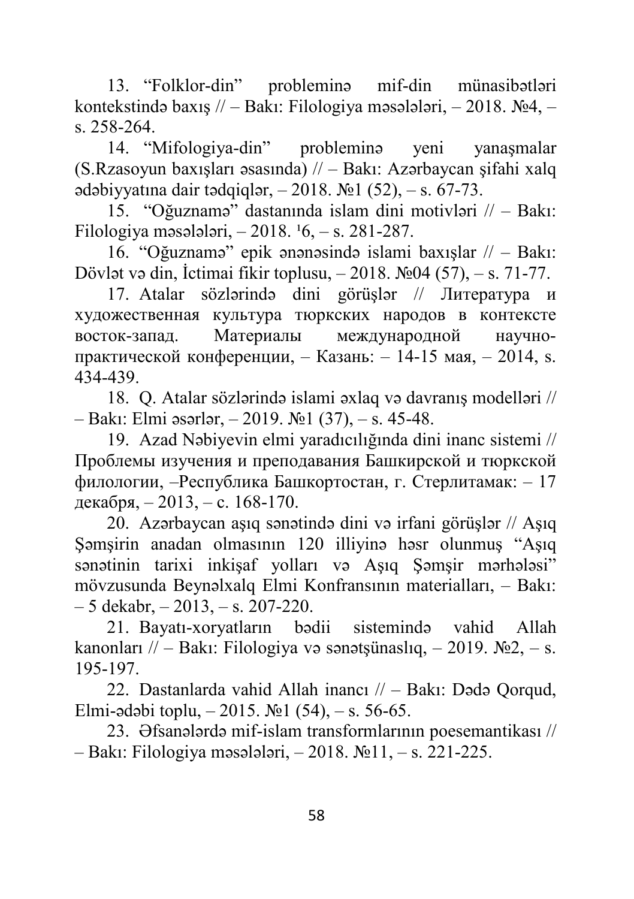13. "Folklor-din" probleminə mif-din münasibətləri kontekstində baxış // – Bakı: Filologiya məsələləri, – 2018. №4, – s. 258-264.

14. "Mifologiya-din" probleminə yeni yanaşmalar (S.Rzasoyun baxışları əsasında) // – Bakı: Azərbaycan şifahi xalq ədəbiyyatına dair tədqiqlər, – 2018. №1 (52), – s. 67-73.

15. "Oğuznamə" dastanında islam dini motivləri // – Bakı: Filologiya məsələləri, – 2018. ¹6, – s. 281-287.

16. "Oğuznamə" epik ənənəsində islami baxışlar // – Bakı: Dövlət və din, İctimai fikir toplusu, – 2018. №04 (57), – s. 71-77.

17. Atalar sözlərində dini görüşlər // Литература и художественная культура тюркских народов в контексте восток-запад. Материалы международной научно-практической конференции, – Казань: – 14-15 мая, – 2014, s. 434-439.

18. Q. Atalar sözlərində islami əxlaq və davranış modelləri // – Bakı: Elmi əsərlər, – 2019. №1 (37), – s. 45-48.

19. Azad Nəbiyevin elmi yaradıcılığında dini inanc sistemi // Проблемы изучения и преподавания Башкирской и тюркской филологии, –Республика Башкортостан, г. Стерлитамак: – 17 декабря, – 2013, – с. 168-170.

20. Azərbaycan aşıq sənətində dini və irfani görüşlər // Aşıq Şəmşirin anadan olmasının 120 illiyinə həsr olunmuş "Aşıq sənətinin tarixi inkişaf yolları və Aşıq Şəmşir mərhələsi" mövzusunda Beynəlxalq Elmi Konfransının materialları, – Bakı: – 5 dekabr, – 2013, – s. 207-220.

21. Bayatı-xoryatların bədii sistemində vahid Allah kanonları // – Bakı: Filologiya və sənətşünaslıq, – 2019. №2, – s. 195-197.

22. Dastanlarda vahid Allah inancı // – Bakı: Dədə Qorqud, Elmi-ədəbi toplu, – 2015. №1 (54), – s. 56-65.

23. Əfsanələrdə mif-islam transformlarının poesemantikası // – Bakı: Filologiya məsələləri, – 2018. №11, – s. 221-225.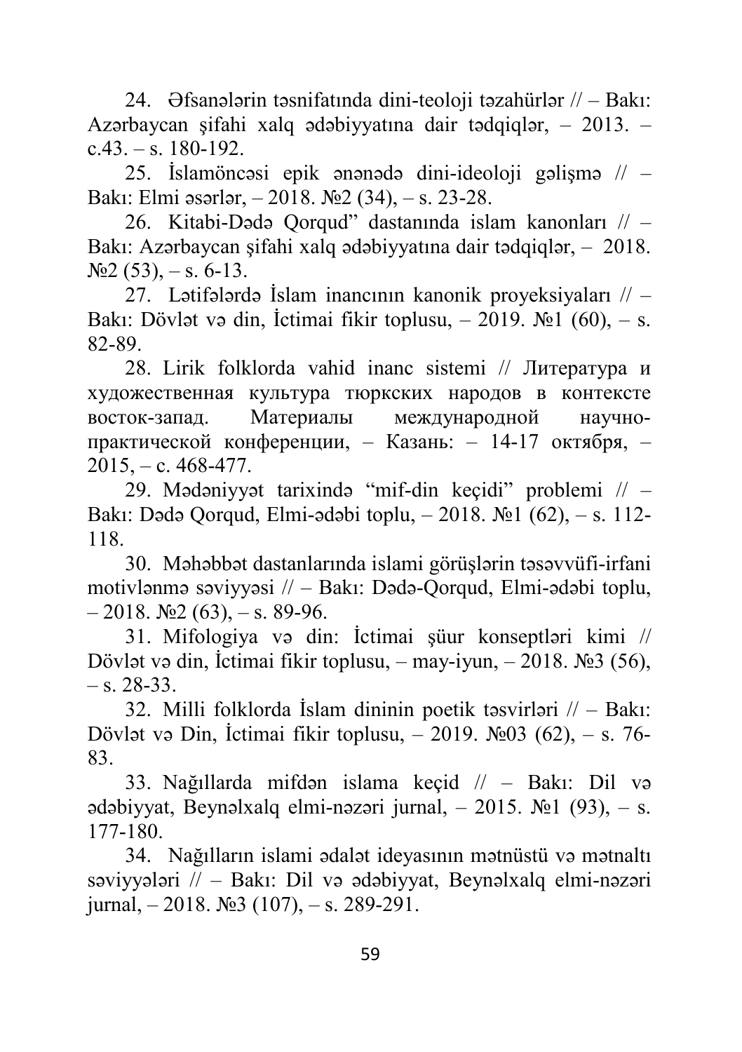24. Əfsanələrin təsnifatında dini-teoloji təzahürlər // – Bakı: Azərbaycan şifahi xalq ədəbiyyatına dair tədqiqlər, – 2013. – c.43. – s. 180-192.

25. İslamöncəsi epik ənənədə dini-ideoloji gəlişmə // – Bakı: Elmi əsərlər, – 2018. №2 (34), – s. 23-28.

26. Kitabi-Dədə Qorqud" dastanında islam kanonları // – Bakı: Azərbaycan şifahi xalq ədəbiyyatına dair tədqiqlər, – 2018. №2 (53), – s. 6-13.

27. Lətifələrdə İslam inancının kanonik proyeksiyaları // – Bakı: Dövlət və din, İctimai fikir toplusu, – 2019. №1 (60), – s. 82-89.

28. Lirik folklorda vahid inanc sistemi // Литература и художественная культура тюркских народов в контексте восток-запад. Материалы международной научно-практической конференции, – Казань: – 14-17 октября, – 2015, – с. 468-477.

29. Mədəniyyət tarixində "mif-din keçidi" problemi // – Bakı: Dədə Qorqud, Elmi-ədəbi toplu, – 2018. №1 (62), – s. 112-118.

30. Məhəbbət dastanlarında islami görüşlərin təsəvvüfi-irfani motivlənmə səviyyəsi // – Bakı: Dədə-Qorqud, Elmi-ədəbi toplu, – 2018. №2 (63), – s. 89-96.

31. Mifologiya və din: İctimai şüur konseptləri kimi // Dövlət və din, İctimai fikir toplusu, – may-iyun, – 2018. №3 (56), – s. 28-33.

32. Milli folklorda İslam dininin poetik təsvirləri // – Bakı: Dövlət və Din, İctimai fikir toplusu, – 2019. №03 (62), – s. 76-83.

33. Nağıllarda mifdən islama keçid // – Bakı: Dil və ədəbiyyat, Beynəlxalq elmi-nəzəri jurnal, – 2015. №1 (93), – s. 177-180.

34. Nağılların islami ədalət ideyasının mətnüstü və mətnaltı səviyyələri // – Bakı: Dil və ədəbiyyat, Beynəlxalq elmi-nəzəri jurnal, – 2018. №3 (107), – s. 289-291.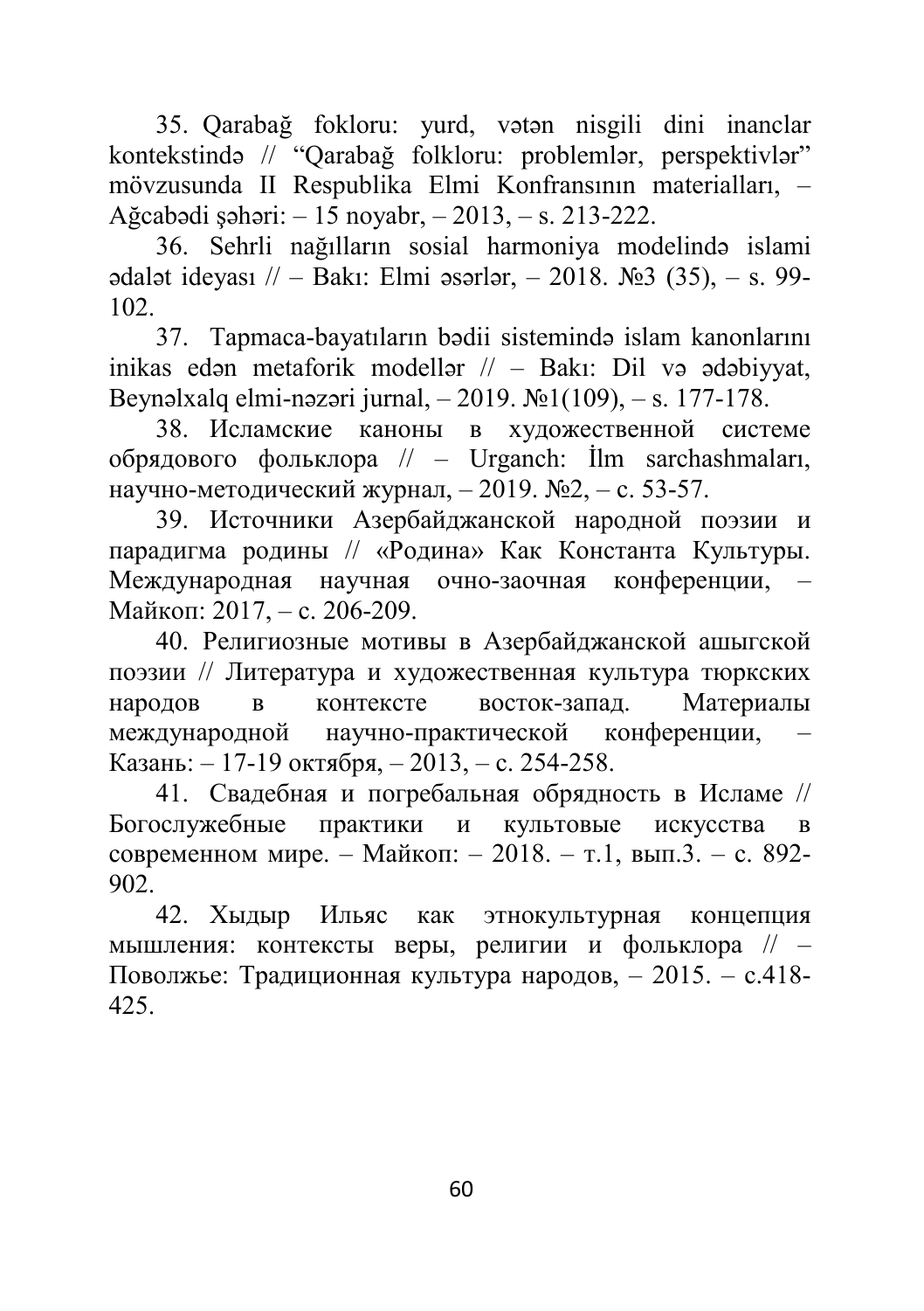35. Qarabağ fokloru: yurd, vətən nisgili dini inanclar kontekstində // "Qarabağ folkloru: problemlər, perspektivlər" mövzusunda II Respublika Elmi Konfransının materialları, – Ağcabədi şəhəri: – 15 noyabr, – 2013, – s. 213-222.

36. Sehrli nağılların sosial harmoniya modelində islami ədalət ideyası // – Bakı: Elmi əsərlər, – 2018. №3 (35), – s. 99-102.

37. Tapmaca-bayatıların bədii sistemində islam kanonlarını inikas edən metaforik modellər // – Bakı: Dil və ədəbiyyat, Beynəlxalq elmi-nəzəri jurnal, – 2019. №1(109), – s. 177-178.

38. Исламские каноны в художественной системе обрядового фольклора // – Urganch: İlm sarchashmaları, научно-методический журнал, – 2019. №2, – с. 53-57.

39. Источники Азербайджанской народной поэзии и парадигма родины // «Родина» Как Константа Культуры. Международная научная очно-заочная конференции, – Майкоп: 2017, – с. 206-209.

40. Религиозные мотивы в Азербайджанской ашыгской поэзии // Литература и художественная культура тюркских народов в контексте восток-запад. Материалы международной научно-практической конференции, – Казань: – 17-19 октября, – 2013, – с. 254-258.

41. Свадебная и погребальная обрядность в Исламе // Богослужебные практики и культовые искусства в современном мире. – Майкоп: – 2018. – т.1, вып.3. – с. 892-902.

42. Хыдыр Ильяс как этнокультурная концепция мышления: контексты веры, религии и фольклора // – Поволжье: Традиционная культура народов, – 2015. – с.418-425.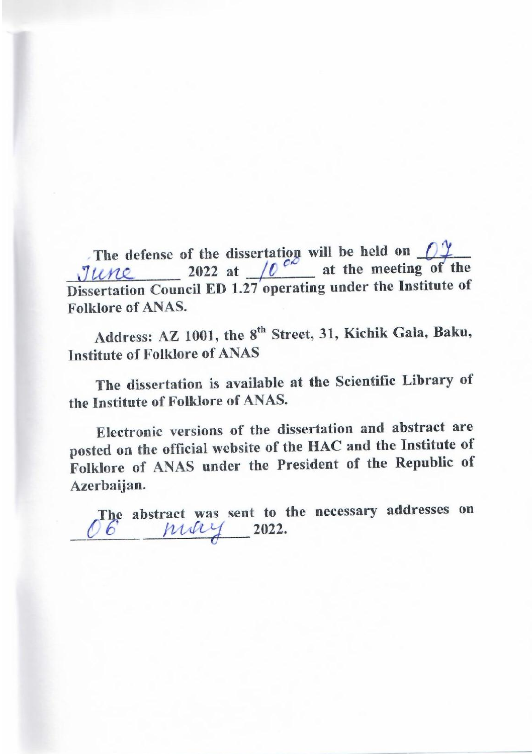The defense of the dissertation will be held on 07 June 2022 at 10[00] at the meeting of the Dissertation Council ED 1.27 operating under the Institute of Folklore of ANAS.

Address: AZ 1001, the 8[th] Street, 31, Kichik Gala, Baku, Institute of Folklore of ANAS

The dissertation is available at the Scientific Library of the Institute of Folklore of ANAS.

Electronic versions of the dissertation and abstract are posted on the official website of the HAC and the Institute of Folklore of ANAS under the President of the Republic of Azerbaijan.

The abstract was sent to the necessary addresses on 06 may 2022.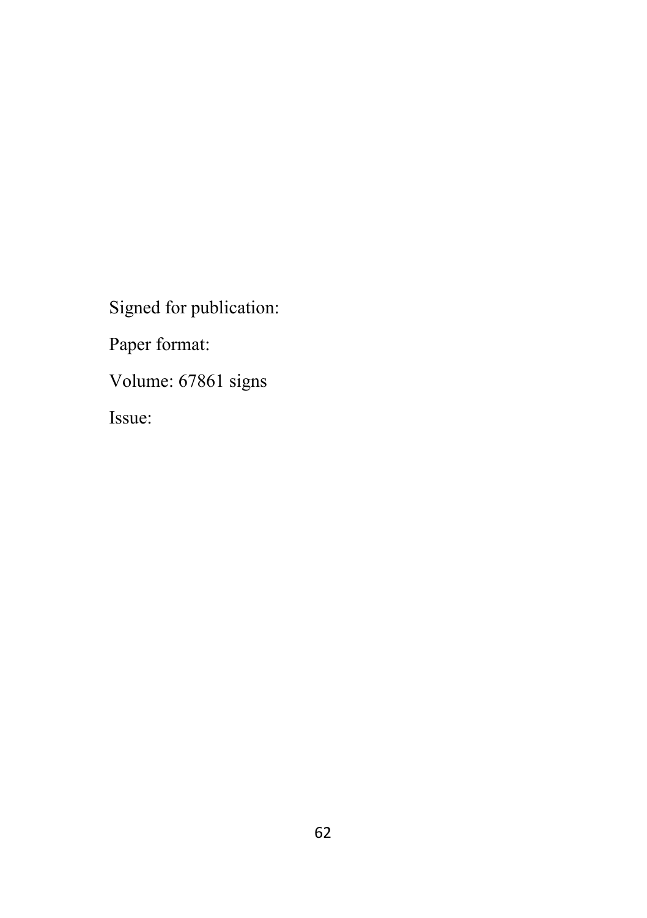Signed for publication:

Paper format:

Volume: 67861 signs

Issue: